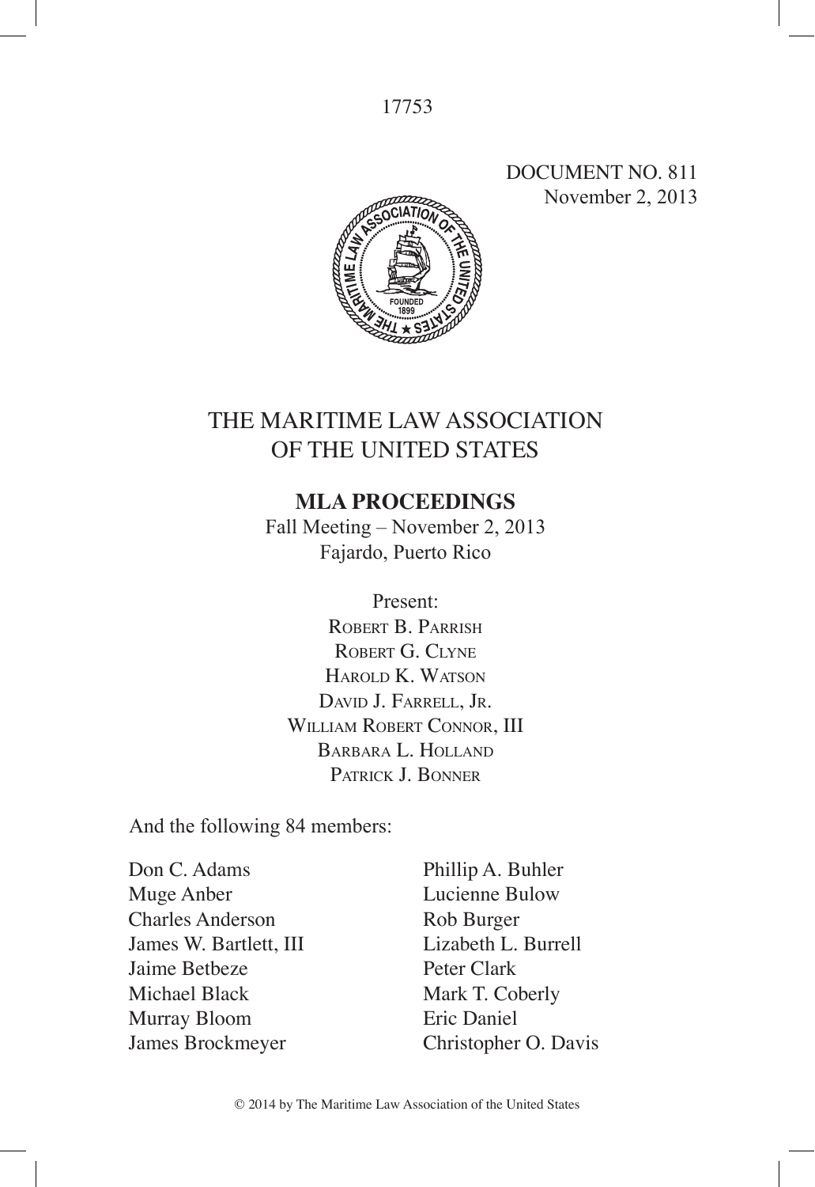17753

DOCUMENT NO. 811
November 2, 2013

# THE MARITIME LAW ASSOCIATION OF THE UNITED STATES

## MLA PROCEEDINGS

Fall Meeting – November 2, 2013
Fajardo, Puerto Rico

Present:
Robert B. Parrish
Robert G. Clyne
Harold K. Watson
David J. Farrell, Jr.
William Robert Connor, III
Barbara L. Holland
Patrick J. Bonner

And the following 84 members:

Don C. Adams
Muge Anber
Charles Anderson
James W. Bartlett, III
Jaime Betbeze
Michael Black
Murray Bloom
James Brockmeyer
Phillip A. Buhler
Lucienne Bulow
Rob Burger
Lizabeth L. Burrell
Peter Clark
Mark T. Coberly
Eric Daniel
Christopher O. Davis

© 2014 by The Maritime Law Association of the United States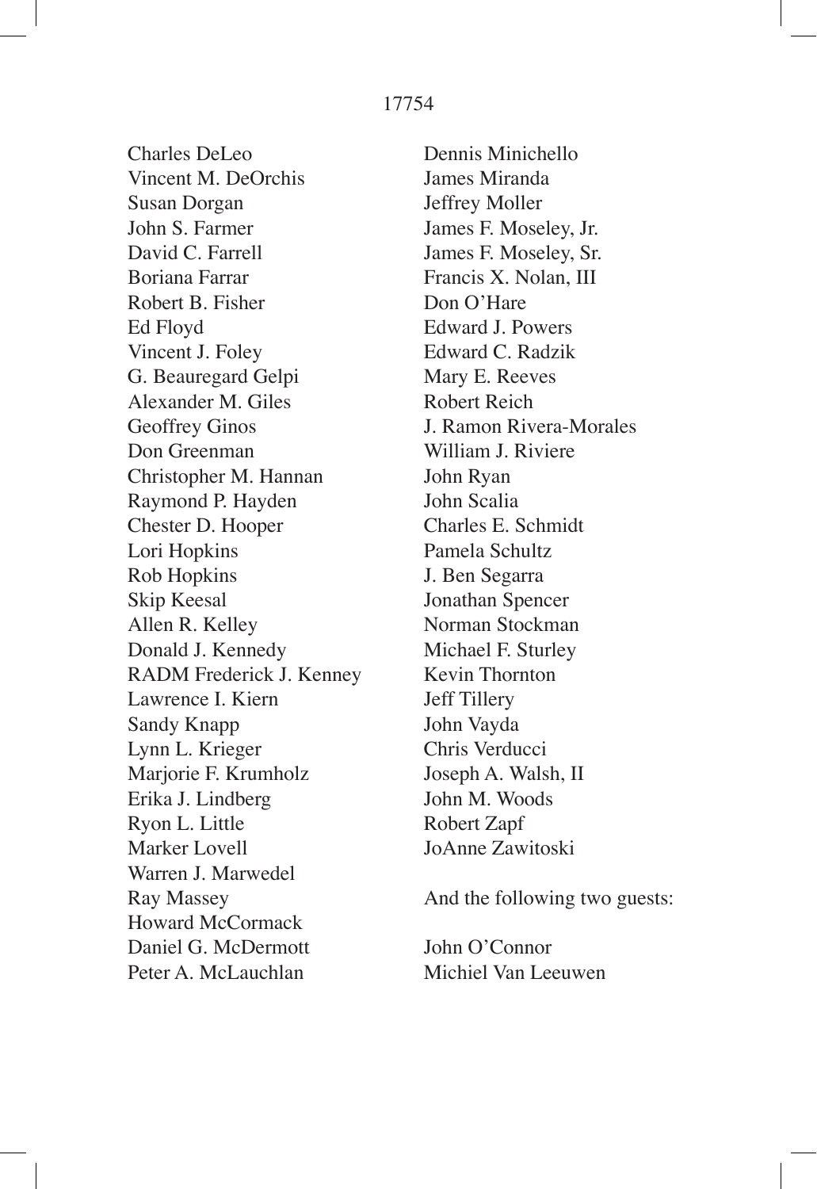Charles DeLeo
Vincent M. DeOrchis
Susan Dorgan
John S. Farmer
David C. Farrell
Boriana Farrar
Robert B. Fisher
Ed Floyd
Vincent J. Foley
G. Beauregard Gelpi
Alexander M. Giles
Geoffrey Ginos
Don Greenman
Christopher M. Hannan
Raymond P. Hayden
Chester D. Hooper
Lori Hopkins
Rob Hopkins
Skip Keesal
Allen R. Kelley
Donald J. Kennedy
RADM Frederick J. Kenney
Lawrence I. Kiern
Sandy Knapp
Lynn L. Krieger
Marjorie F. Krumholz
Erika J. Lindberg
Ryon L. Little
Marker Lovell
Warren J. Marwedel
Ray Massey
Howard McCormack
Daniel G. McDermott
Peter A. McLauchlan
Dennis Minichello
James Miranda
Jeffrey Moller
James F. Moseley, Jr.
James F. Moseley, Sr.
Francis X. Nolan, III
Don O'Hare
Edward J. Powers
Edward C. Radzik
Mary E. Reeves
Robert Reich
J. Ramon Rivera-Morales
William J. Riviere
John Ryan
John Scalia
Charles E. Schmidt
Pamela Schultz
J. Ben Segarra
Jonathan Spencer
Norman Stockman
Michael F. Sturley
Kevin Thornton
Jeff Tillery
John Vayda
Chris Verducci
Joseph A. Walsh, II
John M. Woods
Robert Zapf
JoAnne Zawitoski

And the following two guests:

John O'Connor
Michiel Van Leeuwen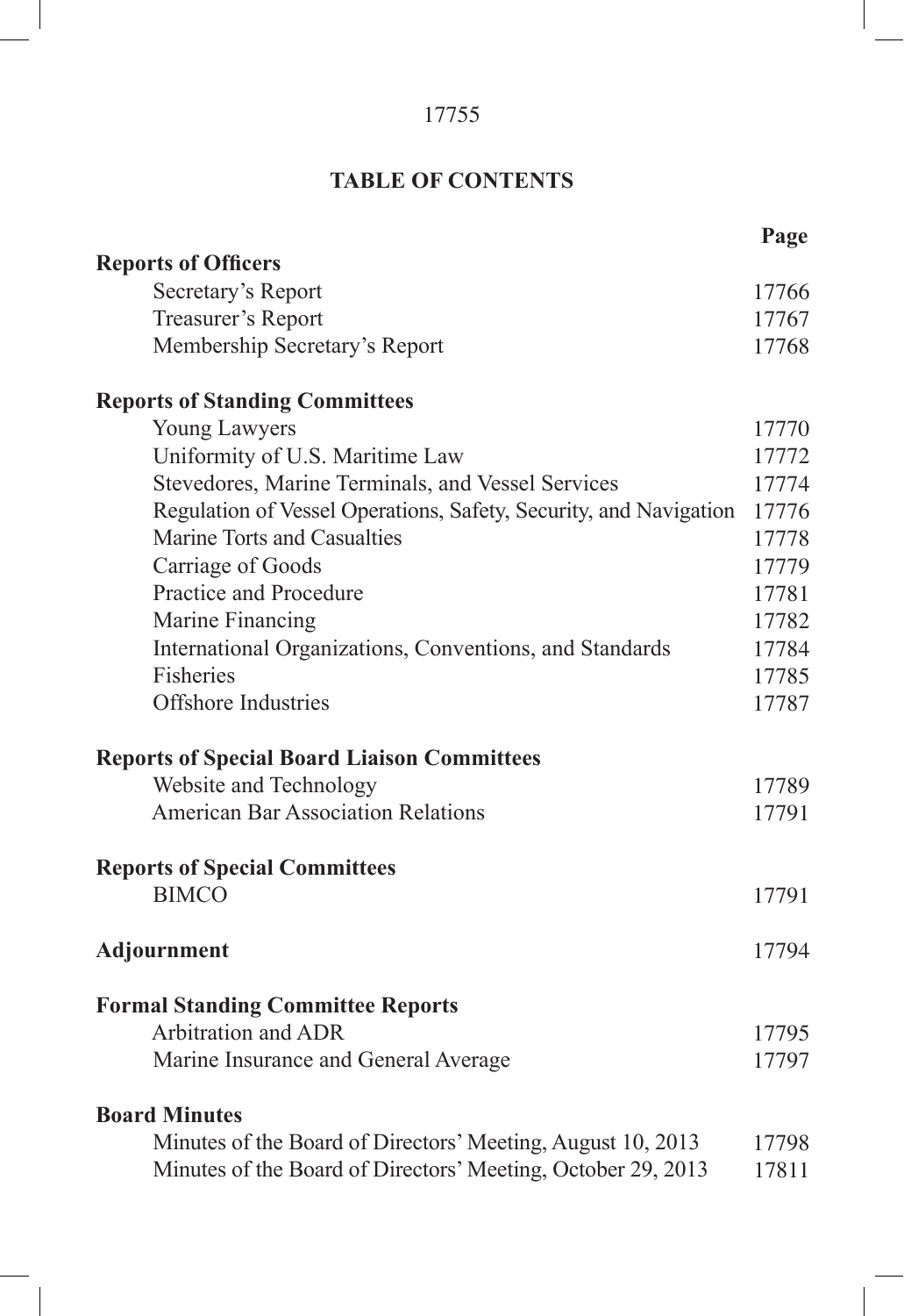## TABLE OF CONTENTS

| | Page |
|---|---|
| **Reports of Officers** | |
| Secretary's Report | 17766 |
| Treasurer's Report | 17767 |
| Membership Secretary's Report | 17768 |
| **Reports of Standing Committees** | |
| Young Lawyers | 17770 |
| Uniformity of U.S. Maritime Law | 17772 |
| Stevedores, Marine Terminals, and Vessel Services | 17774 |
| Regulation of Vessel Operations, Safety, Security, and Navigation | 17776 |
| Marine Torts and Casualties | 17778 |
| Carriage of Goods | 17779 |
| Practice and Procedure | 17781 |
| Marine Financing | 17782 |
| International Organizations, Conventions, and Standards | 17784 |
| Fisheries | 17785 |
| Offshore Industries | 17787 |
| **Reports of Special Board Liaison Committees** | |
| Website and Technology | 17789 |
| American Bar Association Relations | 17791 |
| **Reports of Special Committees** | |
| BIMCO | 17791 |
| **Adjournment** | 17794 |
| **Formal Standing Committee Reports** | |
| Arbitration and ADR | 17795 |
| Marine Insurance and General Average | 17797 |
| **Board Minutes** | |
| Minutes of the Board of Directors' Meeting, August 10, 2013 | 17798 |
| Minutes of the Board of Directors' Meeting, October 29, 2013 | 17811 |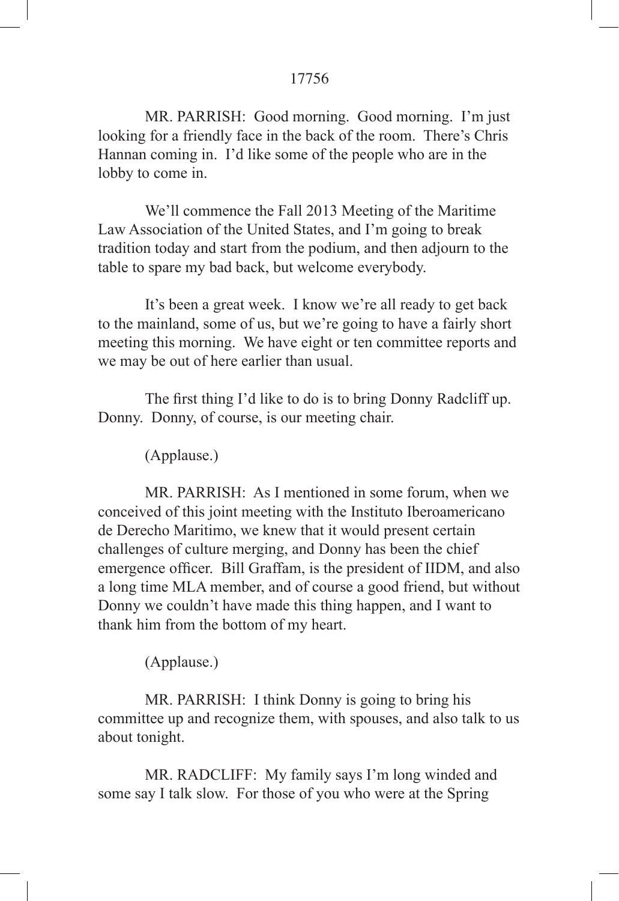MR. PARRISH: Good morning. Good morning. I'm just looking for a friendly face in the back of the room. There's Chris Hannan coming in. I'd like some of the people who are in the lobby to come in.

We'll commence the Fall 2013 Meeting of the Maritime Law Association of the United States, and I'm going to break tradition today and start from the podium, and then adjourn to the table to spare my bad back, but welcome everybody.

It's been a great week. I know we're all ready to get back to the mainland, some of us, but we're going to have a fairly short meeting this morning. We have eight or ten committee reports and we may be out of here earlier than usual.

The first thing I'd like to do is to bring Donny Radcliff up. Donny. Donny, of course, is our meeting chair.

(Applause.)

MR. PARRISH: As I mentioned in some forum, when we conceived of this joint meeting with the Instituto Iberoamericano de Derecho Maritimo, we knew that it would present certain challenges of culture merging, and Donny has been the chief emergence officer. Bill Graffam, is the president of IIDM, and also a long time MLA member, and of course a good friend, but without Donny we couldn't have made this thing happen, and I want to thank him from the bottom of my heart.

(Applause.)

MR. PARRISH: I think Donny is going to bring his committee up and recognize them, with spouses, and also talk to us about tonight.

MR. RADCLIFF: My family says I'm long winded and some say I talk slow. For those of you who were at the Spring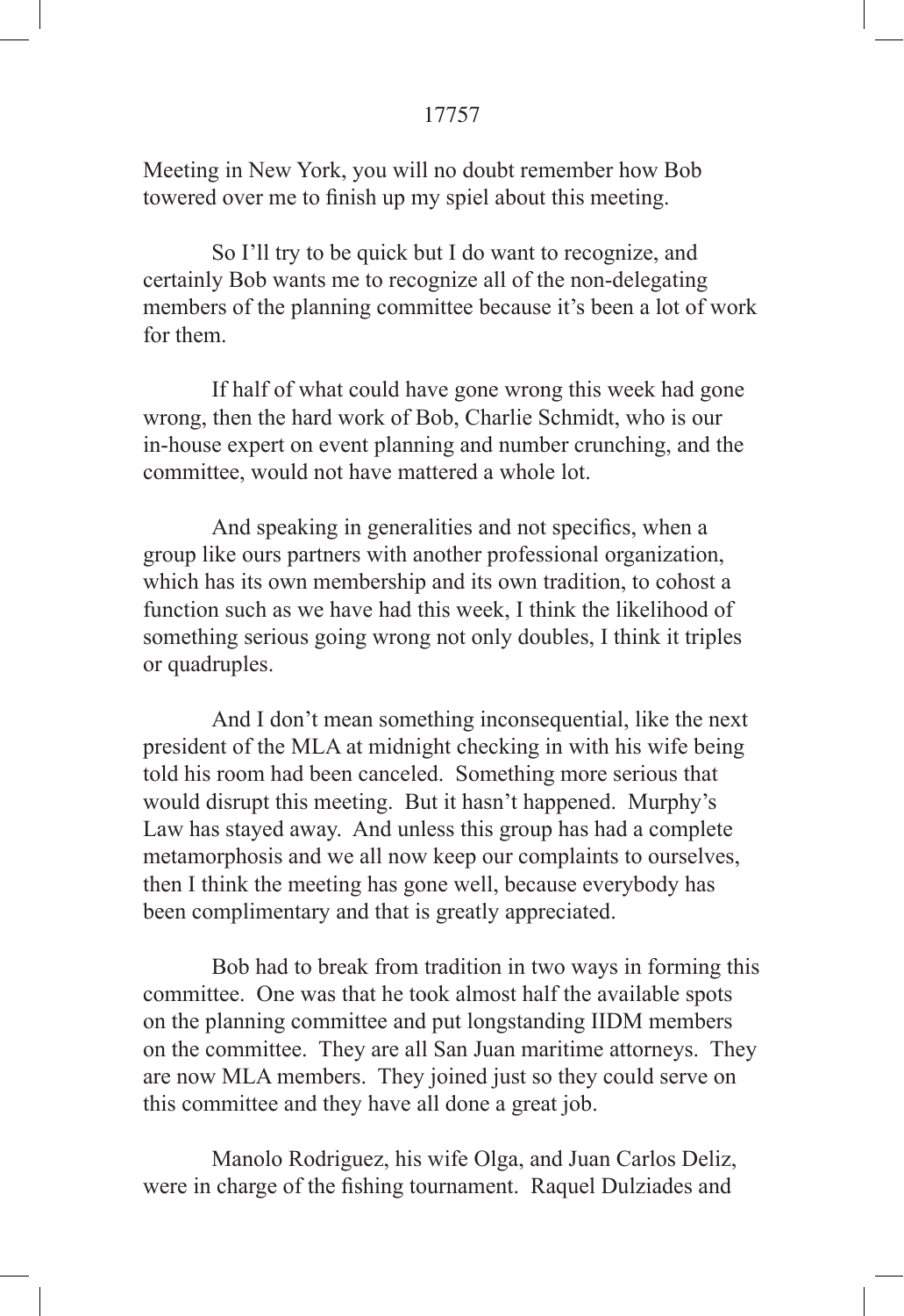Meeting in New York, you will no doubt remember how Bob towered over me to finish up my spiel about this meeting.

So I'll try to be quick but I do want to recognize, and certainly Bob wants me to recognize all of the non-delegating members of the planning committee because it's been a lot of work for them.

If half of what could have gone wrong this week had gone wrong, then the hard work of Bob, Charlie Schmidt, who is our in-house expert on event planning and number crunching, and the committee, would not have mattered a whole lot.

And speaking in generalities and not specifics, when a group like ours partners with another professional organization, which has its own membership and its own tradition, to cohost a function such as we have had this week, I think the likelihood of something serious going wrong not only doubles, I think it triples or quadruples.

And I don't mean something inconsequential, like the next president of the MLA at midnight checking in with his wife being told his room had been canceled. Something more serious that would disrupt this meeting. But it hasn't happened. Murphy's Law has stayed away. And unless this group has had a complete metamorphosis and we all now keep our complaints to ourselves, then I think the meeting has gone well, because everybody has been complimentary and that is greatly appreciated.

Bob had to break from tradition in two ways in forming this committee. One was that he took almost half the available spots on the planning committee and put longstanding IIDM members on the committee. They are all San Juan maritime attorneys. They are now MLA members. They joined just so they could serve on this committee and they have all done a great job.

Manolo Rodriguez, his wife Olga, and Juan Carlos Deliz, were in charge of the fishing tournament. Raquel Dulziades and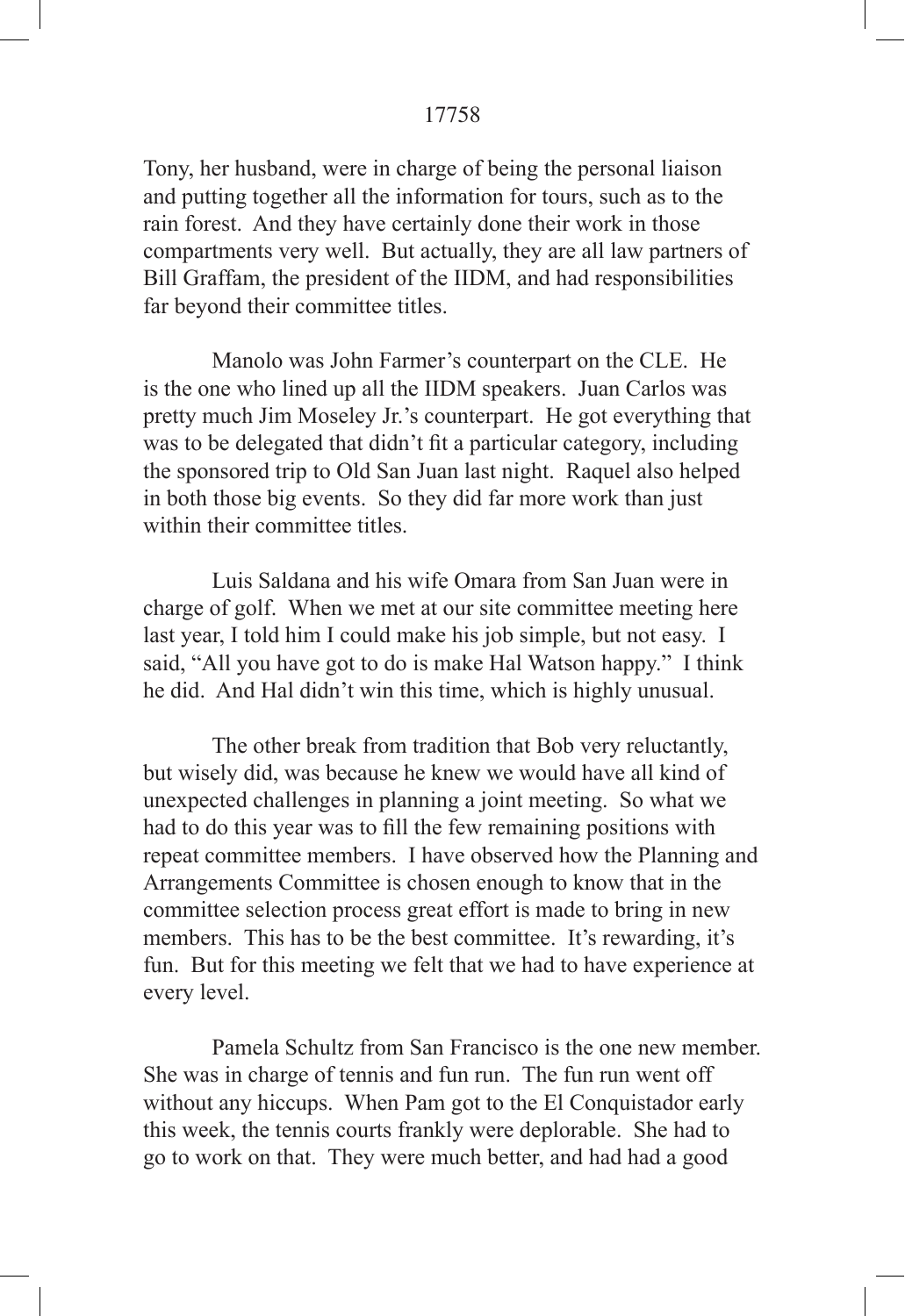Tony, her husband, were in charge of being the personal liaison and putting together all the information for tours, such as to the rain forest. And they have certainly done their work in those compartments very well. But actually, they are all law partners of Bill Graffam, the president of the IIDM, and had responsibilities far beyond their committee titles.

Manolo was John Farmer's counterpart on the CLE. He is the one who lined up all the IIDM speakers. Juan Carlos was pretty much Jim Moseley Jr.'s counterpart. He got everything that was to be delegated that didn't fit a particular category, including the sponsored trip to Old San Juan last night. Raquel also helped in both those big events. So they did far more work than just within their committee titles.

Luis Saldana and his wife Omara from San Juan were in charge of golf. When we met at our site committee meeting here last year, I told him I could make his job simple, but not easy. I said, "All you have got to do is make Hal Watson happy." I think he did. And Hal didn't win this time, which is highly unusual.

The other break from tradition that Bob very reluctantly, but wisely did, was because he knew we would have all kind of unexpected challenges in planning a joint meeting. So what we had to do this year was to fill the few remaining positions with repeat committee members. I have observed how the Planning and Arrangements Committee is chosen enough to know that in the committee selection process great effort is made to bring in new members. This has to be the best committee. It's rewarding, it's fun. But for this meeting we felt that we had to have experience at every level.

Pamela Schultz from San Francisco is the one new member. She was in charge of tennis and fun run. The fun run went off without any hiccups. When Pam got to the El Conquistador early this week, the tennis courts frankly were deplorable. She had to go to work on that. They were much better, and had had a good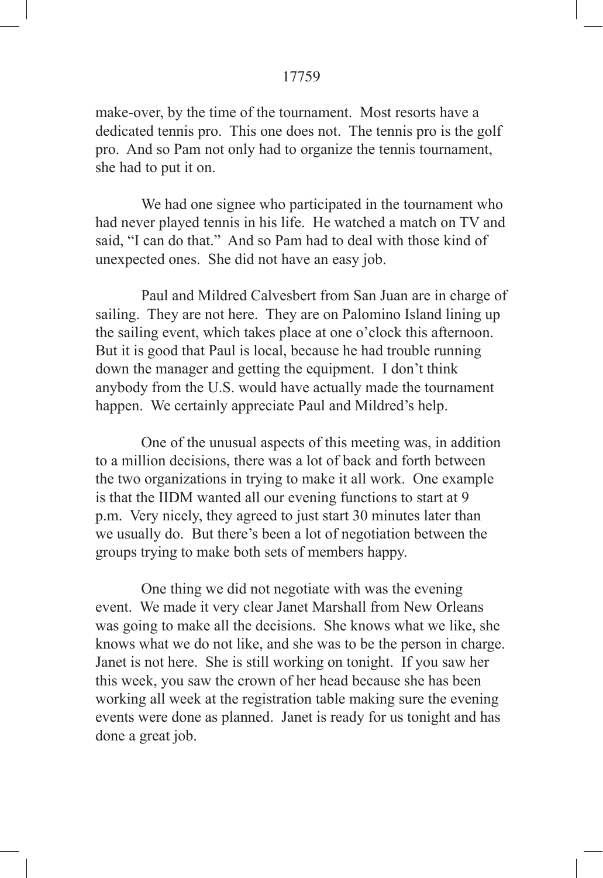make-over, by the time of the tournament. Most resorts have a dedicated tennis pro. This one does not. The tennis pro is the golf pro. And so Pam not only had to organize the tennis tournament, she had to put it on.

We had one signee who participated in the tournament who had never played tennis in his life. He watched a match on TV and said, “I can do that.” And so Pam had to deal with those kind of unexpected ones. She did not have an easy job.

Paul and Mildred Calvesbert from San Juan are in charge of sailing. They are not here. They are on Palomino Island lining up the sailing event, which takes place at one o’clock this afternoon. But it is good that Paul is local, because he had trouble running down the manager and getting the equipment. I don’t think anybody from the U.S. would have actually made the tournament happen. We certainly appreciate Paul and Mildred’s help.

One of the unusual aspects of this meeting was, in addition to a million decisions, there was a lot of back and forth between the two organizations in trying to make it all work. One example is that the IIDM wanted all our evening functions to start at 9 p.m. Very nicely, they agreed to just start 30 minutes later than we usually do. But there’s been a lot of negotiation between the groups trying to make both sets of members happy.

One thing we did not negotiate with was the evening event. We made it very clear Janet Marshall from New Orleans was going to make all the decisions. She knows what we like, she knows what we do not like, and she was to be the person in charge. Janet is not here. She is still working on tonight. If you saw her this week, you saw the crown of her head because she has been working all week at the registration table making sure the evening events were done as planned. Janet is ready for us tonight and has done a great job.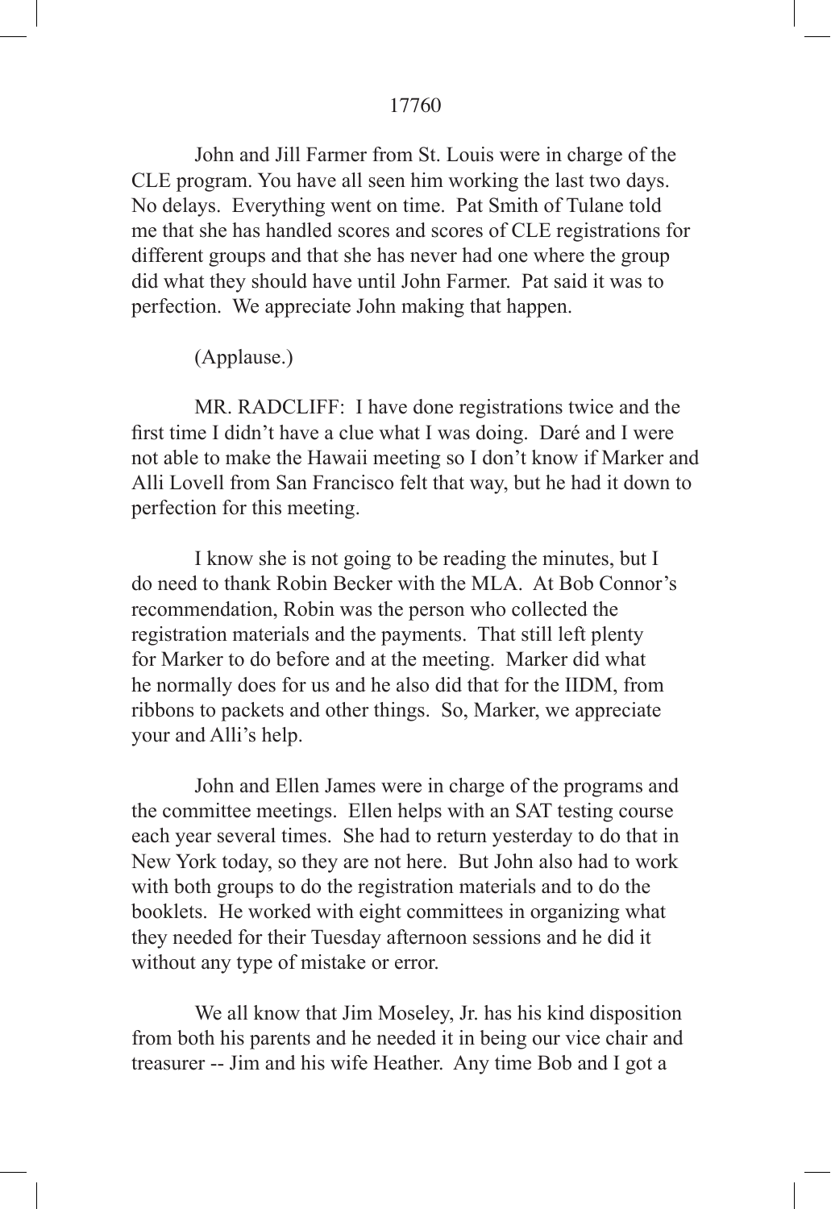John and Jill Farmer from St. Louis were in charge of the CLE program. You have all seen him working the last two days. No delays. Everything went on time. Pat Smith of Tulane told me that she has handled scores and scores of CLE registrations for different groups and that she has never had one where the group did what they should have until John Farmer. Pat said it was to perfection. We appreciate John making that happen.

(Applause.)

MR. RADCLIFF: I have done registrations twice and the first time I didn't have a clue what I was doing. Daré and I were not able to make the Hawaii meeting so I don't know if Marker and Alli Lovell from San Francisco felt that way, but he had it down to perfection for this meeting.

I know she is not going to be reading the minutes, but I do need to thank Robin Becker with the MLA. At Bob Connor's recommendation, Robin was the person who collected the registration materials and the payments. That still left plenty for Marker to do before and at the meeting. Marker did what he normally does for us and he also did that for the IIDM, from ribbons to packets and other things. So, Marker, we appreciate your and Alli's help.

John and Ellen James were in charge of the programs and the committee meetings. Ellen helps with an SAT testing course each year several times. She had to return yesterday to do that in New York today, so they are not here. But John also had to work with both groups to do the registration materials and to do the booklets. He worked with eight committees in organizing what they needed for their Tuesday afternoon sessions and he did it without any type of mistake or error.

We all know that Jim Moseley, Jr. has his kind disposition from both his parents and he needed it in being our vice chair and treasurer -- Jim and his wife Heather. Any time Bob and I got a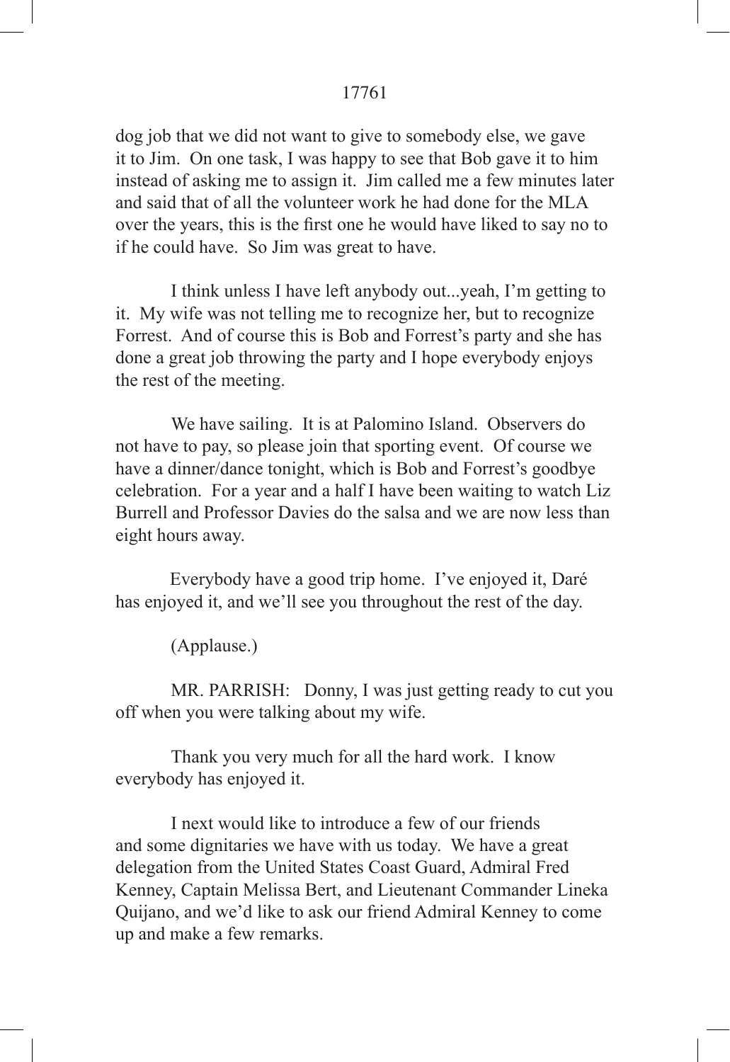dog job that we did not want to give to somebody else, we gave it to Jim. On one task, I was happy to see that Bob gave it to him instead of asking me to assign it. Jim called me a few minutes later and said that of all the volunteer work he had done for the MLA over the years, this is the first one he would have liked to say no to if he could have. So Jim was great to have.

I think unless I have left anybody out...yeah, I'm getting to it. My wife was not telling me to recognize her, but to recognize Forrest. And of course this is Bob and Forrest's party and she has done a great job throwing the party and I hope everybody enjoys the rest of the meeting.

We have sailing. It is at Palomino Island. Observers do not have to pay, so please join that sporting event. Of course we have a dinner/dance tonight, which is Bob and Forrest's goodbye celebration. For a year and a half I have been waiting to watch Liz Burrell and Professor Davies do the salsa and we are now less than eight hours away.

Everybody have a good trip home. I've enjoyed it, Daré has enjoyed it, and we'll see you throughout the rest of the day.

(Applause.)

MR. PARRISH: Donny, I was just getting ready to cut you off when you were talking about my wife.

Thank you very much for all the hard work. I know everybody has enjoyed it.

I next would like to introduce a few of our friends and some dignitaries we have with us today. We have a great delegation from the United States Coast Guard, Admiral Fred Kenney, Captain Melissa Bert, and Lieutenant Commander Lineka Quijano, and we'd like to ask our friend Admiral Kenney to come up and make a few remarks.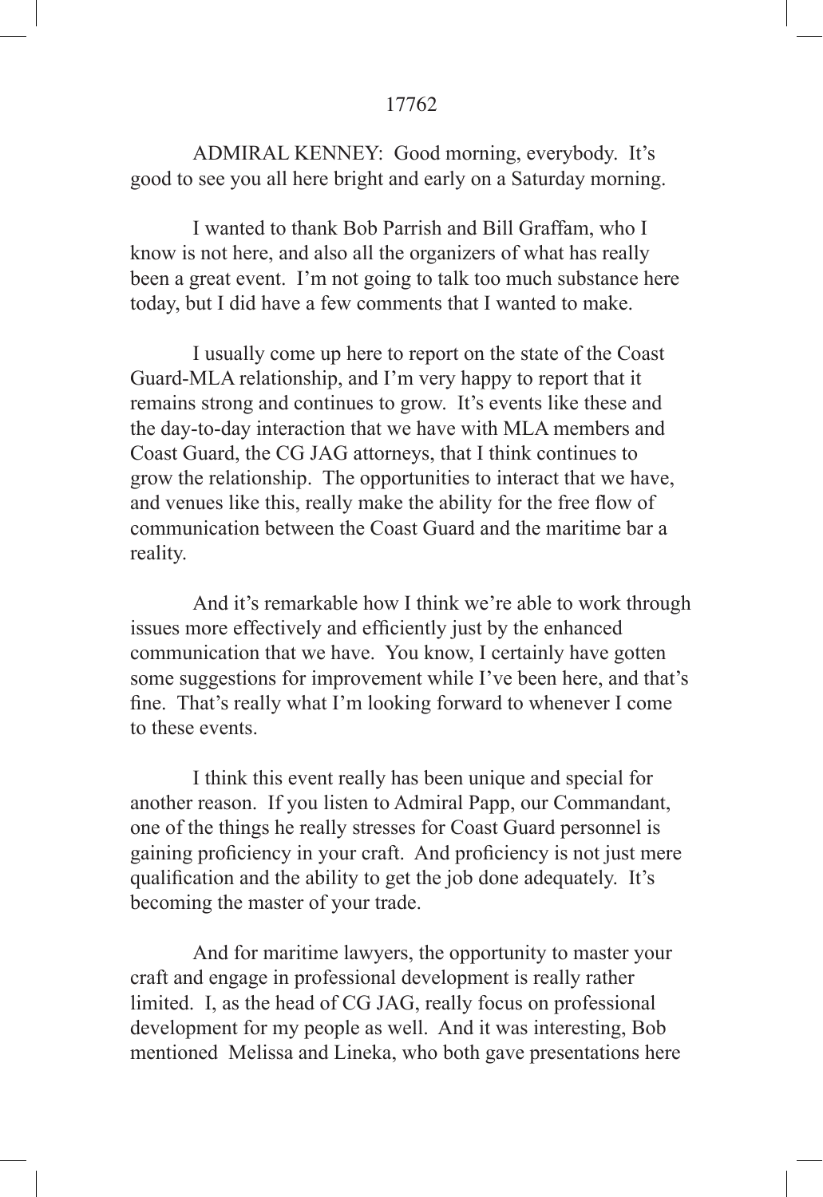ADMIRAL KENNEY: Good morning, everybody. It's good to see you all here bright and early on a Saturday morning.

I wanted to thank Bob Parrish and Bill Graffam, who I know is not here, and also all the organizers of what has really been a great event. I'm not going to talk too much substance here today, but I did have a few comments that I wanted to make.

I usually come up here to report on the state of the Coast Guard-MLA relationship, and I'm very happy to report that it remains strong and continues to grow. It's events like these and the day-to-day interaction that we have with MLA members and Coast Guard, the CG JAG attorneys, that I think continues to grow the relationship. The opportunities to interact that we have, and venues like this, really make the ability for the free flow of communication between the Coast Guard and the maritime bar a reality.

And it's remarkable how I think we're able to work through issues more effectively and efficiently just by the enhanced communication that we have. You know, I certainly have gotten some suggestions for improvement while I've been here, and that's fine. That's really what I'm looking forward to whenever I come to these events.

I think this event really has been unique and special for another reason. If you listen to Admiral Papp, our Commandant, one of the things he really stresses for Coast Guard personnel is gaining proficiency in your craft. And proficiency is not just mere qualification and the ability to get the job done adequately. It's becoming the master of your trade.

And for maritime lawyers, the opportunity to master your craft and engage in professional development is really rather limited. I, as the head of CG JAG, really focus on professional development for my people as well. And it was interesting, Bob mentioned Melissa and Lineka, who both gave presentations here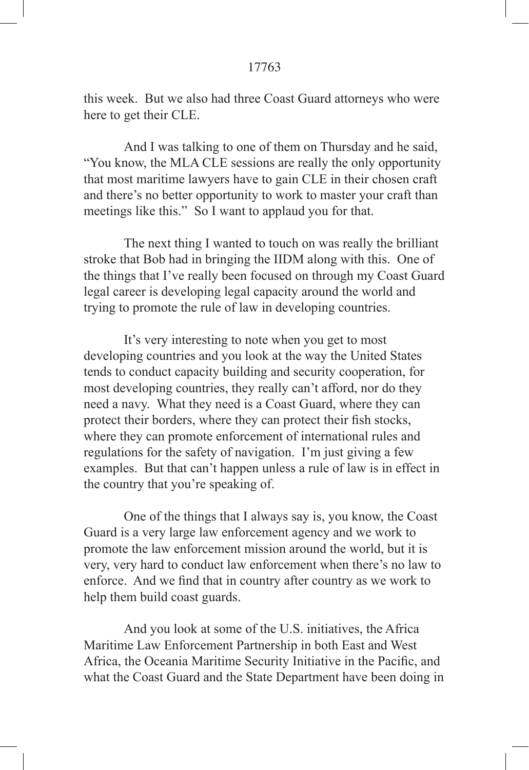this week. But we also had three Coast Guard attorneys who were here to get their CLE.

And I was talking to one of them on Thursday and he said, "You know, the MLA CLE sessions are really the only opportunity that most maritime lawyers have to gain CLE in their chosen craft and there's no better opportunity to work to master your craft than meetings like this." So I want to applaud you for that.

The next thing I wanted to touch on was really the brilliant stroke that Bob had in bringing the IIDM along with this. One of the things that I've really been focused on through my Coast Guard legal career is developing legal capacity around the world and trying to promote the rule of law in developing countries.

It's very interesting to note when you get to most developing countries and you look at the way the United States tends to conduct capacity building and security cooperation, for most developing countries, they really can't afford, nor do they need a navy. What they need is a Coast Guard, where they can protect their borders, where they can protect their fish stocks, where they can promote enforcement of international rules and regulations for the safety of navigation. I'm just giving a few examples. But that can't happen unless a rule of law is in effect in the country that you're speaking of.

One of the things that I always say is, you know, the Coast Guard is a very large law enforcement agency and we work to promote the law enforcement mission around the world, but it is very, very hard to conduct law enforcement when there's no law to enforce. And we find that in country after country as we work to help them build coast guards.

And you look at some of the U.S. initiatives, the Africa Maritime Law Enforcement Partnership in both East and West Africa, the Oceania Maritime Security Initiative in the Pacific, and what the Coast Guard and the State Department have been doing in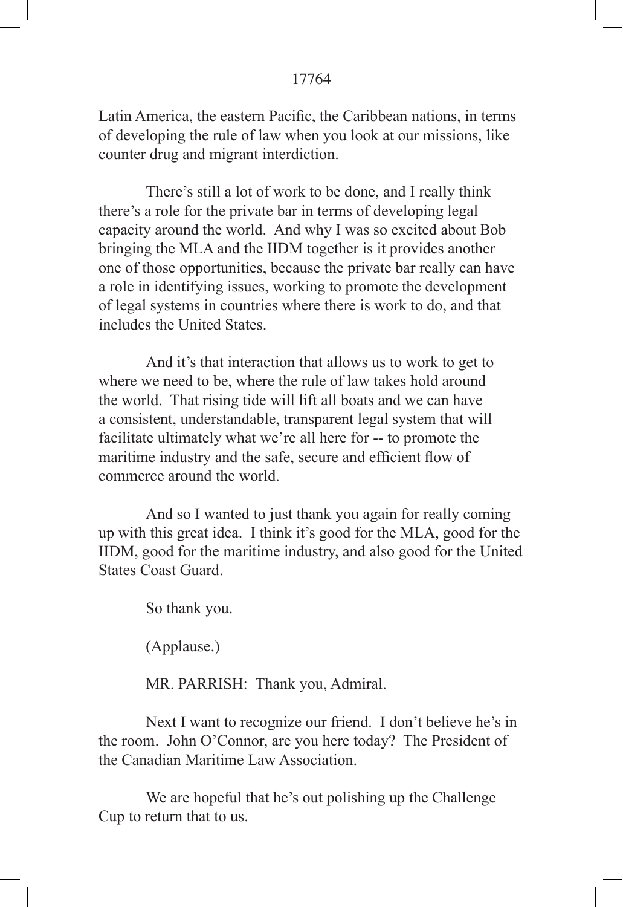Latin America, the eastern Pacific, the Caribbean nations, in terms of developing the rule of law when you look at our missions, like counter drug and migrant interdiction.

There's still a lot of work to be done, and I really think there's a role for the private bar in terms of developing legal capacity around the world. And why I was so excited about Bob bringing the MLA and the IIDM together is it provides another one of those opportunities, because the private bar really can have a role in identifying issues, working to promote the development of legal systems in countries where there is work to do, and that includes the United States.

And it's that interaction that allows us to work to get to where we need to be, where the rule of law takes hold around the world. That rising tide will lift all boats and we can have a consistent, understandable, transparent legal system that will facilitate ultimately what we're all here for -- to promote the maritime industry and the safe, secure and efficient flow of commerce around the world.

And so I wanted to just thank you again for really coming up with this great idea. I think it's good for the MLA, good for the IIDM, good for the maritime industry, and also good for the United States Coast Guard.

So thank you.

(Applause.)

MR. PARRISH: Thank you, Admiral.

Next I want to recognize our friend. I don't believe he's in the room. John O'Connor, are you here today? The President of the Canadian Maritime Law Association.

We are hopeful that he's out polishing up the Challenge Cup to return that to us.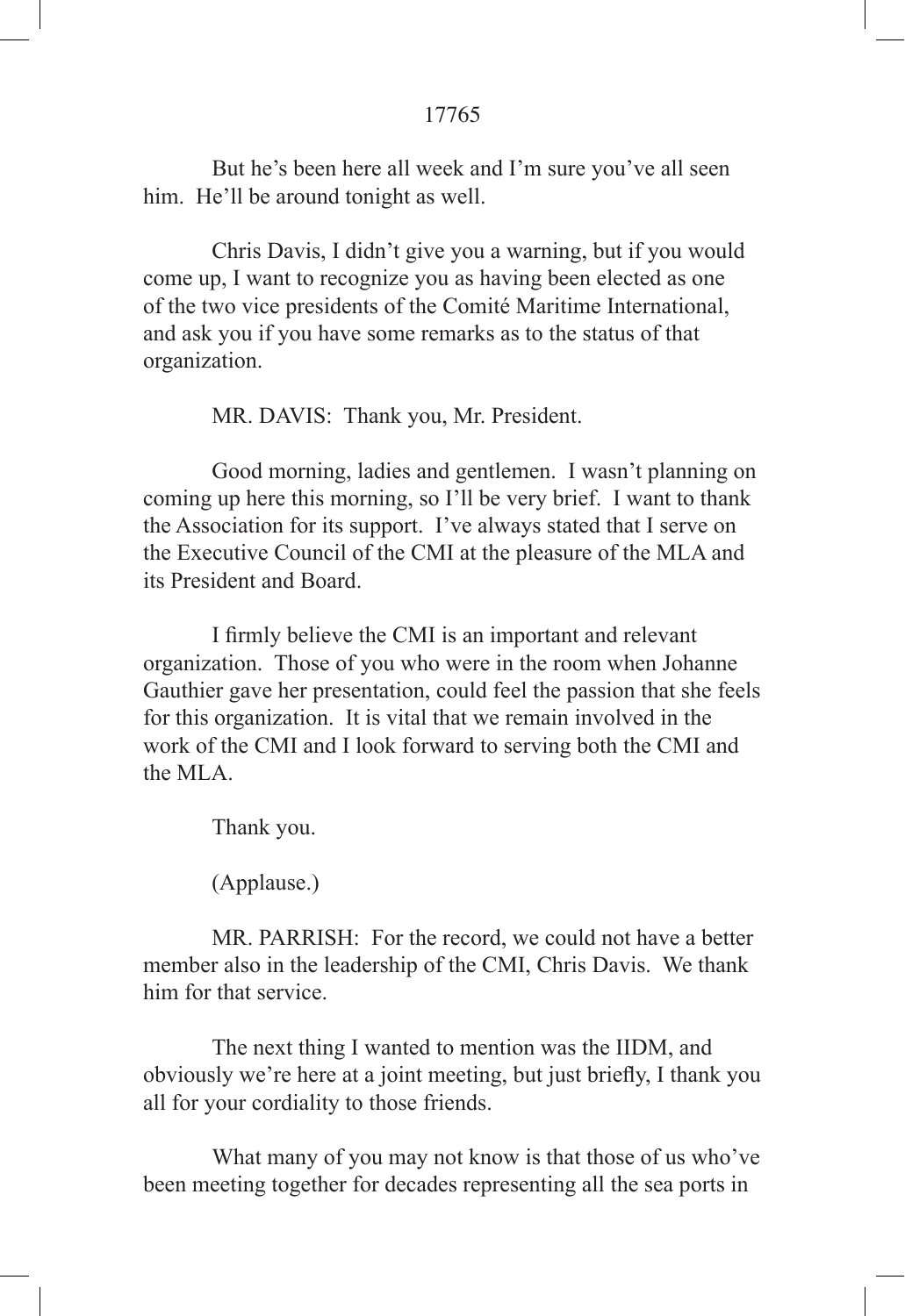But he's been here all week and I'm sure you've all seen him. He'll be around tonight as well.

Chris Davis, I didn't give you a warning, but if you would come up, I want to recognize you as having been elected as one of the two vice presidents of the Comité Maritime International, and ask you if you have some remarks as to the status of that organization.

MR. DAVIS: Thank you, Mr. President.

Good morning, ladies and gentlemen. I wasn't planning on coming up here this morning, so I'll be very brief. I want to thank the Association for its support. I've always stated that I serve on the Executive Council of the CMI at the pleasure of the MLA and its President and Board.

I firmly believe the CMI is an important and relevant organization. Those of you who were in the room when Johanne Gauthier gave her presentation, could feel the passion that she feels for this organization. It is vital that we remain involved in the work of the CMI and I look forward to serving both the CMI and the MLA.

Thank you.

(Applause.)

MR. PARRISH: For the record, we could not have a better member also in the leadership of the CMI, Chris Davis. We thank him for that service.

The next thing I wanted to mention was the IIDM, and obviously we're here at a joint meeting, but just briefly, I thank you all for your cordiality to those friends.

What many of you may not know is that those of us who've been meeting together for decades representing all the sea ports in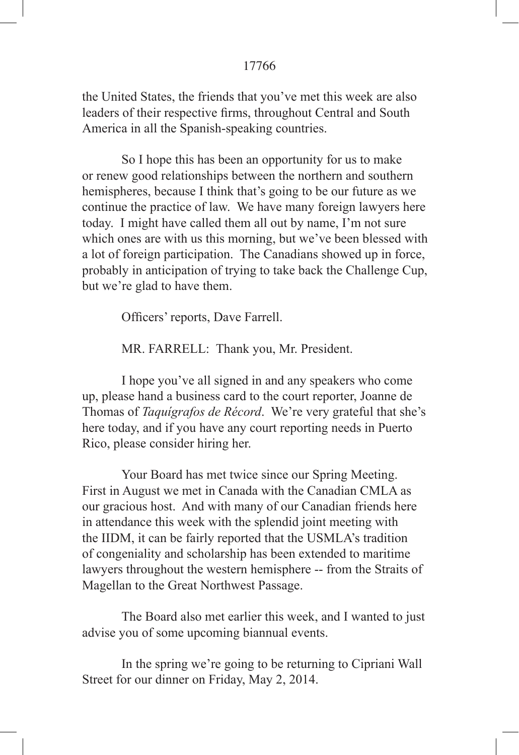the United States, the friends that you've met this week are also leaders of their respective firms, throughout Central and South America in all the Spanish-speaking countries.

So I hope this has been an opportunity for us to make or renew good relationships between the northern and southern hemispheres, because I think that's going to be our future as we continue the practice of law. We have many foreign lawyers here today. I might have called them all out by name, I'm not sure which ones are with us this morning, but we've been blessed with a lot of foreign participation. The Canadians showed up in force, probably in anticipation of trying to take back the Challenge Cup, but we're glad to have them.

Officers' reports, Dave Farrell.

MR. FARRELL: Thank you, Mr. President.

I hope you've all signed in and any speakers who come up, please hand a business card to the court reporter, Joanne de Thomas of *Taquígrafos de Récord*. We're very grateful that she's here today, and if you have any court reporting needs in Puerto Rico, please consider hiring her.

Your Board has met twice since our Spring Meeting. First in August we met in Canada with the Canadian CMLA as our gracious host. And with many of our Canadian friends here in attendance this week with the splendid joint meeting with the IIDM, it can be fairly reported that the USMLA's tradition of congeniality and scholarship has been extended to maritime lawyers throughout the western hemisphere -- from the Straits of Magellan to the Great Northwest Passage.

The Board also met earlier this week, and I wanted to just advise you of some upcoming biannual events.

In the spring we're going to be returning to Cipriani Wall Street for our dinner on Friday, May 2, 2014.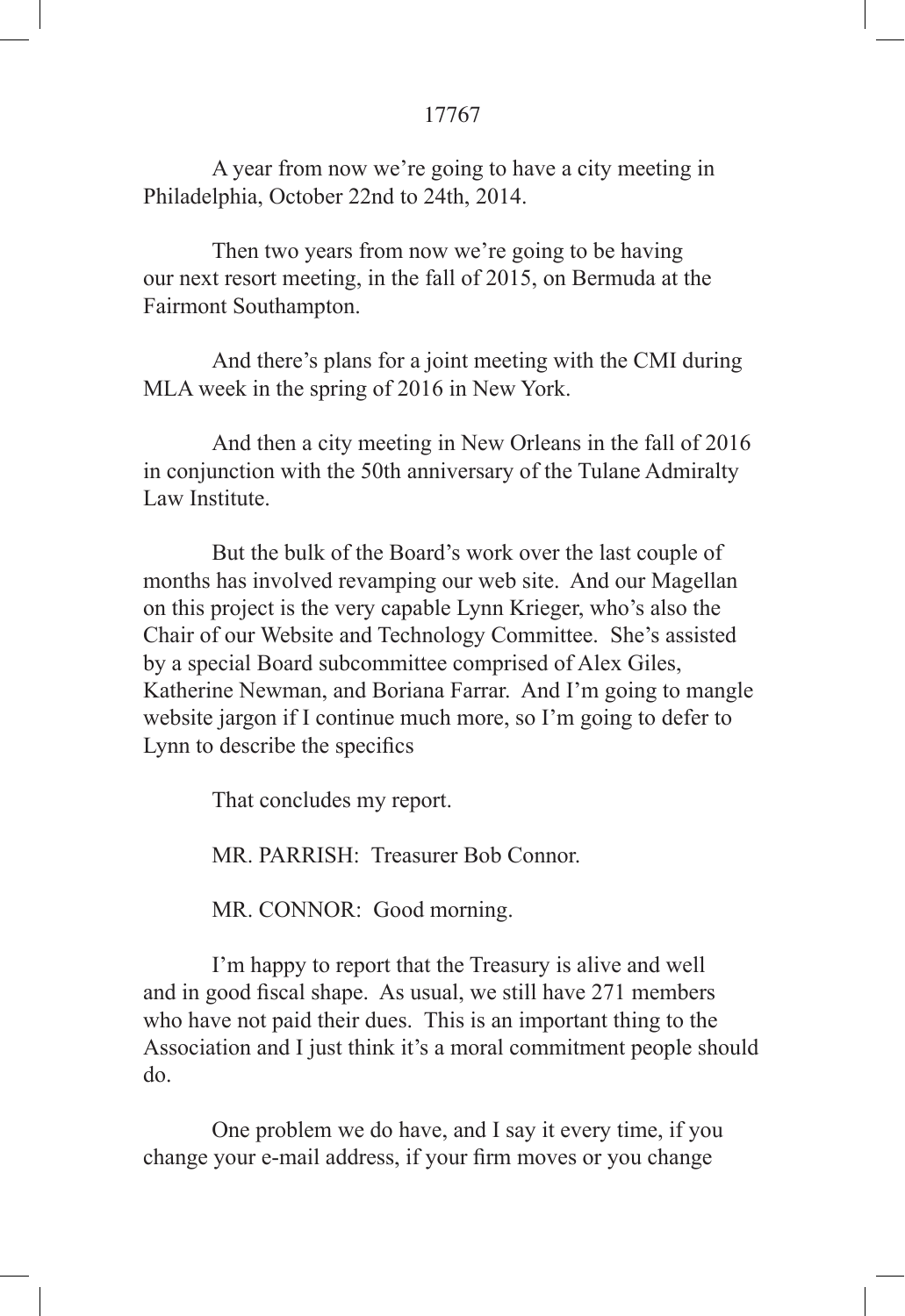A year from now we're going to have a city meeting in Philadelphia, October 22nd to 24th, 2014.

Then two years from now we're going to be having our next resort meeting, in the fall of 2015, on Bermuda at the Fairmont Southampton.

And there's plans for a joint meeting with the CMI during MLA week in the spring of 2016 in New York.

And then a city meeting in New Orleans in the fall of 2016 in conjunction with the 50th anniversary of the Tulane Admiralty Law Institute.

But the bulk of the Board's work over the last couple of months has involved revamping our web site. And our Magellan on this project is the very capable Lynn Krieger, who's also the Chair of our Website and Technology Committee. She's assisted by a special Board subcommittee comprised of Alex Giles, Katherine Newman, and Boriana Farrar. And I'm going to mangle website jargon if I continue much more, so I'm going to defer to Lynn to describe the specifics

That concludes my report.

MR. PARRISH: Treasurer Bob Connor.

MR. CONNOR: Good morning.

I'm happy to report that the Treasury is alive and well and in good fiscal shape. As usual, we still have 271 members who have not paid their dues. This is an important thing to the Association and I just think it's a moral commitment people should do.

One problem we do have, and I say it every time, if you change your e-mail address, if your firm moves or you change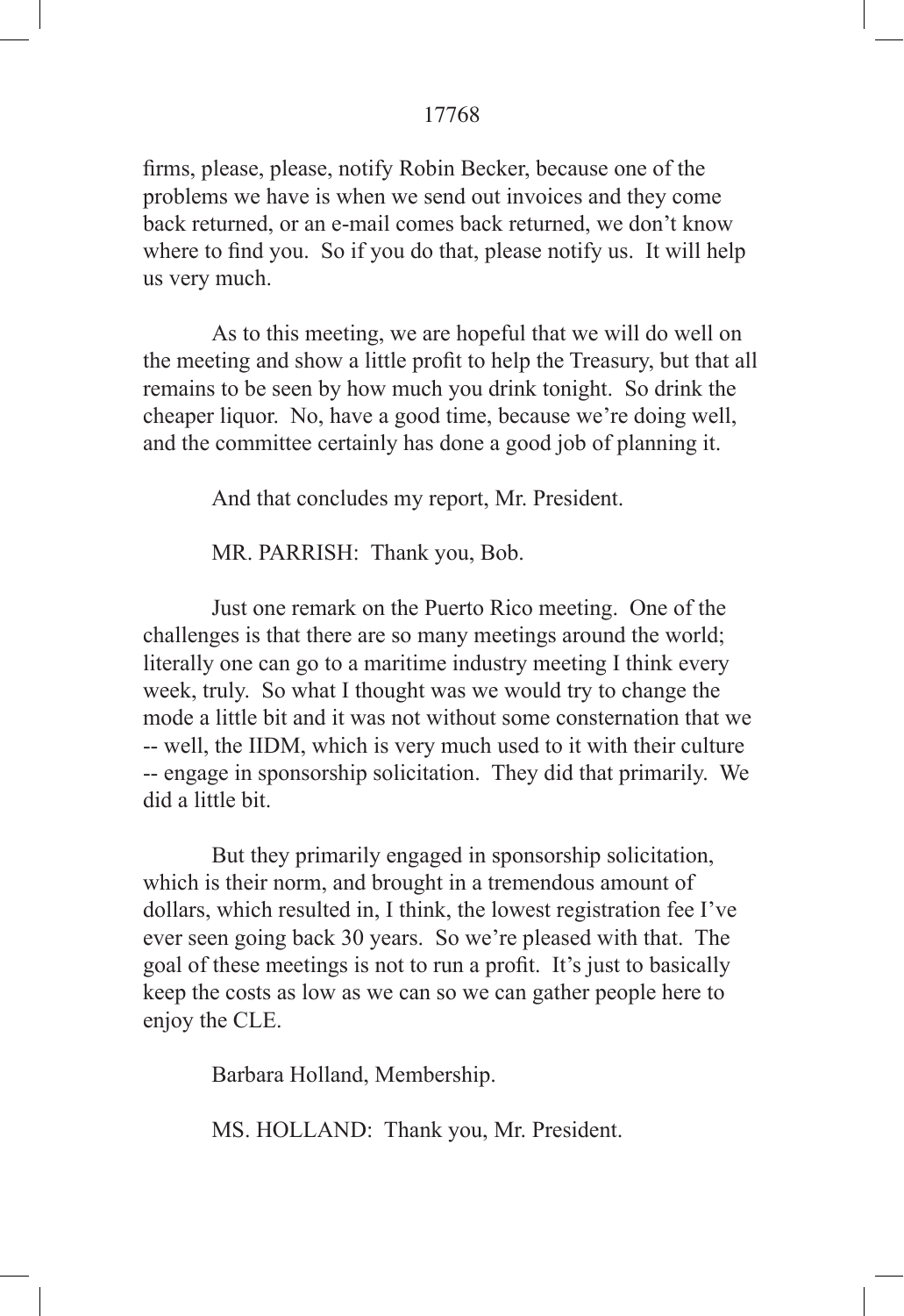firms, please, please, notify Robin Becker, because one of the problems we have is when we send out invoices and they come back returned, or an e-mail comes back returned, we don't know where to find you. So if you do that, please notify us. It will help us very much.

As to this meeting, we are hopeful that we will do well on the meeting and show a little profit to help the Treasury, but that all remains to be seen by how much you drink tonight. So drink the cheaper liquor. No, have a good time, because we're doing well, and the committee certainly has done a good job of planning it.

And that concludes my report, Mr. President.

MR. PARRISH: Thank you, Bob.

Just one remark on the Puerto Rico meeting. One of the challenges is that there are so many meetings around the world; literally one can go to a maritime industry meeting I think every week, truly. So what I thought was we would try to change the mode a little bit and it was not without some consternation that we -- well, the IIDM, which is very much used to it with their culture -- engage in sponsorship solicitation. They did that primarily. We did a little bit.

But they primarily engaged in sponsorship solicitation, which is their norm, and brought in a tremendous amount of dollars, which resulted in, I think, the lowest registration fee I've ever seen going back 30 years. So we're pleased with that. The goal of these meetings is not to run a profit. It's just to basically keep the costs as low as we can so we can gather people here to enjoy the CLE.

Barbara Holland, Membership.

MS. HOLLAND: Thank you, Mr. President.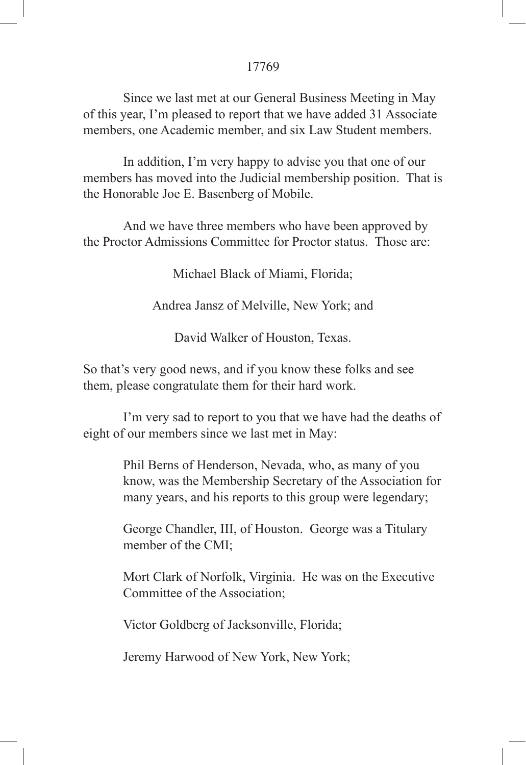Since we last met at our General Business Meeting in May of this year, I'm pleased to report that we have added 31 Associate members, one Academic member, and six Law Student members.

In addition, I'm very happy to advise you that one of our members has moved into the Judicial membership position. That is the Honorable Joe E. Basenberg of Mobile.

And we have three members who have been approved by the Proctor Admissions Committee for Proctor status. Those are:

Michael Black of Miami, Florida;

Andrea Jansz of Melville, New York; and

David Walker of Houston, Texas.

So that's very good news, and if you know these folks and see them, please congratulate them for their hard work.

I'm very sad to report to you that we have had the deaths of eight of our members since we last met in May:

> Phil Berns of Henderson, Nevada, who, as many of you know, was the Membership Secretary of the Association for many years, and his reports to this group were legendary;
>
> George Chandler, III, of Houston. George was a Titulary member of the CMI;
>
> Mort Clark of Norfolk, Virginia. He was on the Executive Committee of the Association;
>
> Victor Goldberg of Jacksonville, Florida;
>
> Jeremy Harwood of New York, New York;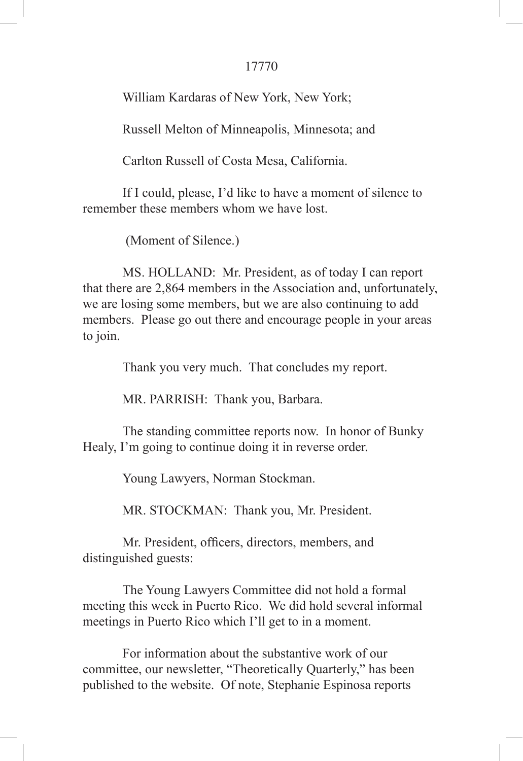William Kardaras of New York, New York;

Russell Melton of Minneapolis, Minnesota; and

Carlton Russell of Costa Mesa, California.

If I could, please, I'd like to have a moment of silence to remember these members whom we have lost.

(Moment of Silence.)

MS. HOLLAND: Mr. President, as of today I can report that there are 2,864 members in the Association and, unfortunately, we are losing some members, but we are also continuing to add members. Please go out there and encourage people in your areas to join.

Thank you very much. That concludes my report.

MR. PARRISH: Thank you, Barbara.

The standing committee reports now. In honor of Bunky Healy, I'm going to continue doing it in reverse order.

Young Lawyers, Norman Stockman.

MR. STOCKMAN: Thank you, Mr. President.

Mr. President, officers, directors, members, and distinguished guests:

The Young Lawyers Committee did not hold a formal meeting this week in Puerto Rico. We did hold several informal meetings in Puerto Rico which I'll get to in a moment.

For information about the substantive work of our committee, our newsletter, "Theoretically Quarterly," has been published to the website. Of note, Stephanie Espinosa reports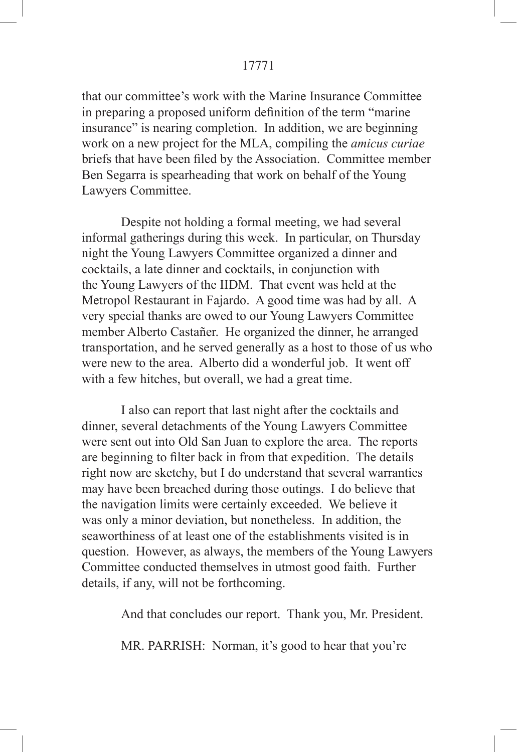that our committee's work with the Marine Insurance Committee in preparing a proposed uniform definition of the term "marine insurance" is nearing completion. In addition, we are beginning work on a new project for the MLA, compiling the *amicus curiae* briefs that have been filed by the Association. Committee member Ben Segarra is spearheading that work on behalf of the Young Lawyers Committee.

Despite not holding a formal meeting, we had several informal gatherings during this week. In particular, on Thursday night the Young Lawyers Committee organized a dinner and cocktails, a late dinner and cocktails, in conjunction with the Young Lawyers of the IIDM. That event was held at the Metropol Restaurant in Fajardo. A good time was had by all. A very special thanks are owed to our Young Lawyers Committee member Alberto Castañer. He organized the dinner, he arranged transportation, and he served generally as a host to those of us who were new to the area. Alberto did a wonderful job. It went off with a few hitches, but overall, we had a great time.

I also can report that last night after the cocktails and dinner, several detachments of the Young Lawyers Committee were sent out into Old San Juan to explore the area. The reports are beginning to filter back in from that expedition. The details right now are sketchy, but I do understand that several warranties may have been breached during those outings. I do believe that the navigation limits were certainly exceeded. We believe it was only a minor deviation, but nonetheless. In addition, the seaworthiness of at least one of the establishments visited is in question. However, as always, the members of the Young Lawyers Committee conducted themselves in utmost good faith. Further details, if any, will not be forthcoming.

And that concludes our report. Thank you, Mr. President.

MR. PARRISH: Norman, it's good to hear that you're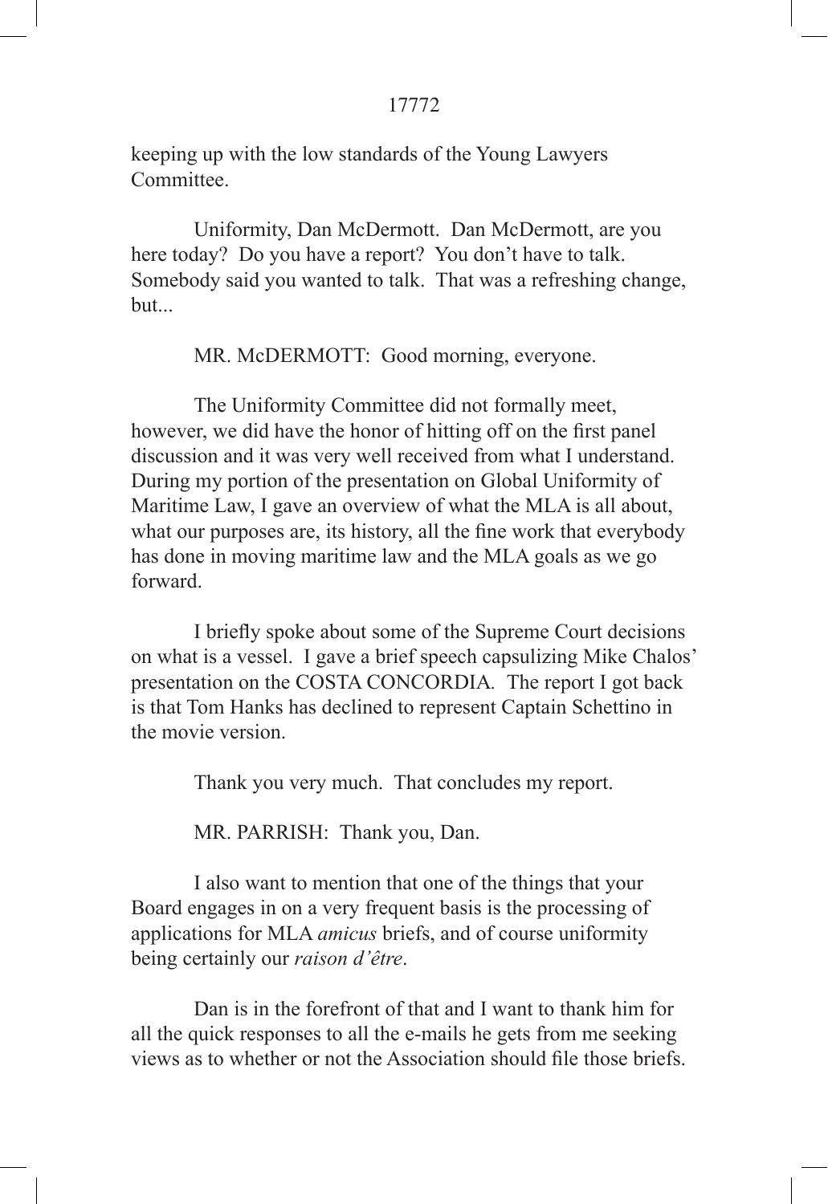keeping up with the low standards of the Young Lawyers Committee.

Uniformity, Dan McDermott. Dan McDermott, are you here today? Do you have a report? You don't have to talk. Somebody said you wanted to talk. That was a refreshing change, but...

MR. McDERMOTT: Good morning, everyone.

The Uniformity Committee did not formally meet, however, we did have the honor of hitting off on the first panel discussion and it was very well received from what I understand. During my portion of the presentation on Global Uniformity of Maritime Law, I gave an overview of what the MLA is all about, what our purposes are, its history, all the fine work that everybody has done in moving maritime law and the MLA goals as we go forward.

I briefly spoke about some of the Supreme Court decisions on what is a vessel. I gave a brief speech capsulizing Mike Chalos' presentation on the COSTA CONCORDIA. The report I got back is that Tom Hanks has declined to represent Captain Schettino in the movie version.

Thank you very much. That concludes my report.

MR. PARRISH: Thank you, Dan.

I also want to mention that one of the things that your Board engages in on a very frequent basis is the processing of applications for MLA *amicus* briefs, and of course uniformity being certainly our *raison d'être*.

Dan is in the forefront of that and I want to thank him for all the quick responses to all the e-mails he gets from me seeking views as to whether or not the Association should file those briefs.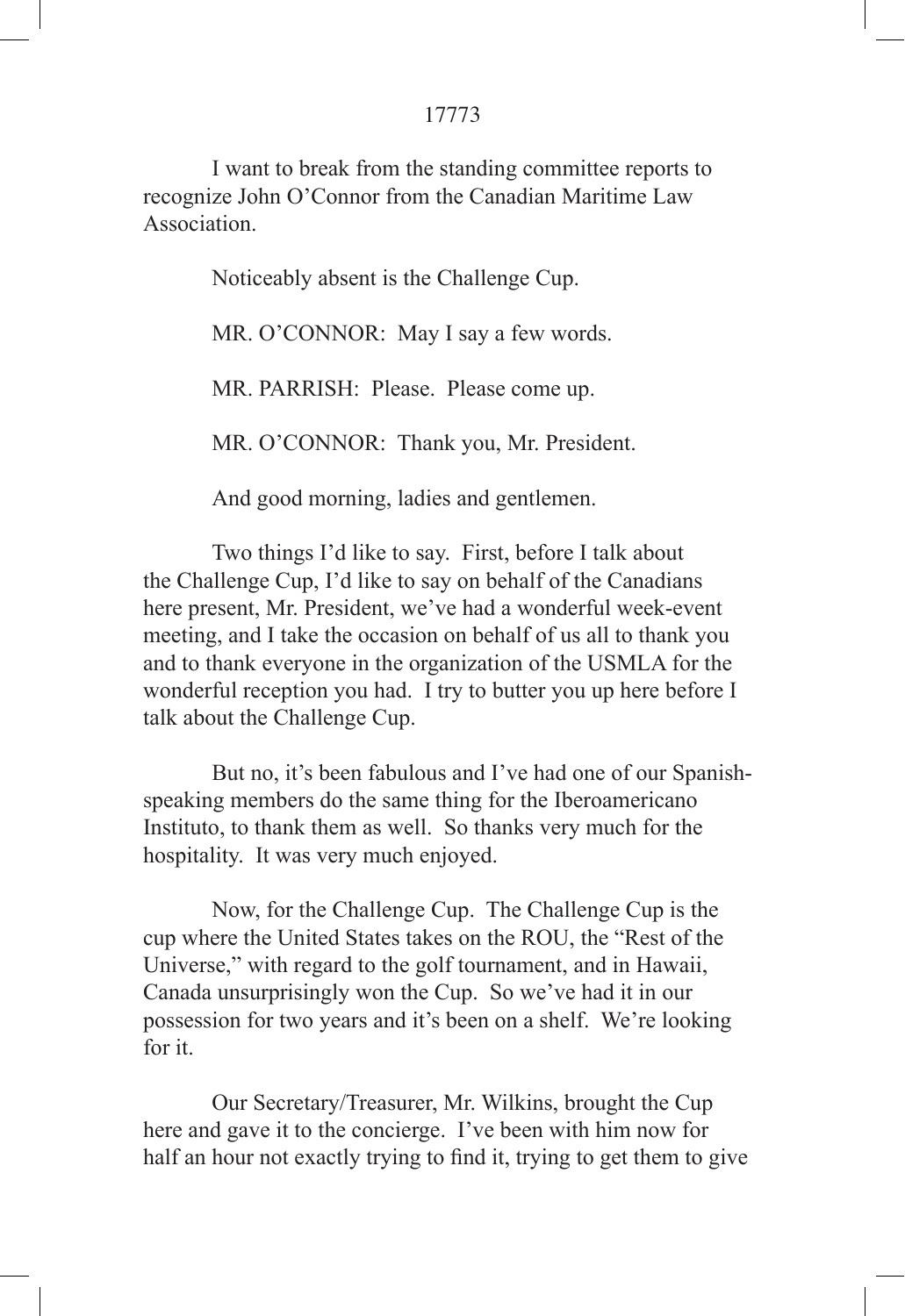I want to break from the standing committee reports to recognize John O'Connor from the Canadian Maritime Law Association.

Noticeably absent is the Challenge Cup.

MR. O'CONNOR: May I say a few words.

MR. PARRISH: Please. Please come up.

MR. O'CONNOR: Thank you, Mr. President.

And good morning, ladies and gentlemen.

Two things I'd like to say. First, before I talk about the Challenge Cup, I'd like to say on behalf of the Canadians here present, Mr. President, we've had a wonderful week-event meeting, and I take the occasion on behalf of us all to thank you and to thank everyone in the organization of the USMLA for the wonderful reception you had. I try to butter you up here before I talk about the Challenge Cup.

But no, it's been fabulous and I've had one of our Spanish-speaking members do the same thing for the Iberoamericano Instituto, to thank them as well. So thanks very much for the hospitality. It was very much enjoyed.

Now, for the Challenge Cup. The Challenge Cup is the cup where the United States takes on the ROU, the "Rest of the Universe," with regard to the golf tournament, and in Hawaii, Canada unsurprisingly won the Cup. So we've had it in our possession for two years and it's been on a shelf. We're looking for it.

Our Secretary/Treasurer, Mr. Wilkins, brought the Cup here and gave it to the concierge. I've been with him now for half an hour not exactly trying to find it, trying to get them to give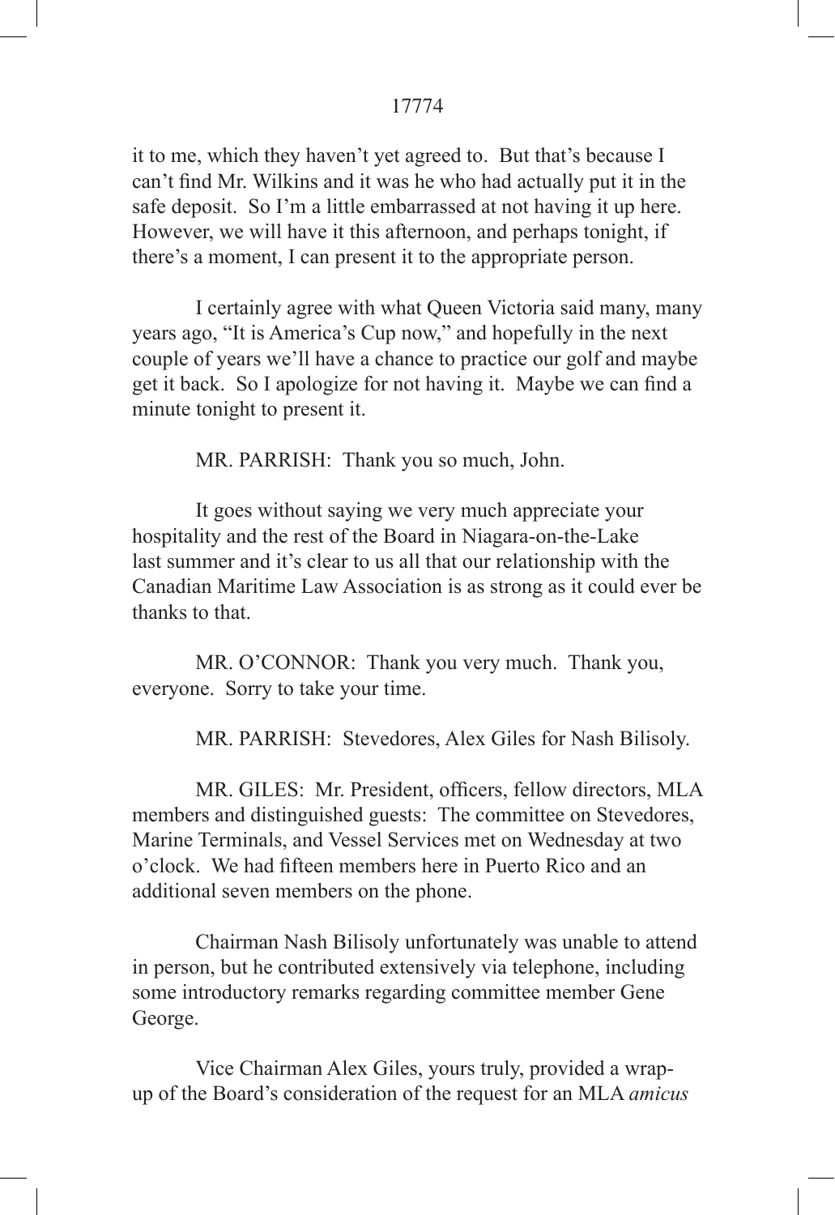it to me, which they haven't yet agreed to. But that's because I can't find Mr. Wilkins and it was he who had actually put it in the safe deposit. So I'm a little embarrassed at not having it up here. However, we will have it this afternoon, and perhaps tonight, if there's a moment, I can present it to the appropriate person.

I certainly agree with what Queen Victoria said many, many years ago, "It is America's Cup now," and hopefully in the next couple of years we'll have a chance to practice our golf and maybe get it back. So I apologize for not having it. Maybe we can find a minute tonight to present it.

MR. PARRISH: Thank you so much, John.

It goes without saying we very much appreciate your hospitality and the rest of the Board in Niagara-on-the-Lake last summer and it's clear to us all that our relationship with the Canadian Maritime Law Association is as strong as it could ever be thanks to that.

MR. O'CONNOR: Thank you very much. Thank you, everyone. Sorry to take your time.

MR. PARRISH: Stevedores, Alex Giles for Nash Bilisoly.

MR. GILES: Mr. President, officers, fellow directors, MLA members and distinguished guests: The committee on Stevedores, Marine Terminals, and Vessel Services met on Wednesday at two o'clock. We had fifteen members here in Puerto Rico and an additional seven members on the phone.

Chairman Nash Bilisoly unfortunately was unable to attend in person, but he contributed extensively via telephone, including some introductory remarks regarding committee member Gene George.

Vice Chairman Alex Giles, yours truly, provided a wrap-up of the Board's consideration of the request for an MLA *amicus*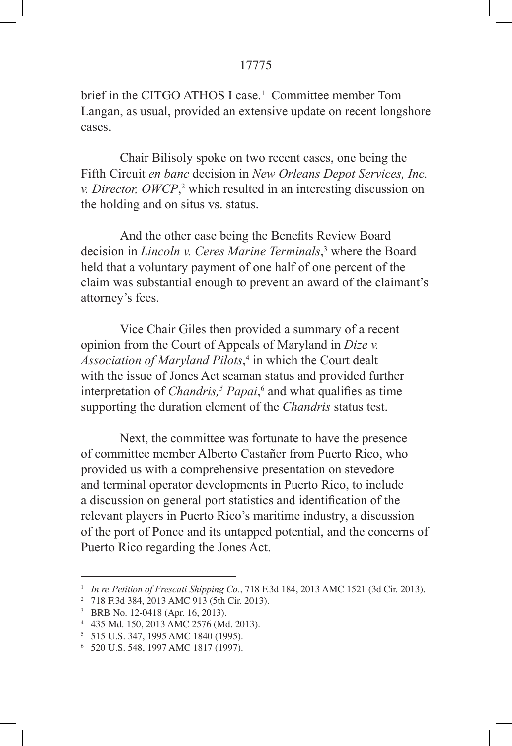brief in the CITGO ATHOS I case.[1] Committee member Tom Langan, as usual, provided an extensive update on recent longshore cases.

Chair Bilisoly spoke on two recent cases, one being the Fifth Circuit *en banc* decision in *New Orleans Depot Services, Inc. v. Director, OWCP*,[2] which resulted in an interesting discussion on the holding and on situs vs. status.

And the other case being the Benefits Review Board decision in *Lincoln v. Ceres Marine Terminals*,[3] where the Board held that a voluntary payment of one half of one percent of the claim was substantial enough to prevent an award of the claimant's attorney's fees.

Vice Chair Giles then provided a summary of a recent opinion from the Court of Appeals of Maryland in *Dize v. Association of Maryland Pilots*,[4] in which the Court dealt with the issue of Jones Act seaman status and provided further interpretation of *Chandris,*[5] *Papai*,[6] and what qualifies as time supporting the duration element of the *Chandris* status test.

Next, the committee was fortunate to have the presence of committee member Alberto Castañer from Puerto Rico, who provided us with a comprehensive presentation on stevedore and terminal operator developments in Puerto Rico, to include a discussion on general port statistics and identification of the relevant players in Puerto Rico's maritime industry, a discussion of the port of Ponce and its untapped potential, and the concerns of Puerto Rico regarding the Jones Act.

---

[1] *In re Petition of Frescati Shipping Co.*, 718 F.3d 184, 2013 AMC 1521 (3d Cir. 2013).

[2] 718 F.3d 384, 2013 AMC 913 (5th Cir. 2013).

[3] BRB No. 12-0418 (Apr. 16, 2013).

[4] 435 Md. 150, 2013 AMC 2576 (Md. 2013).

[5] 515 U.S. 347, 1995 AMC 1840 (1995).

[6] 520 U.S. 548, 1997 AMC 1817 (1997).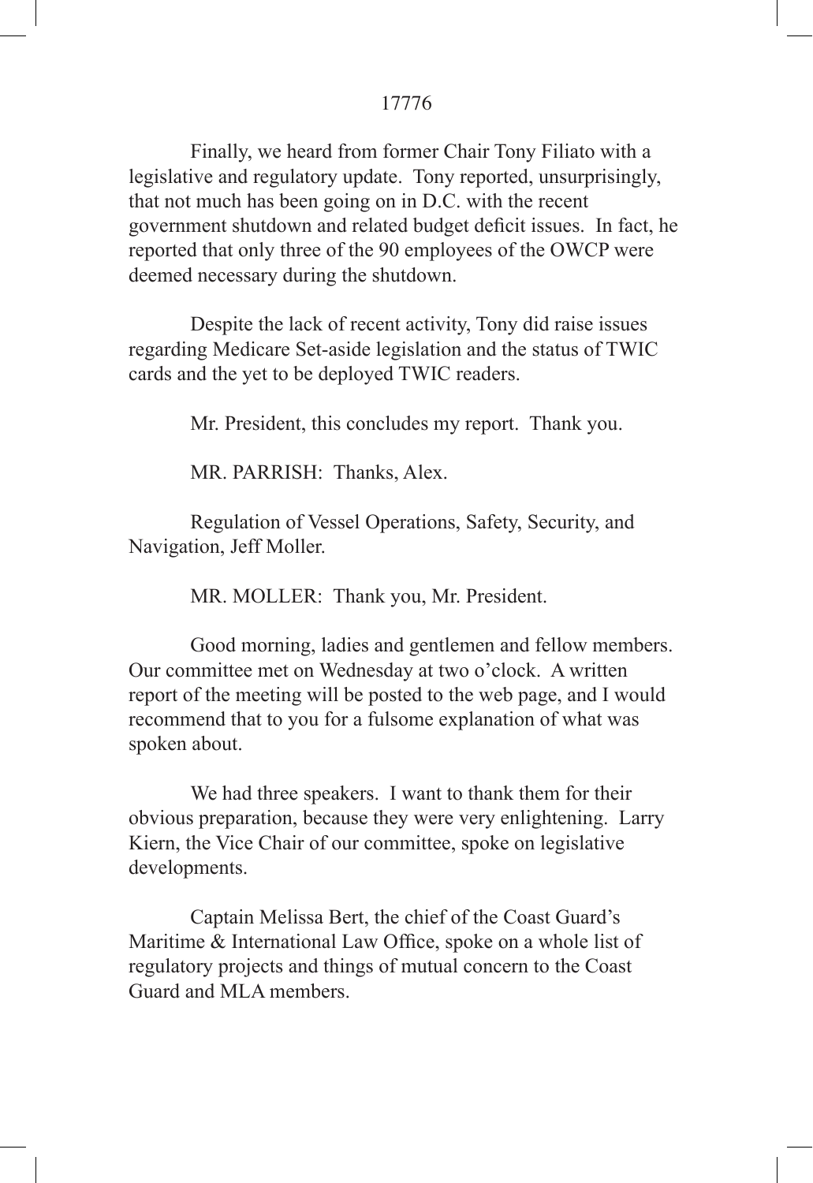Finally, we heard from former Chair Tony Filiato with a legislative and regulatory update. Tony reported, unsurprisingly, that not much has been going on in D.C. with the recent government shutdown and related budget deficit issues. In fact, he reported that only three of the 90 employees of the OWCP were deemed necessary during the shutdown.

Despite the lack of recent activity, Tony did raise issues regarding Medicare Set-aside legislation and the status of TWIC cards and the yet to be deployed TWIC readers.

Mr. President, this concludes my report. Thank you.

MR. PARRISH: Thanks, Alex.

Regulation of Vessel Operations, Safety, Security, and Navigation, Jeff Moller.

MR. MOLLER: Thank you, Mr. President.

Good morning, ladies and gentlemen and fellow members. Our committee met on Wednesday at two o'clock. A written report of the meeting will be posted to the web page, and I would recommend that to you for a fulsome explanation of what was spoken about.

We had three speakers. I want to thank them for their obvious preparation, because they were very enlightening. Larry Kiern, the Vice Chair of our committee, spoke on legislative developments.

Captain Melissa Bert, the chief of the Coast Guard's Maritime & International Law Office, spoke on a whole list of regulatory projects and things of mutual concern to the Coast Guard and MLA members.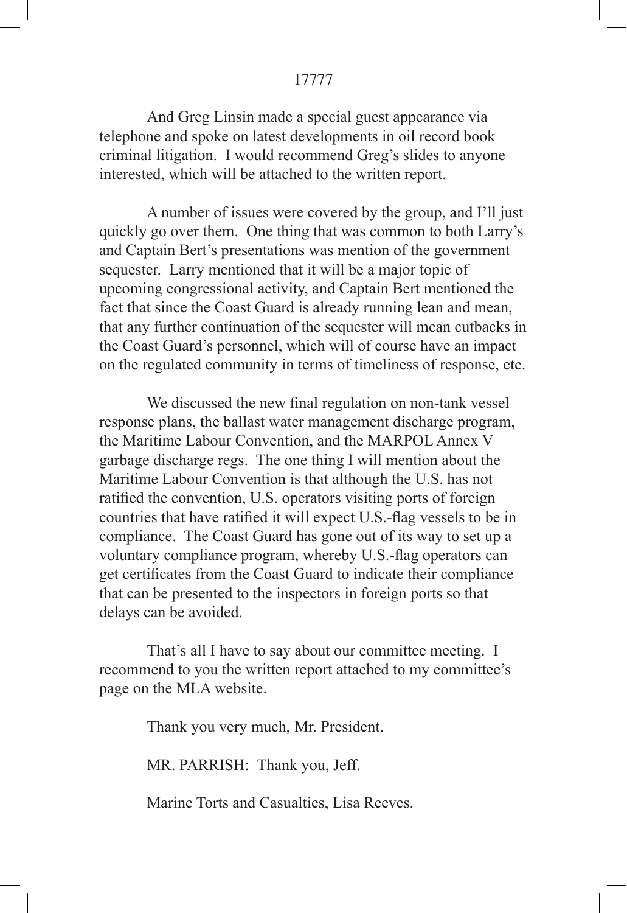And Greg Linsin made a special guest appearance via telephone and spoke on latest developments in oil record book criminal litigation. I would recommend Greg's slides to anyone interested, which will be attached to the written report.

A number of issues were covered by the group, and I'll just quickly go over them. One thing that was common to both Larry's and Captain Bert's presentations was mention of the government sequester. Larry mentioned that it will be a major topic of upcoming congressional activity, and Captain Bert mentioned the fact that since the Coast Guard is already running lean and mean, that any further continuation of the sequester will mean cutbacks in the Coast Guard's personnel, which will of course have an impact on the regulated community in terms of timeliness of response, etc.

We discussed the new final regulation on non-tank vessel response plans, the ballast water management discharge program, the Maritime Labour Convention, and the MARPOL Annex V garbage discharge regs. The one thing I will mention about the Maritime Labour Convention is that although the U.S. has not ratified the convention, U.S. operators visiting ports of foreign countries that have ratified it will expect U.S.-flag vessels to be in compliance. The Coast Guard has gone out of its way to set up a voluntary compliance program, whereby U.S.-flag operators can get certificates from the Coast Guard to indicate their compliance that can be presented to the inspectors in foreign ports so that delays can be avoided.

That's all I have to say about our committee meeting. I recommend to you the written report attached to my committee's page on the MLA website.

Thank you very much, Mr. President.

MR. PARRISH: Thank you, Jeff.

Marine Torts and Casualties, Lisa Reeves.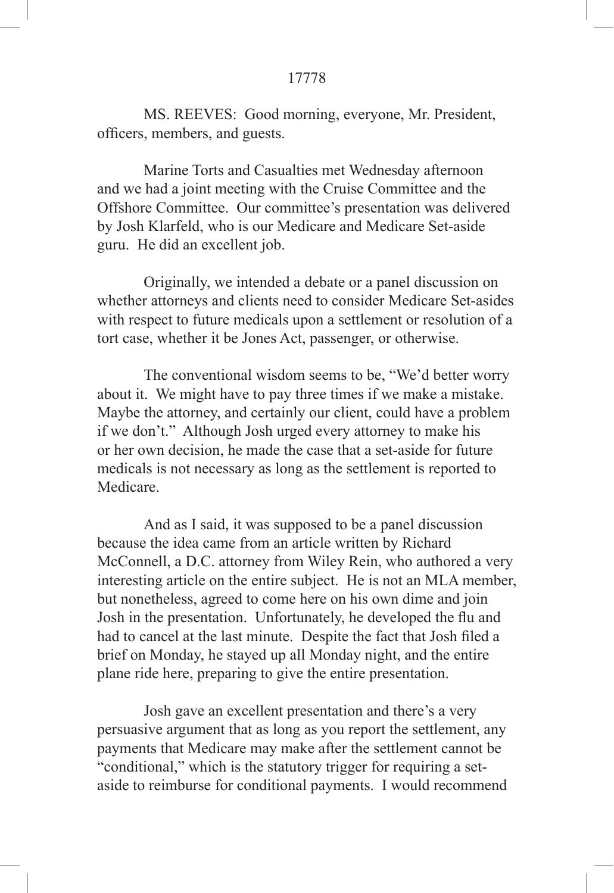MS. REEVES: Good morning, everyone, Mr. President, officers, members, and guests.

Marine Torts and Casualties met Wednesday afternoon and we had a joint meeting with the Cruise Committee and the Offshore Committee. Our committee's presentation was delivered by Josh Klarfeld, who is our Medicare and Medicare Set-aside guru. He did an excellent job.

Originally, we intended a debate or a panel discussion on whether attorneys and clients need to consider Medicare Set-asides with respect to future medicals upon a settlement or resolution of a tort case, whether it be Jones Act, passenger, or otherwise.

The conventional wisdom seems to be, "We'd better worry about it. We might have to pay three times if we make a mistake. Maybe the attorney, and certainly our client, could have a problem if we don't." Although Josh urged every attorney to make his or her own decision, he made the case that a set-aside for future medicals is not necessary as long as the settlement is reported to Medicare.

And as I said, it was supposed to be a panel discussion because the idea came from an article written by Richard McConnell, a D.C. attorney from Wiley Rein, who authored a very interesting article on the entire subject. He is not an MLA member, but nonetheless, agreed to come here on his own dime and join Josh in the presentation. Unfortunately, he developed the flu and had to cancel at the last minute. Despite the fact that Josh filed a brief on Monday, he stayed up all Monday night, and the entire plane ride here, preparing to give the entire presentation.

Josh gave an excellent presentation and there's a very persuasive argument that as long as you report the settlement, any payments that Medicare may make after the settlement cannot be "conditional," which is the statutory trigger for requiring a set-aside to reimburse for conditional payments. I would recommend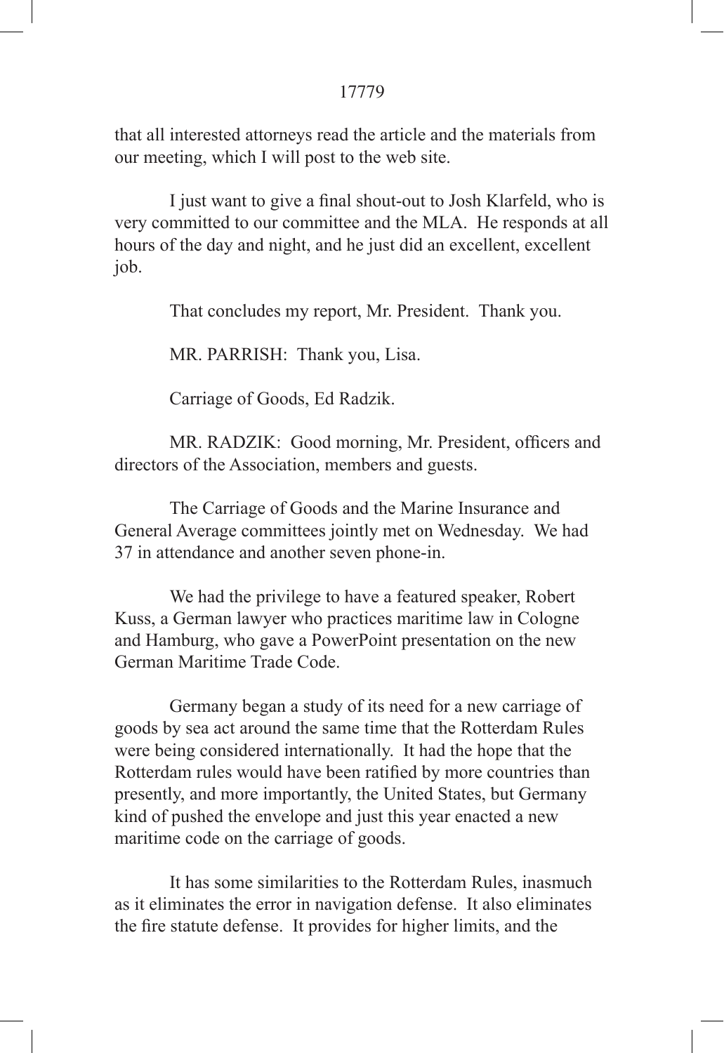that all interested attorneys read the article and the materials from our meeting, which I will post to the web site.

I just want to give a final shout-out to Josh Klarfeld, who is very committed to our committee and the MLA. He responds at all hours of the day and night, and he just did an excellent, excellent job.

That concludes my report, Mr. President. Thank you.

MR. PARRISH: Thank you, Lisa.

Carriage of Goods, Ed Radzik.

MR. RADZIK: Good morning, Mr. President, officers and directors of the Association, members and guests.

The Carriage of Goods and the Marine Insurance and General Average committees jointly met on Wednesday. We had 37 in attendance and another seven phone-in.

We had the privilege to have a featured speaker, Robert Kuss, a German lawyer who practices maritime law in Cologne and Hamburg, who gave a PowerPoint presentation on the new German Maritime Trade Code.

Germany began a study of its need for a new carriage of goods by sea act around the same time that the Rotterdam Rules were being considered internationally. It had the hope that the Rotterdam rules would have been ratified by more countries than presently, and more importantly, the United States, but Germany kind of pushed the envelope and just this year enacted a new maritime code on the carriage of goods.

It has some similarities to the Rotterdam Rules, inasmuch as it eliminates the error in navigation defense. It also eliminates the fire statute defense. It provides for higher limits, and the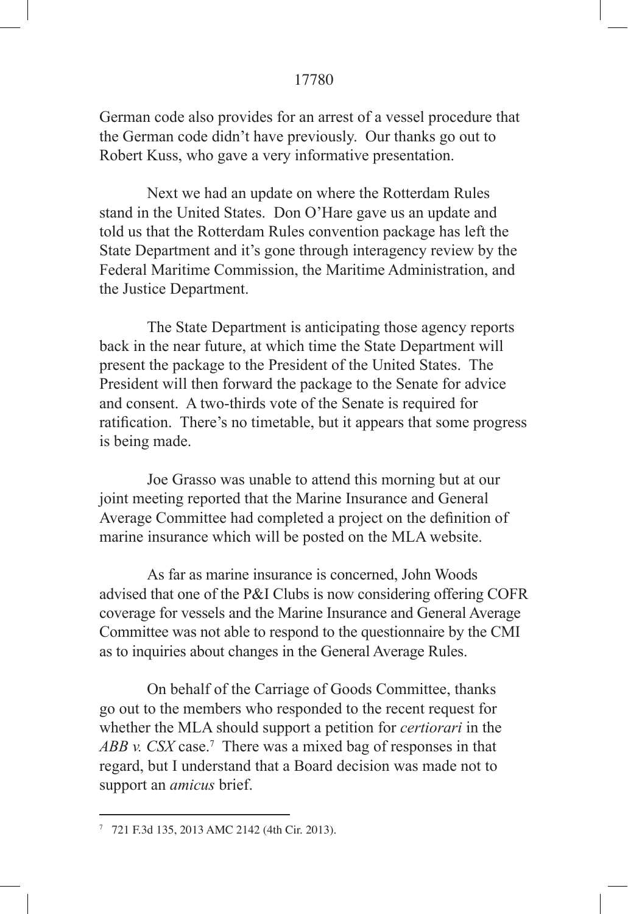German code also provides for an arrest of a vessel procedure that the German code didn't have previously. Our thanks go out to Robert Kuss, who gave a very informative presentation.

Next we had an update on where the Rotterdam Rules stand in the United States. Don O'Hare gave us an update and told us that the Rotterdam Rules convention package has left the State Department and it's gone through interagency review by the Federal Maritime Commission, the Maritime Administration, and the Justice Department.

The State Department is anticipating those agency reports back in the near future, at which time the State Department will present the package to the President of the United States. The President will then forward the package to the Senate for advice and consent. A two-thirds vote of the Senate is required for ratification. There's no timetable, but it appears that some progress is being made.

Joe Grasso was unable to attend this morning but at our joint meeting reported that the Marine Insurance and General Average Committee had completed a project on the definition of marine insurance which will be posted on the MLA website.

As far as marine insurance is concerned, John Woods advised that one of the P&I Clubs is now considering offering COFR coverage for vessels and the Marine Insurance and General Average Committee was not able to respond to the questionnaire by the CMI as to inquiries about changes in the General Average Rules.

On behalf of the Carriage of Goods Committee, thanks go out to the members who responded to the recent request for whether the MLA should support a petition for *certiorari* in the *ABB v. CSX* case.[7] There was a mixed bag of responses in that regard, but I understand that a Board decision was made not to support an *amicus* brief.

---

[7] 721 F.3d 135, 2013 AMC 2142 (4th Cir. 2013).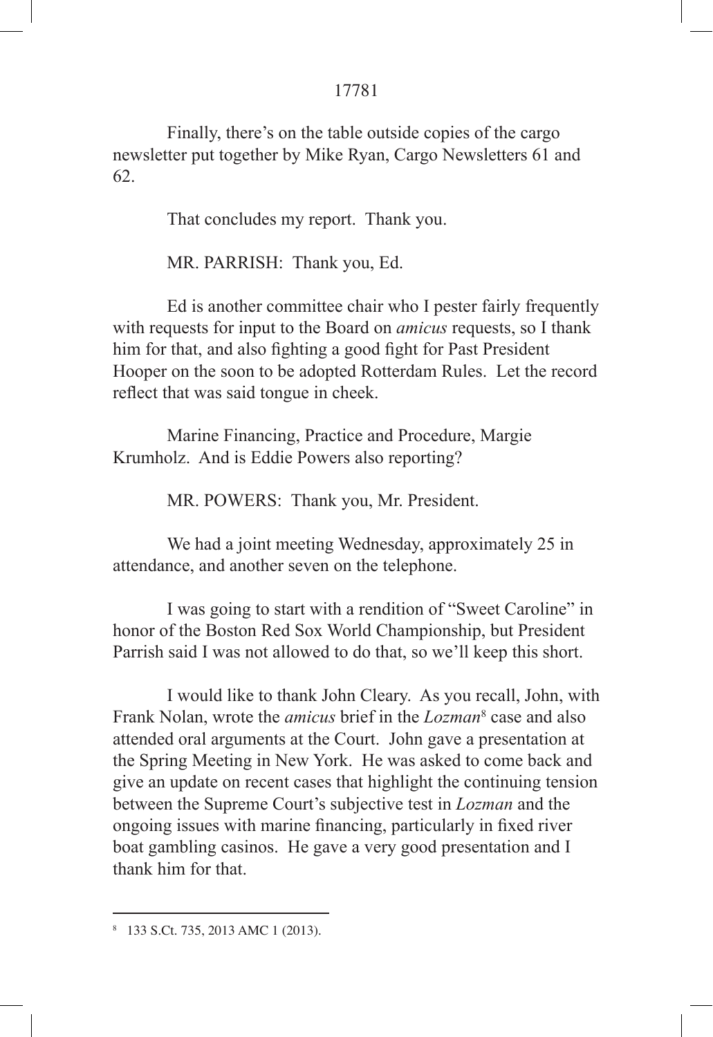Finally, there's on the table outside copies of the cargo newsletter put together by Mike Ryan, Cargo Newsletters 61 and 62.

That concludes my report. Thank you.

MR. PARRISH: Thank you, Ed.

Ed is another committee chair who I pester fairly frequently with requests for input to the Board on *amicus* requests, so I thank him for that, and also fighting a good fight for Past President Hooper on the soon to be adopted Rotterdam Rules. Let the record reflect that was said tongue in cheek.

Marine Financing, Practice and Procedure, Margie Krumholz. And is Eddie Powers also reporting?

MR. POWERS: Thank you, Mr. President.

We had a joint meeting Wednesday, approximately 25 in attendance, and another seven on the telephone.

I was going to start with a rendition of "Sweet Caroline" in honor of the Boston Red Sox World Championship, but President Parrish said I was not allowed to do that, so we'll keep this short.

I would like to thank John Cleary. As you recall, John, with Frank Nolan, wrote the *amicus* brief in the *Lozman*[8] case and also attended oral arguments at the Court. John gave a presentation at the Spring Meeting in New York. He was asked to come back and give an update on recent cases that highlight the continuing tension between the Supreme Court's subjective test in *Lozman* and the ongoing issues with marine financing, particularly in fixed river boat gambling casinos. He gave a very good presentation and I thank him for that.

---

[8] 133 S.Ct. 735, 2013 AMC 1 (2013).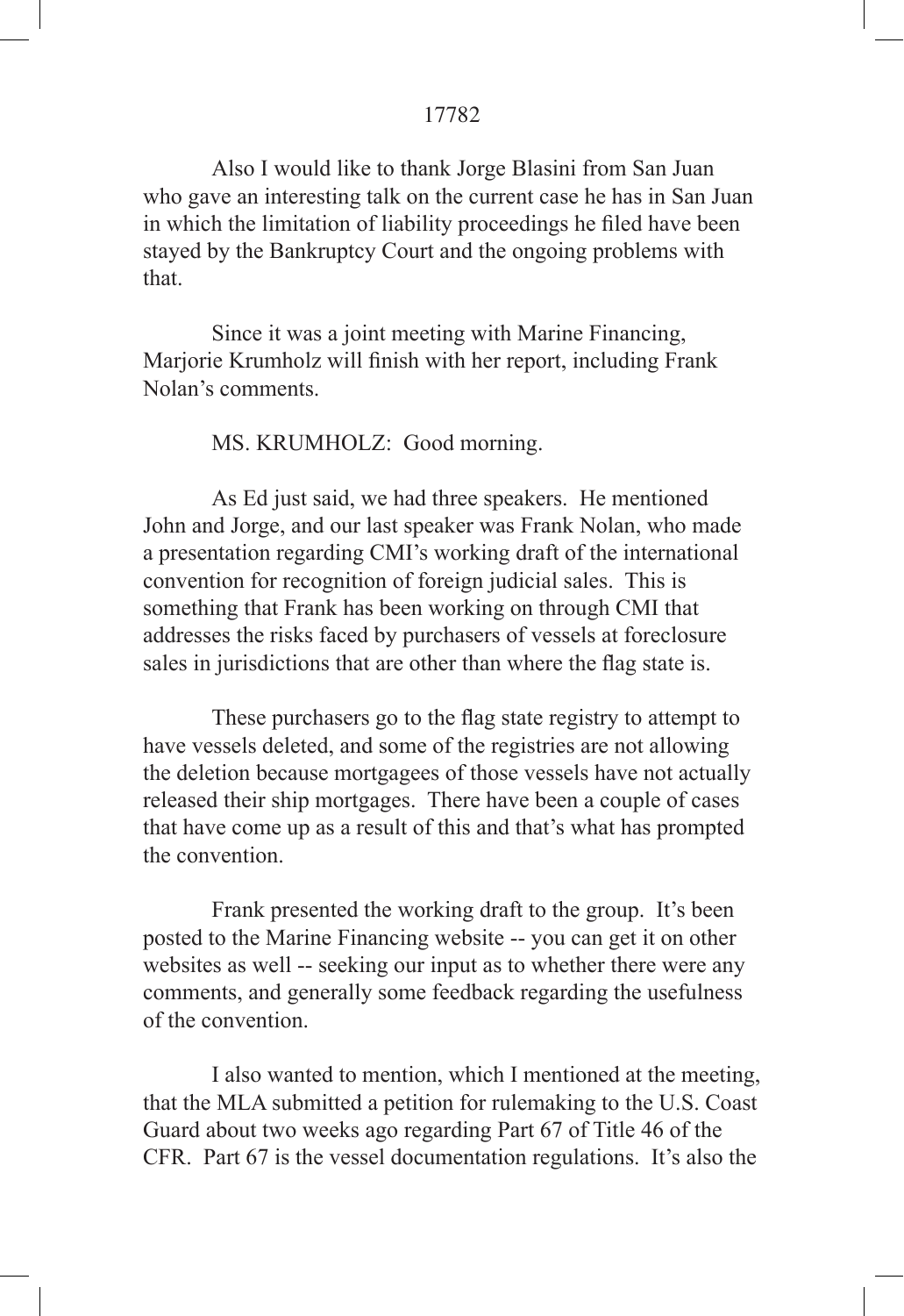Also I would like to thank Jorge Blasini from San Juan who gave an interesting talk on the current case he has in San Juan in which the limitation of liability proceedings he filed have been stayed by the Bankruptcy Court and the ongoing problems with that.

Since it was a joint meeting with Marine Financing, Marjorie Krumholz will finish with her report, including Frank Nolan's comments.

MS. KRUMHOLZ: Good morning.

As Ed just said, we had three speakers. He mentioned John and Jorge, and our last speaker was Frank Nolan, who made a presentation regarding CMI's working draft of the international convention for recognition of foreign judicial sales. This is something that Frank has been working on through CMI that addresses the risks faced by purchasers of vessels at foreclosure sales in jurisdictions that are other than where the flag state is.

These purchasers go to the flag state registry to attempt to have vessels deleted, and some of the registries are not allowing the deletion because mortgagees of those vessels have not actually released their ship mortgages. There have been a couple of cases that have come up as a result of this and that's what has prompted the convention.

Frank presented the working draft to the group. It's been posted to the Marine Financing website -- you can get it on other websites as well -- seeking our input as to whether there were any comments, and generally some feedback regarding the usefulness of the convention.

I also wanted to mention, which I mentioned at the meeting, that the MLA submitted a petition for rulemaking to the U.S. Coast Guard about two weeks ago regarding Part 67 of Title 46 of the CFR. Part 67 is the vessel documentation regulations. It's also the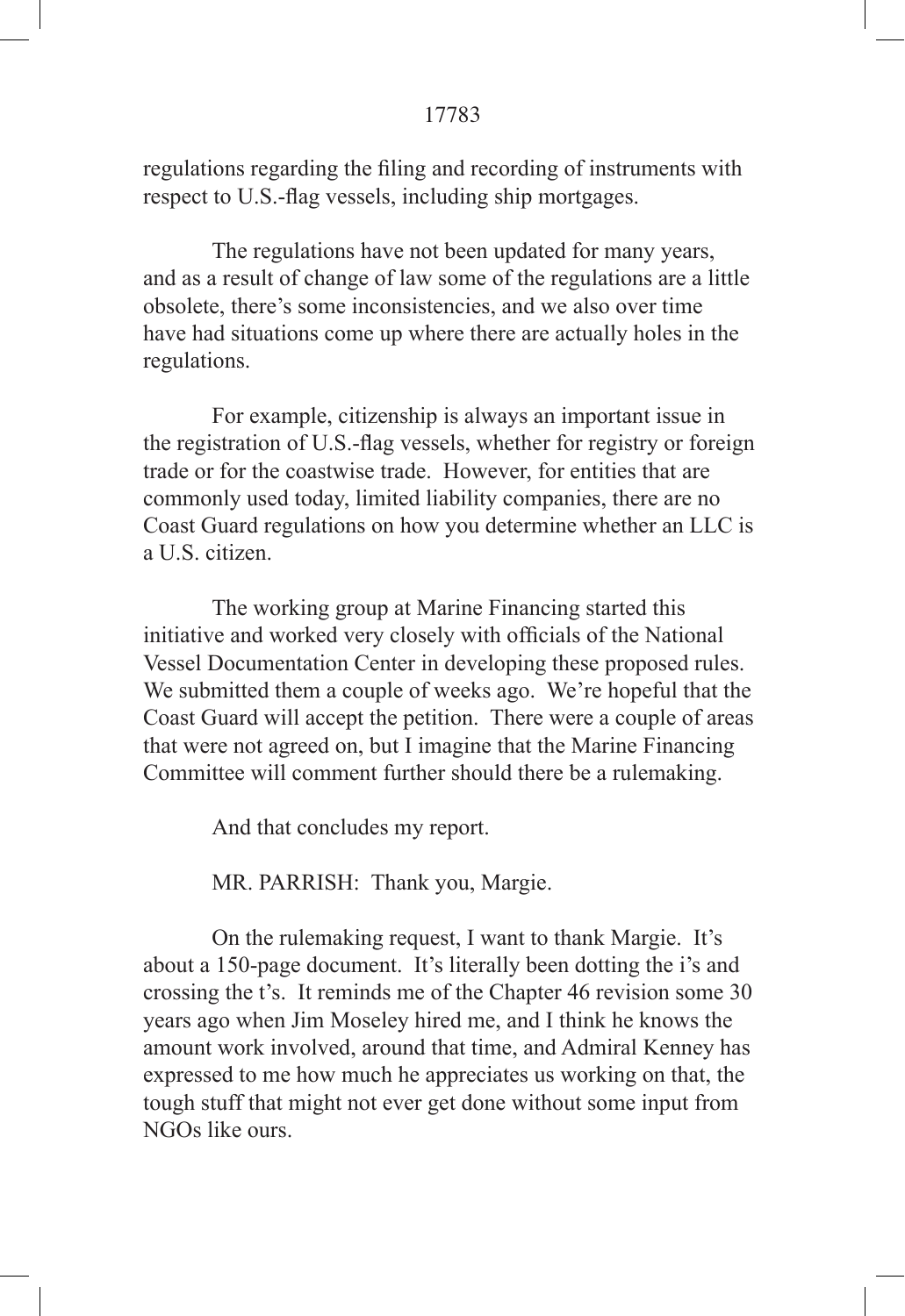regulations regarding the filing and recording of instruments with respect to U.S.-flag vessels, including ship mortgages.

The regulations have not been updated for many years, and as a result of change of law some of the regulations are a little obsolete, there's some inconsistencies, and we also over time have had situations come up where there are actually holes in the regulations.

For example, citizenship is always an important issue in the registration of U.S.-flag vessels, whether for registry or foreign trade or for the coastwise trade. However, for entities that are commonly used today, limited liability companies, there are no Coast Guard regulations on how you determine whether an LLC is a U.S. citizen.

The working group at Marine Financing started this initiative and worked very closely with officials of the National Vessel Documentation Center in developing these proposed rules. We submitted them a couple of weeks ago. We're hopeful that the Coast Guard will accept the petition. There were a couple of areas that were not agreed on, but I imagine that the Marine Financing Committee will comment further should there be a rulemaking.

And that concludes my report.

MR. PARRISH: Thank you, Margie.

On the rulemaking request, I want to thank Margie. It's about a 150-page document. It's literally been dotting the i's and crossing the t's. It reminds me of the Chapter 46 revision some 30 years ago when Jim Moseley hired me, and I think he knows the amount work involved, around that time, and Admiral Kenney has expressed to me how much he appreciates us working on that, the tough stuff that might not ever get done without some input from NGOs like ours.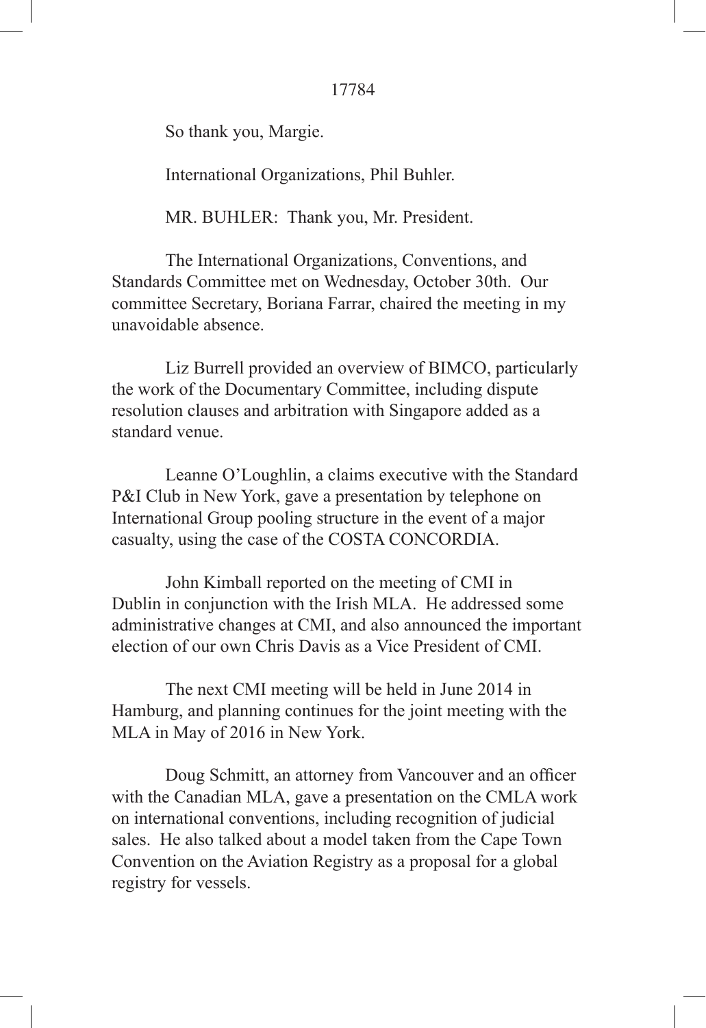So thank you, Margie.

International Organizations, Phil Buhler.

MR. BUHLER: Thank you, Mr. President.

The International Organizations, Conventions, and Standards Committee met on Wednesday, October 30th. Our committee Secretary, Boriana Farrar, chaired the meeting in my unavoidable absence.

Liz Burrell provided an overview of BIMCO, particularly the work of the Documentary Committee, including dispute resolution clauses and arbitration with Singapore added as a standard venue.

Leanne O'Loughlin, a claims executive with the Standard P&I Club in New York, gave a presentation by telephone on International Group pooling structure in the event of a major casualty, using the case of the COSTA CONCORDIA.

John Kimball reported on the meeting of CMI in Dublin in conjunction with the Irish MLA. He addressed some administrative changes at CMI, and also announced the important election of our own Chris Davis as a Vice President of CMI.

The next CMI meeting will be held in June 2014 in Hamburg, and planning continues for the joint meeting with the MLA in May of 2016 in New York.

Doug Schmitt, an attorney from Vancouver and an officer with the Canadian MLA, gave a presentation on the CMLA work on international conventions, including recognition of judicial sales. He also talked about a model taken from the Cape Town Convention on the Aviation Registry as a proposal for a global registry for vessels.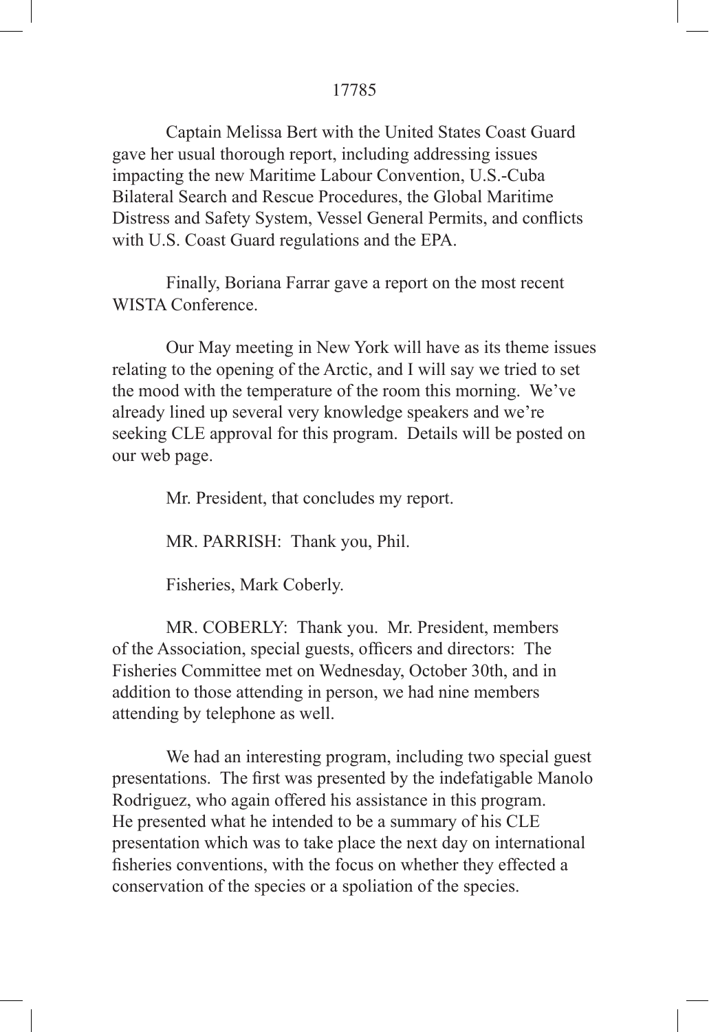Captain Melissa Bert with the United States Coast Guard gave her usual thorough report, including addressing issues impacting the new Maritime Labour Convention, U.S.-Cuba Bilateral Search and Rescue Procedures, the Global Maritime Distress and Safety System, Vessel General Permits, and conflicts with U.S. Coast Guard regulations and the EPA.

Finally, Boriana Farrar gave a report on the most recent WISTA Conference.

Our May meeting in New York will have as its theme issues relating to the opening of the Arctic, and I will say we tried to set the mood with the temperature of the room this morning. We've already lined up several very knowledge speakers and we're seeking CLE approval for this program. Details will be posted on our web page.

Mr. President, that concludes my report.

MR. PARRISH: Thank you, Phil.

Fisheries, Mark Coberly.

MR. COBERLY: Thank you. Mr. President, members of the Association, special guests, officers and directors: The Fisheries Committee met on Wednesday, October 30th, and in addition to those attending in person, we had nine members attending by telephone as well.

We had an interesting program, including two special guest presentations. The first was presented by the indefatigable Manolo Rodriguez, who again offered his assistance in this program. He presented what he intended to be a summary of his CLE presentation which was to take place the next day on international fisheries conventions, with the focus on whether they effected a conservation of the species or a spoliation of the species.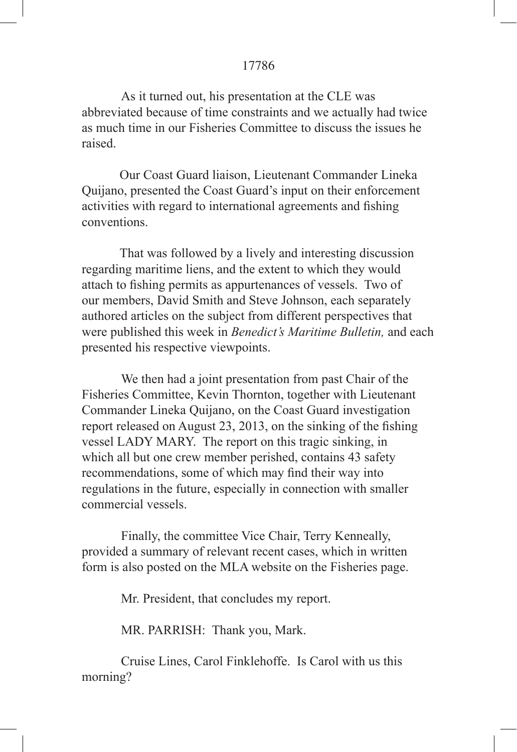As it turned out, his presentation at the CLE was abbreviated because of time constraints and we actually had twice as much time in our Fisheries Committee to discuss the issues he raised.

Our Coast Guard liaison, Lieutenant Commander Lineka Quijano, presented the Coast Guard's input on their enforcement activities with regard to international agreements and fishing conventions.

That was followed by a lively and interesting discussion regarding maritime liens, and the extent to which they would attach to fishing permits as appurtenances of vessels. Two of our members, David Smith and Steve Johnson, each separately authored articles on the subject from different perspectives that were published this week in *Benedict's Maritime Bulletin,* and each presented his respective viewpoints.

We then had a joint presentation from past Chair of the Fisheries Committee, Kevin Thornton, together with Lieutenant Commander Lineka Quijano, on the Coast Guard investigation report released on August 23, 2013, on the sinking of the fishing vessel LADY MARY. The report on this tragic sinking, in which all but one crew member perished, contains 43 safety recommendations, some of which may find their way into regulations in the future, especially in connection with smaller commercial vessels.

Finally, the committee Vice Chair, Terry Kenneally, provided a summary of relevant recent cases, which in written form is also posted on the MLA website on the Fisheries page.

Mr. President, that concludes my report.

MR. PARRISH: Thank you, Mark.

Cruise Lines, Carol Finklehoffe. Is Carol with us this morning?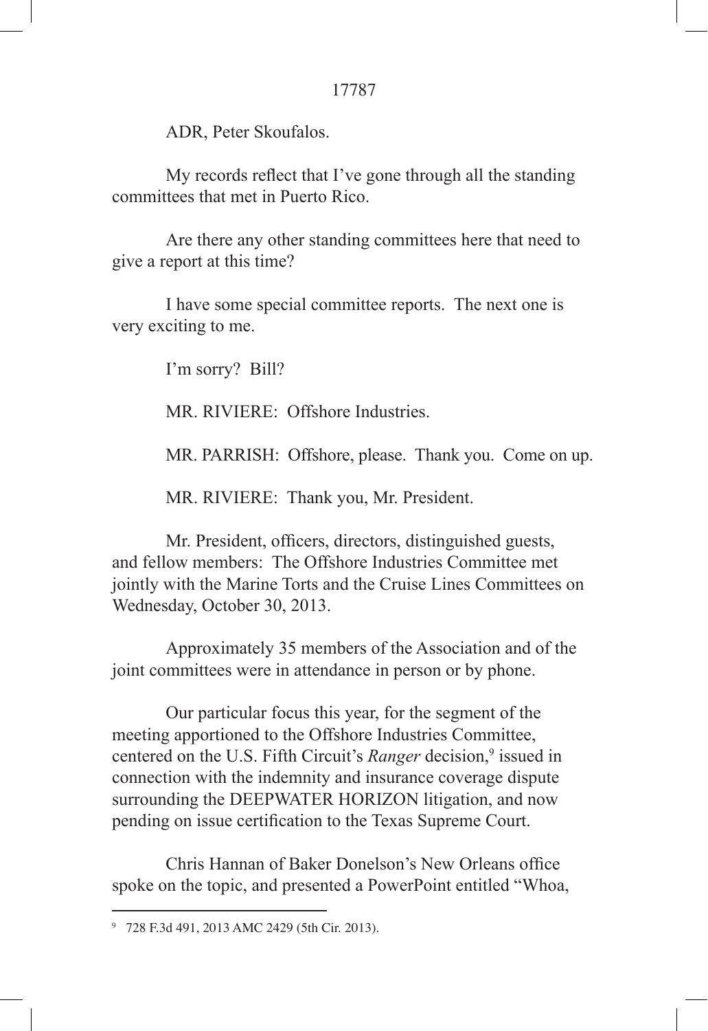ADR, Peter Skoufalos.

My records reflect that I've gone through all the standing committees that met in Puerto Rico.

Are there any other standing committees here that need to give a report at this time?

I have some special committee reports. The next one is very exciting to me.

I'm sorry? Bill?

MR. RIVIERE: Offshore Industries.

MR. PARRISH: Offshore, please. Thank you. Come on up.

MR. RIVIERE: Thank you, Mr. President.

Mr. President, officers, directors, distinguished guests, and fellow members: The Offshore Industries Committee met jointly with the Marine Torts and the Cruise Lines Committees on Wednesday, October 30, 2013.

Approximately 35 members of the Association and of the joint committees were in attendance in person or by phone.

Our particular focus this year, for the segment of the meeting apportioned to the Offshore Industries Committee, centered on the U.S. Fifth Circuit's *Ranger* decision,[9] issued in connection with the indemnity and insurance coverage dispute surrounding the DEEPWATER HORIZON litigation, and now pending on issue certification to the Texas Supreme Court.

Chris Hannan of Baker Donelson's New Orleans office spoke on the topic, and presented a PowerPoint entitled "Whoa,

---

[9] 728 F.3d 491, 2013 AMC 2429 (5th Cir. 2013).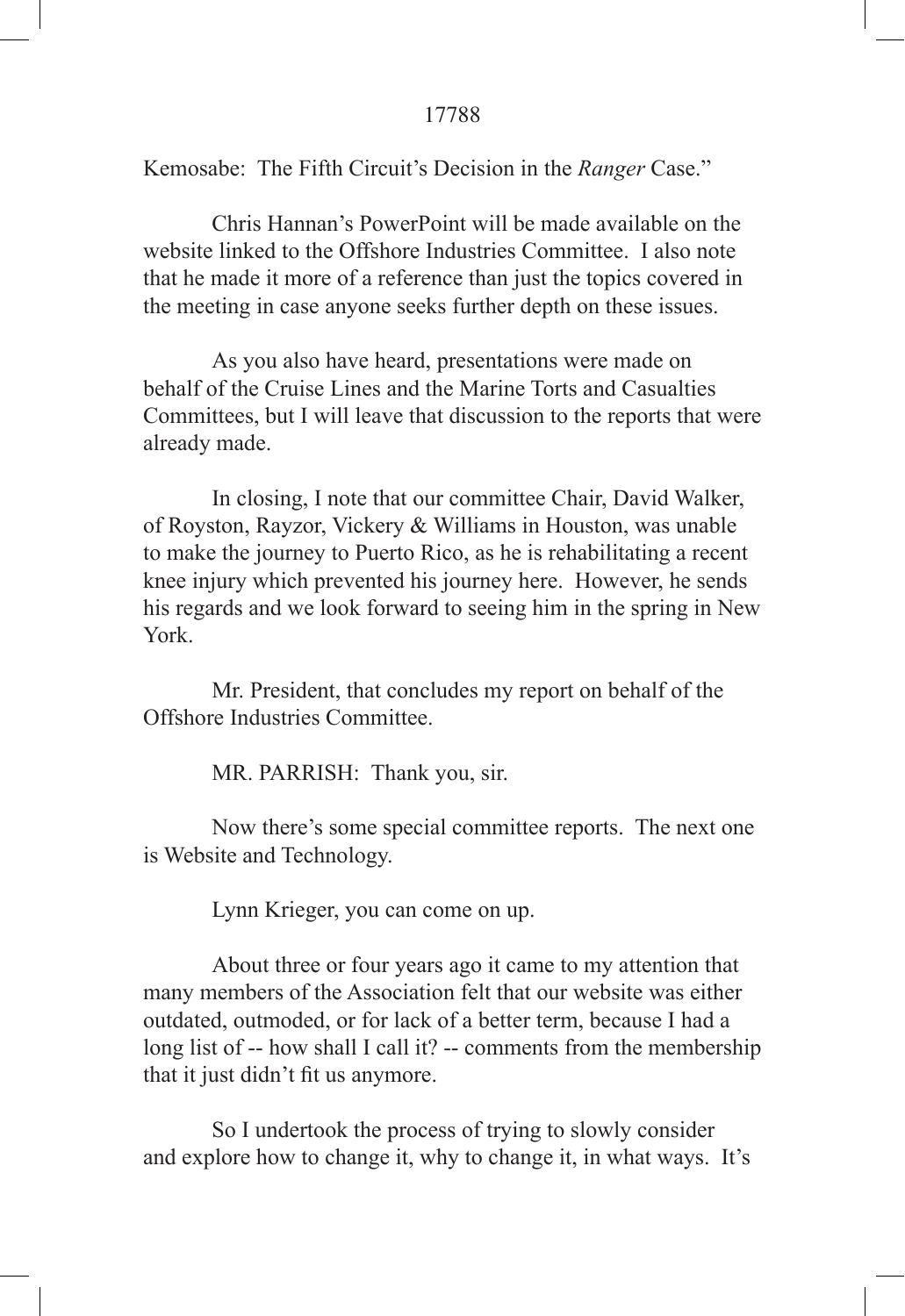Kemosabe: The Fifth Circuit's Decision in the *Ranger* Case."

Chris Hannan's PowerPoint will be made available on the website linked to the Offshore Industries Committee. I also note that he made it more of a reference than just the topics covered in the meeting in case anyone seeks further depth on these issues.

As you also have heard, presentations were made on behalf of the Cruise Lines and the Marine Torts and Casualties Committees, but I will leave that discussion to the reports that were already made.

In closing, I note that our committee Chair, David Walker, of Royston, Rayzor, Vickery & Williams in Houston, was unable to make the journey to Puerto Rico, as he is rehabilitating a recent knee injury which prevented his journey here. However, he sends his regards and we look forward to seeing him in the spring in New York.

Mr. President, that concludes my report on behalf of the Offshore Industries Committee.

MR. PARRISH: Thank you, sir.

Now there's some special committee reports. The next one is Website and Technology.

Lynn Krieger, you can come on up.

About three or four years ago it came to my attention that many members of the Association felt that our website was either outdated, outmoded, or for lack of a better term, because I had a long list of -- how shall I call it? -- comments from the membership that it just didn't fit us anymore.

So I undertook the process of trying to slowly consider and explore how to change it, why to change it, in what ways. It's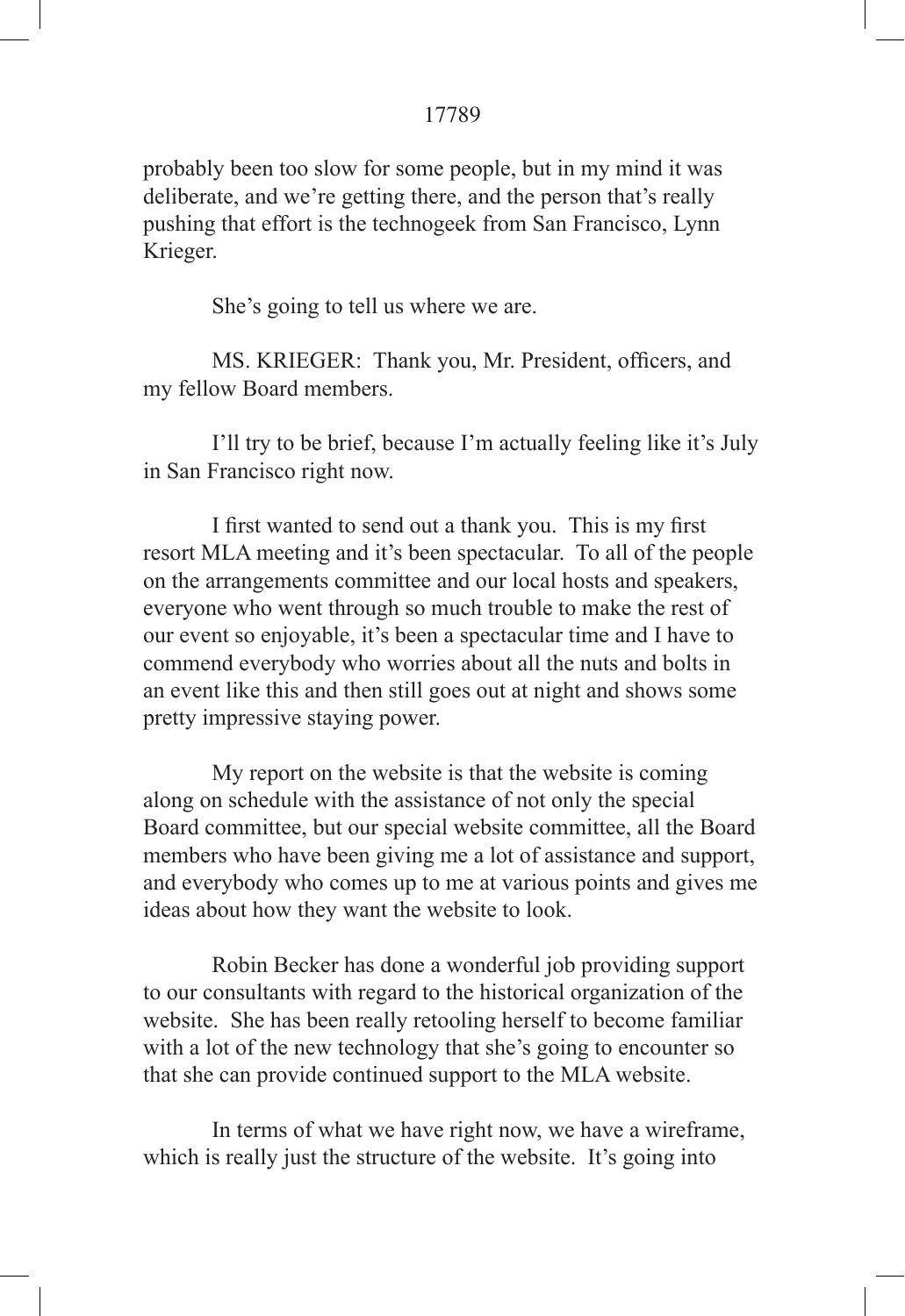probably been too slow for some people, but in my mind it was deliberate, and we're getting there, and the person that's really pushing that effort is the technogeek from San Francisco, Lynn Krieger.

She's going to tell us where we are.

MS. KRIEGER: Thank you, Mr. President, officers, and my fellow Board members.

I'll try to be brief, because I'm actually feeling like it's July in San Francisco right now.

I first wanted to send out a thank you. This is my first resort MLA meeting and it's been spectacular. To all of the people on the arrangements committee and our local hosts and speakers, everyone who went through so much trouble to make the rest of our event so enjoyable, it's been a spectacular time and I have to commend everybody who worries about all the nuts and bolts in an event like this and then still goes out at night and shows some pretty impressive staying power.

My report on the website is that the website is coming along on schedule with the assistance of not only the special Board committee, but our special website committee, all the Board members who have been giving me a lot of assistance and support, and everybody who comes up to me at various points and gives me ideas about how they want the website to look.

Robin Becker has done a wonderful job providing support to our consultants with regard to the historical organization of the website. She has been really retooling herself to become familiar with a lot of the new technology that she's going to encounter so that she can provide continued support to the MLA website.

In terms of what we have right now, we have a wireframe, which is really just the structure of the website. It's going into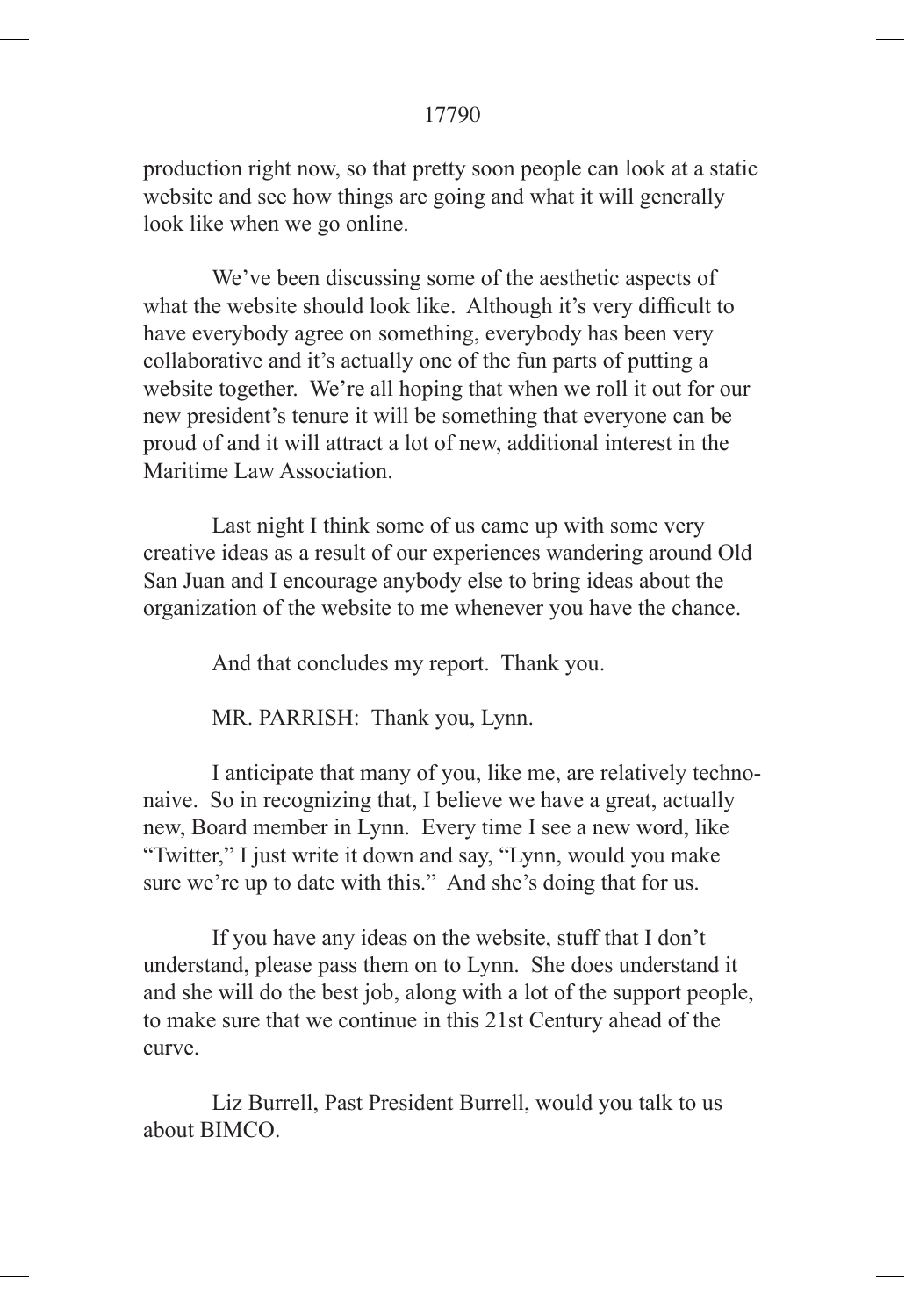production right now, so that pretty soon people can look at a static website and see how things are going and what it will generally look like when we go online.

We've been discussing some of the aesthetic aspects of what the website should look like. Although it's very difficult to have everybody agree on something, everybody has been very collaborative and it's actually one of the fun parts of putting a website together. We're all hoping that when we roll it out for our new president's tenure it will be something that everyone can be proud of and it will attract a lot of new, additional interest in the Maritime Law Association.

Last night I think some of us came up with some very creative ideas as a result of our experiences wandering around Old San Juan and I encourage anybody else to bring ideas about the organization of the website to me whenever you have the chance.

And that concludes my report. Thank you.

MR. PARRISH: Thank you, Lynn.

I anticipate that many of you, like me, are relatively techno-naive. So in recognizing that, I believe we have a great, actually new, Board member in Lynn. Every time I see a new word, like "Twitter," I just write it down and say, "Lynn, would you make sure we're up to date with this." And she's doing that for us.

If you have any ideas on the website, stuff that I don't understand, please pass them on to Lynn. She does understand it and she will do the best job, along with a lot of the support people, to make sure that we continue in this 21st Century ahead of the curve.

Liz Burrell, Past President Burrell, would you talk to us about BIMCO.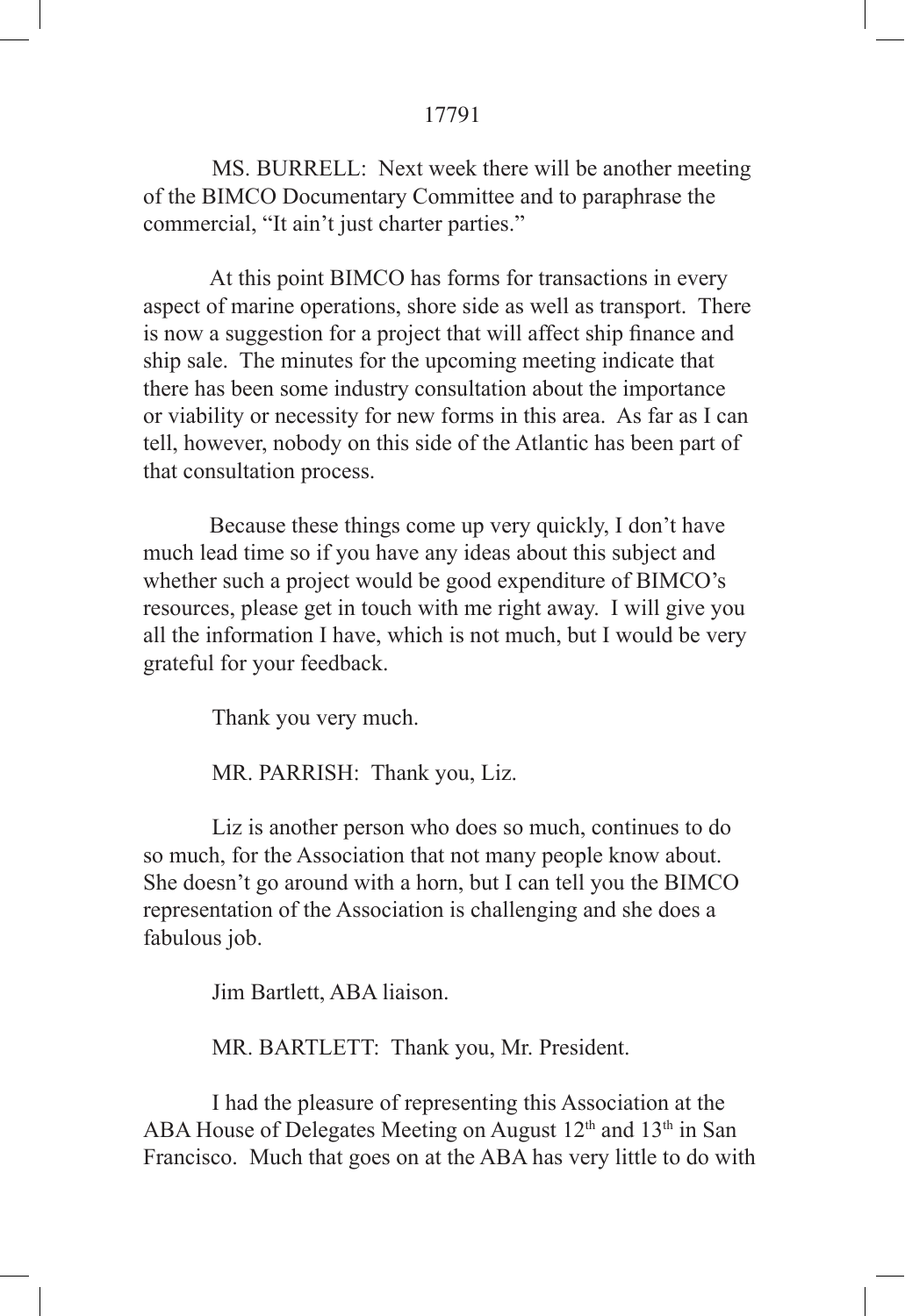MS. BURRELL: Next week there will be another meeting of the BIMCO Documentary Committee and to paraphrase the commercial, "It ain't just charter parties."

At this point BIMCO has forms for transactions in every aspect of marine operations, shore side as well as transport. There is now a suggestion for a project that will affect ship finance and ship sale. The minutes for the upcoming meeting indicate that there has been some industry consultation about the importance or viability or necessity for new forms in this area. As far as I can tell, however, nobody on this side of the Atlantic has been part of that consultation process.

Because these things come up very quickly, I don't have much lead time so if you have any ideas about this subject and whether such a project would be good expenditure of BIMCO's resources, please get in touch with me right away. I will give you all the information I have, which is not much, but I would be very grateful for your feedback.

Thank you very much.

MR. PARRISH: Thank you, Liz.

Liz is another person who does so much, continues to do so much, for the Association that not many people know about. She doesn't go around with a horn, but I can tell you the BIMCO representation of the Association is challenging and she does a fabulous job.

Jim Bartlett, ABA liaison.

MR. BARTLETT: Thank you, Mr. President.

I had the pleasure of representing this Association at the ABA House of Delegates Meeting on August 12th and 13th in San Francisco. Much that goes on at the ABA has very little to do with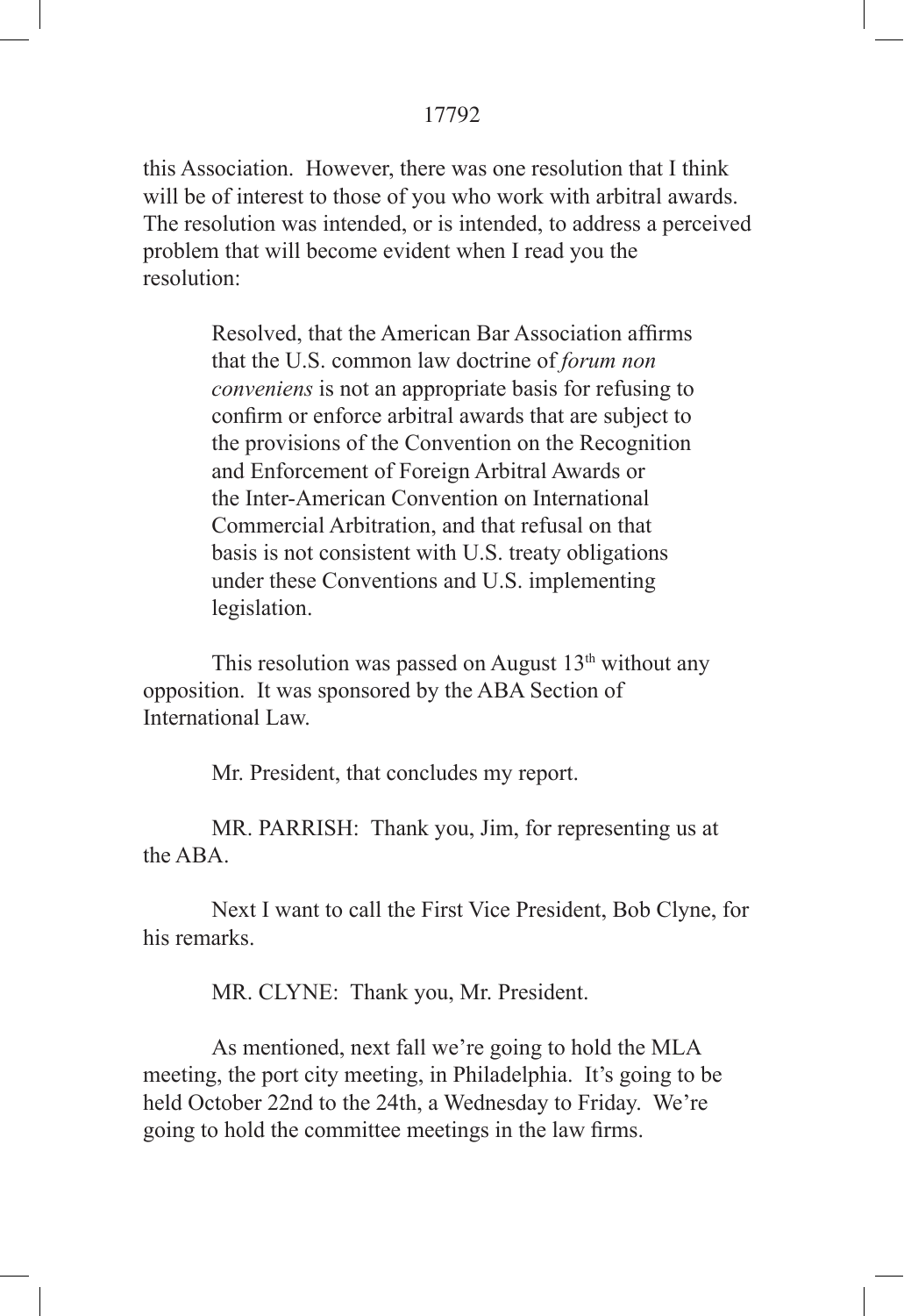this Association. However, there was one resolution that I think will be of interest to those of you who work with arbitral awards. The resolution was intended, or is intended, to address a perceived problem that will become evident when I read you the resolution:

> Resolved, that the American Bar Association affirms that the U.S. common law doctrine of *forum non conveniens* is not an appropriate basis for refusing to confirm or enforce arbitral awards that are subject to the provisions of the Convention on the Recognition and Enforcement of Foreign Arbitral Awards or the Inter-American Convention on International Commercial Arbitration, and that refusal on that basis is not consistent with U.S. treaty obligations under these Conventions and U.S. implementing legislation.

This resolution was passed on August 13th without any opposition. It was sponsored by the ABA Section of International Law.

Mr. President, that concludes my report.

MR. PARRISH: Thank you, Jim, for representing us at the ABA.

Next I want to call the First Vice President, Bob Clyne, for his remarks.

MR. CLYNE: Thank you, Mr. President.

As mentioned, next fall we're going to hold the MLA meeting, the port city meeting, in Philadelphia. It's going to be held October 22nd to the 24th, a Wednesday to Friday. We're going to hold the committee meetings in the law firms.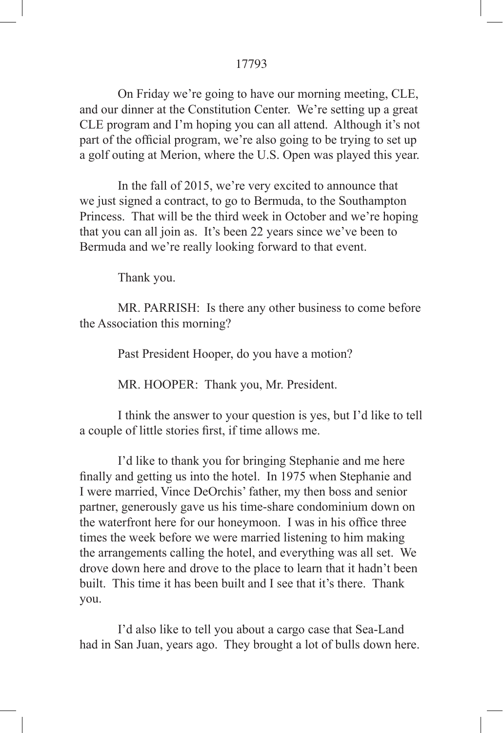On Friday we're going to have our morning meeting, CLE, and our dinner at the Constitution Center. We're setting up a great CLE program and I'm hoping you can all attend. Although it's not part of the official program, we're also going to be trying to set up a golf outing at Merion, where the U.S. Open was played this year.

In the fall of 2015, we're very excited to announce that we just signed a contract, to go to Bermuda, to the Southampton Princess. That will be the third week in October and we're hoping that you can all join as. It's been 22 years since we've been to Bermuda and we're really looking forward to that event.

Thank you.

MR. PARRISH: Is there any other business to come before the Association this morning?

Past President Hooper, do you have a motion?

MR. HOOPER: Thank you, Mr. President.

I think the answer to your question is yes, but I'd like to tell a couple of little stories first, if time allows me.

I'd like to thank you for bringing Stephanie and me here finally and getting us into the hotel. In 1975 when Stephanie and I were married, Vince DeOrchis' father, my then boss and senior partner, generously gave us his time-share condominium down on the waterfront here for our honeymoon. I was in his office three times the week before we were married listening to him making the arrangements calling the hotel, and everything was all set. We drove down here and drove to the place to learn that it hadn't been built. This time it has been built and I see that it's there. Thank you.

I'd also like to tell you about a cargo case that Sea-Land had in San Juan, years ago. They brought a lot of bulls down here.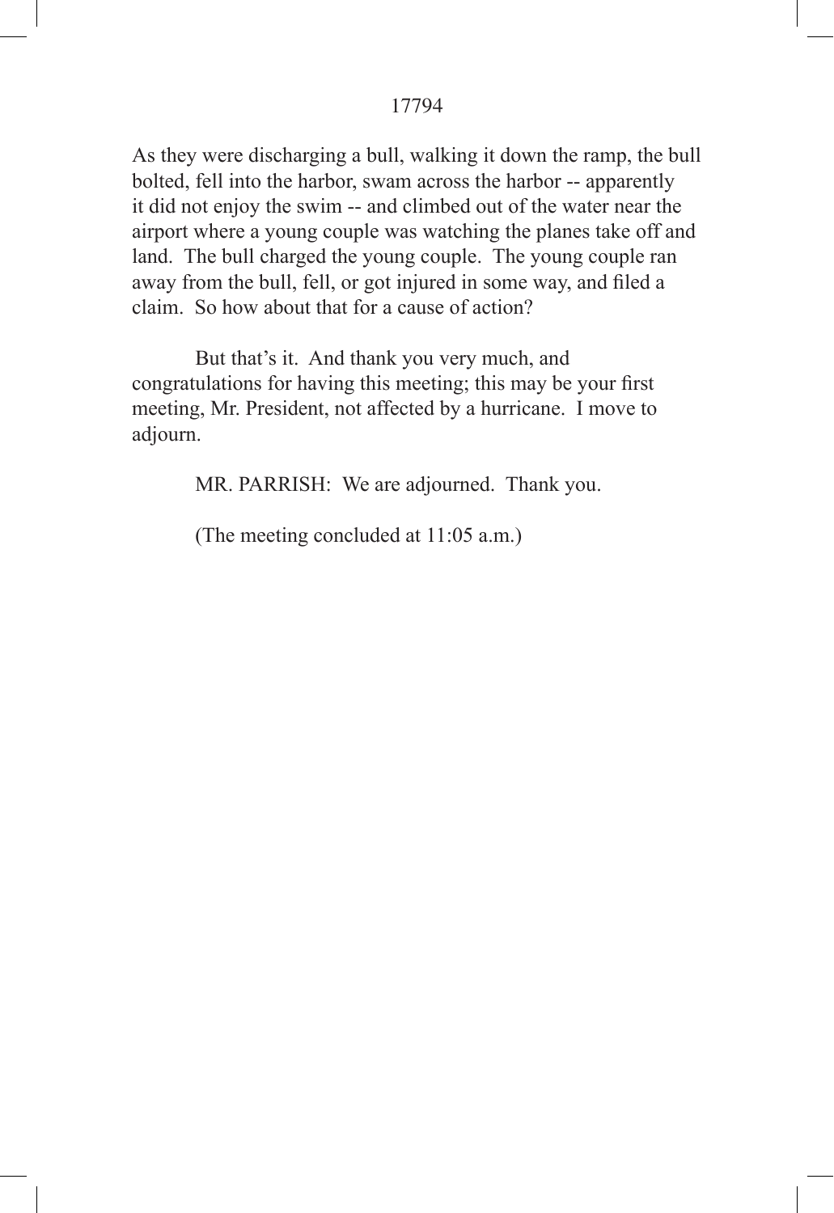As they were discharging a bull, walking it down the ramp, the bull bolted, fell into the harbor, swam across the harbor -- apparently it did not enjoy the swim -- and climbed out of the water near the airport where a young couple was watching the planes take off and land. The bull charged the young couple. The young couple ran away from the bull, fell, or got injured in some way, and filed a claim. So how about that for a cause of action?

But that's it. And thank you very much, and congratulations for having this meeting; this may be your first meeting, Mr. President, not affected by a hurricane. I move to adjourn.

MR. PARRISH: We are adjourned. Thank you.

(The meeting concluded at 11:05 a.m.)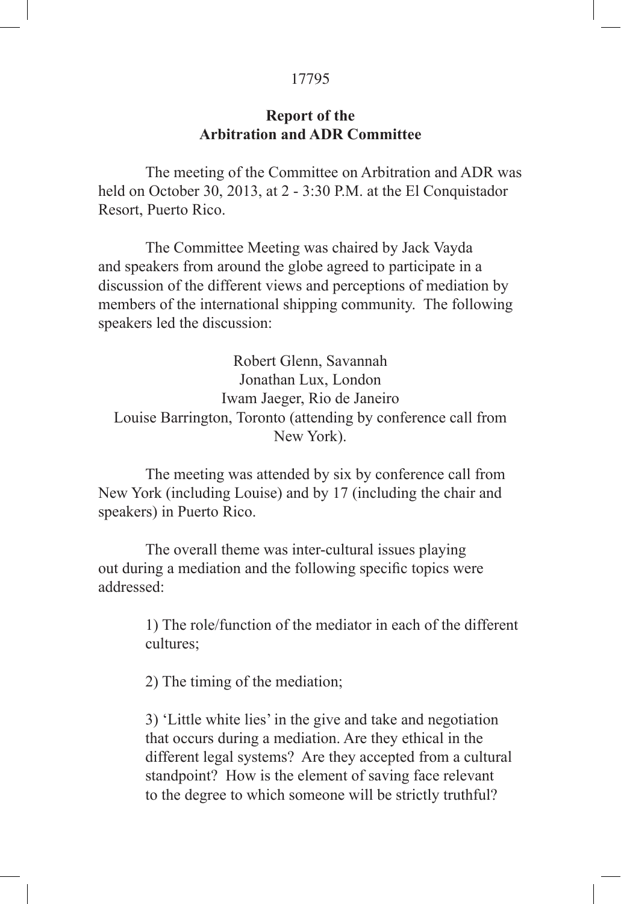17795

## Report of the Arbitration and ADR Committee

The meeting of the Committee on Arbitration and ADR was held on October 30, 2013, at 2 - 3:30 P.M. at the El Conquistador Resort, Puerto Rico.

The Committee Meeting was chaired by Jack Vayda and speakers from around the globe agreed to participate in a discussion of the different views and perceptions of mediation by members of the international shipping community. The following speakers led the discussion:

Robert Glenn, Savannah
Jonathan Lux, London
Iwam Jaeger, Rio de Janeiro
Louise Barrington, Toronto (attending by conference call from New York).

The meeting was attended by six by conference call from New York (including Louise) and by 17 (including the chair and speakers) in Puerto Rico.

The overall theme was inter-cultural issues playing out during a mediation and the following specific topics were addressed:

1) The role/function of the mediator in each of the different cultures;

2) The timing of the mediation;

3) 'Little white lies' in the give and take and negotiation that occurs during a mediation. Are they ethical in the different legal systems? Are they accepted from a cultural standpoint? How is the element of saving face relevant to the degree to which someone will be strictly truthful?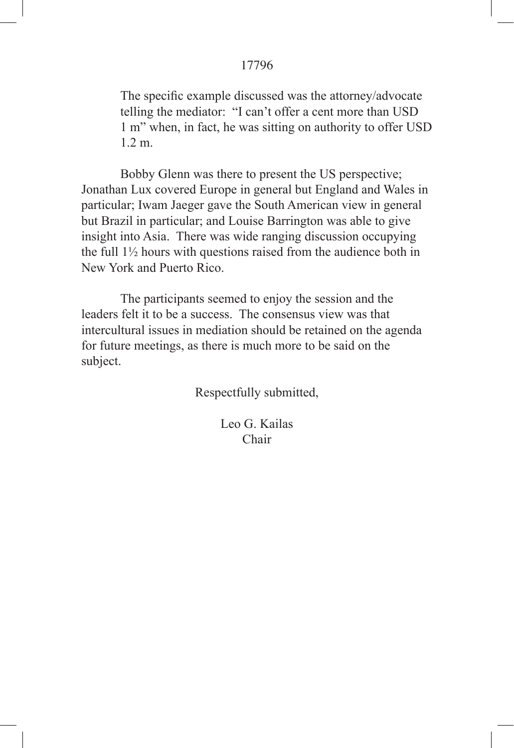The specific example discussed was the attorney/advocate telling the mediator: "I can't offer a cent more than USD 1 m" when, in fact, he was sitting on authority to offer USD 1.2 m.

Bobby Glenn was there to present the US perspective; Jonathan Lux covered Europe in general but England and Wales in particular; Iwam Jaeger gave the South American view in general but Brazil in particular; and Louise Barrington was able to give insight into Asia. There was wide ranging discussion occupying the full 1½ hours with questions raised from the audience both in New York and Puerto Rico.

The participants seemed to enjoy the session and the leaders felt it to be a success. The consensus view was that intercultural issues in mediation should be retained on the agenda for future meetings, as there is much more to be said on the subject.

Respectfully submitted,

Leo G. Kailas
Chair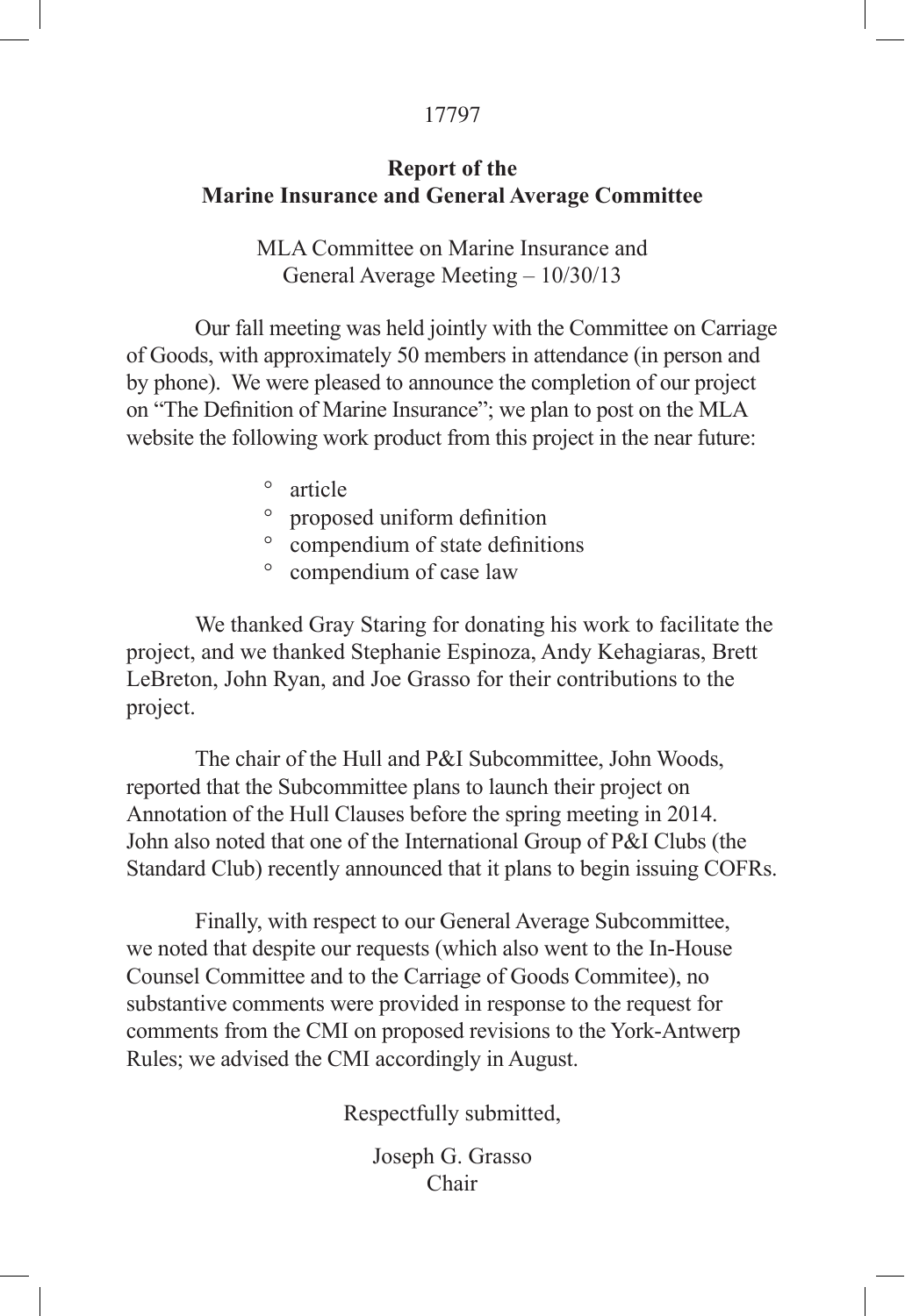17797

**Report of the**
**Marine Insurance and General Average Committee**

MLA Committee on Marine Insurance and
General Average Meeting – 10/30/13

Our fall meeting was held jointly with the Committee on Carriage of Goods, with approximately 50 members in attendance (in person and by phone). We were pleased to announce the completion of our project on "The Definition of Marine Insurance"; we plan to post on the MLA website the following work product from this project in the near future:

- article
- proposed uniform definition
- compendium of state definitions
- compendium of case law

We thanked Gray Staring for donating his work to facilitate the project, and we thanked Stephanie Espinoza, Andy Kehagiaras, Brett LeBreton, John Ryan, and Joe Grasso for their contributions to the project.

The chair of the Hull and P&I Subcommittee, John Woods, reported that the Subcommittee plans to launch their project on Annotation of the Hull Clauses before the spring meeting in 2014. John also noted that one of the International Group of P&I Clubs (the Standard Club) recently announced that it plans to begin issuing COFRs.

Finally, with respect to our General Average Subcommittee, we noted that despite our requests (which also went to the In-House Counsel Committee and to the Carriage of Goods Commitee), no substantive comments were provided in response to the request for comments from the CMI on proposed revisions to the York-Antwerp Rules; we advised the CMI accordingly in August.

Respectfully submitted,

Joseph G. Grasso
Chair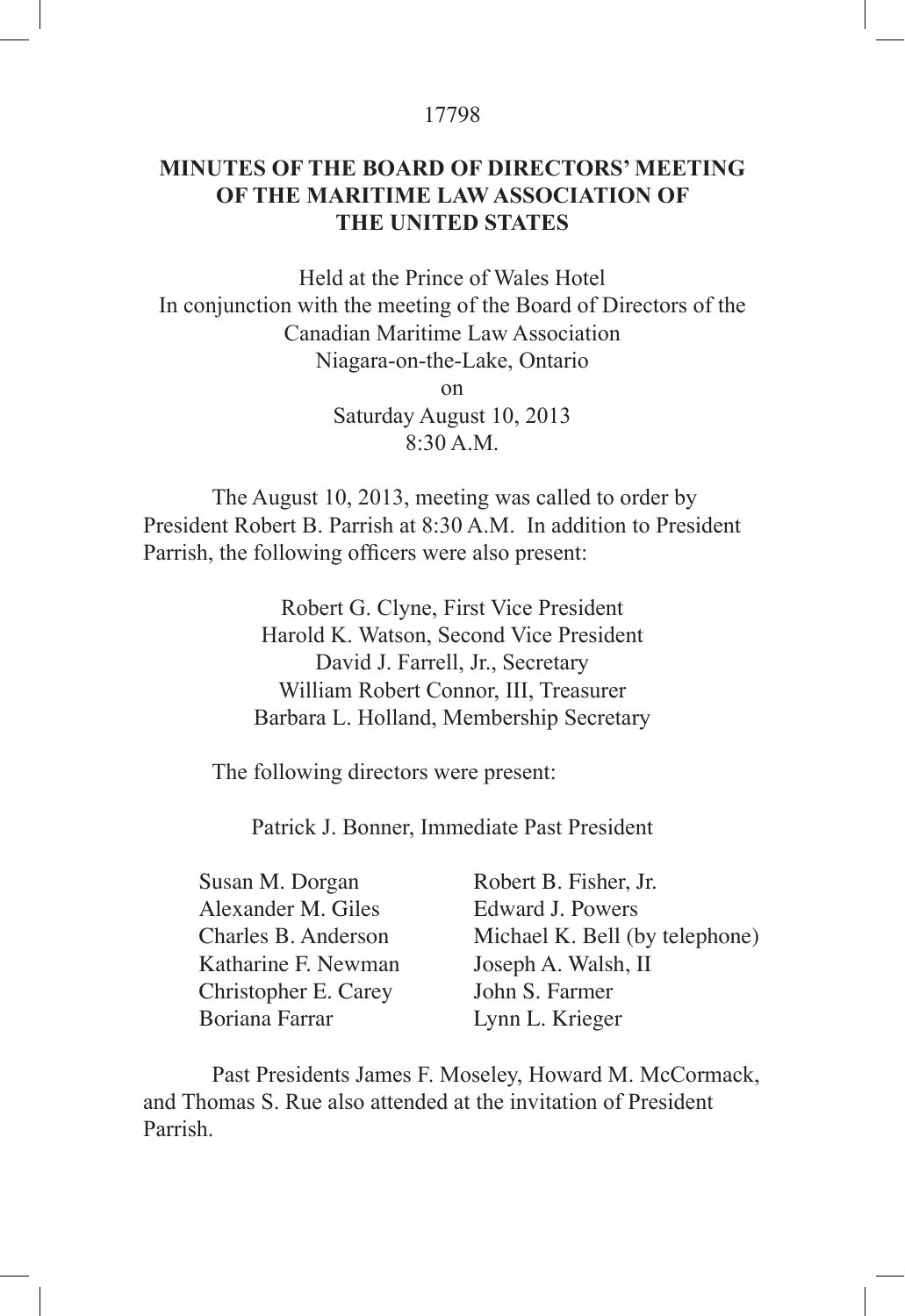**MINUTES OF THE BOARD OF DIRECTORS' MEETING OF THE MARITIME LAW ASSOCIATION OF THE UNITED STATES**

Held at the Prince of Wales Hotel
In conjunction with the meeting of the Board of Directors of the Canadian Maritime Law Association
Niagara-on-the-Lake, Ontario
on
Saturday August 10, 2013
8:30 A.M.

The August 10, 2013, meeting was called to order by President Robert B. Parrish at 8:30 A.M. In addition to President Parrish, the following officers were also present:

Robert G. Clyne, First Vice President
Harold K. Watson, Second Vice President
David J. Farrell, Jr., Secretary
William Robert Connor, III, Treasurer
Barbara L. Holland, Membership Secretary

The following directors were present:

Patrick J. Bonner, Immediate Past President

Susan M. Dorgan
Alexander M. Giles
Charles B. Anderson
Katharine F. Newman
Christopher E. Carey
Boriana Farrar
Robert B. Fisher, Jr.
Edward J. Powers
Michael K. Bell (by telephone)
Joseph A. Walsh, II
John S. Farmer
Lynn L. Krieger

Past Presidents James F. Moseley, Howard M. McCormack, and Thomas S. Rue also attended at the invitation of President Parrish.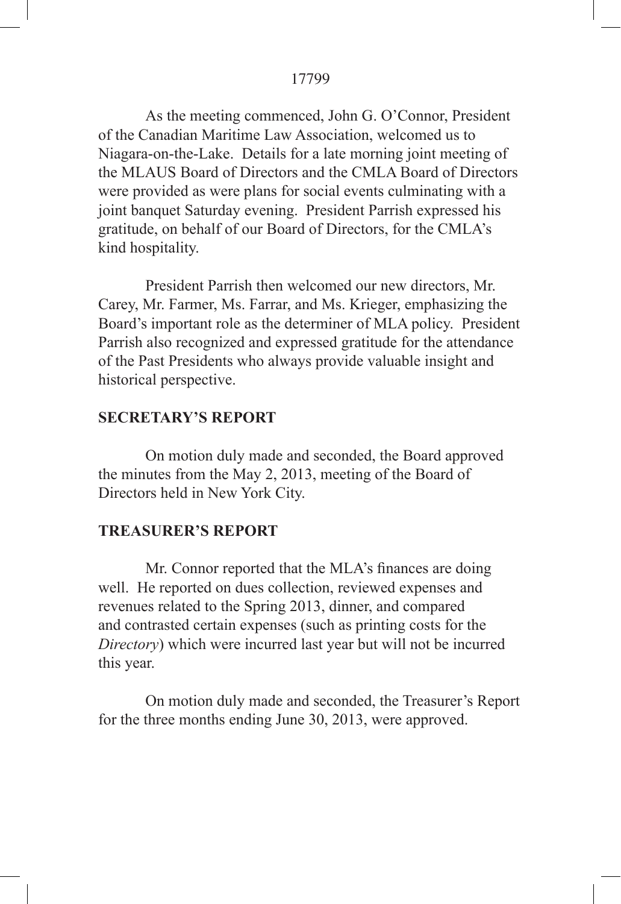As the meeting commenced, John G. O'Connor, President of the Canadian Maritime Law Association, welcomed us to Niagara-on-the-Lake. Details for a late morning joint meeting of the MLAUS Board of Directors and the CMLA Board of Directors were provided as were plans for social events culminating with a joint banquet Saturday evening. President Parrish expressed his gratitude, on behalf of our Board of Directors, for the CMLA's kind hospitality.

President Parrish then welcomed our new directors, Mr. Carey, Mr. Farmer, Ms. Farrar, and Ms. Krieger, emphasizing the Board's important role as the determiner of MLA policy. President Parrish also recognized and expressed gratitude for the attendance of the Past Presidents who always provide valuable insight and historical perspective.

**SECRETARY'S REPORT**

On motion duly made and seconded, the Board approved the minutes from the May 2, 2013, meeting of the Board of Directors held in New York City.

**TREASURER'S REPORT**

Mr. Connor reported that the MLA's finances are doing well. He reported on dues collection, reviewed expenses and revenues related to the Spring 2013, dinner, and compared and contrasted certain expenses (such as printing costs for the *Directory*) which were incurred last year but will not be incurred this year.

On motion duly made and seconded, the Treasurer's Report for the three months ending June 30, 2013, were approved.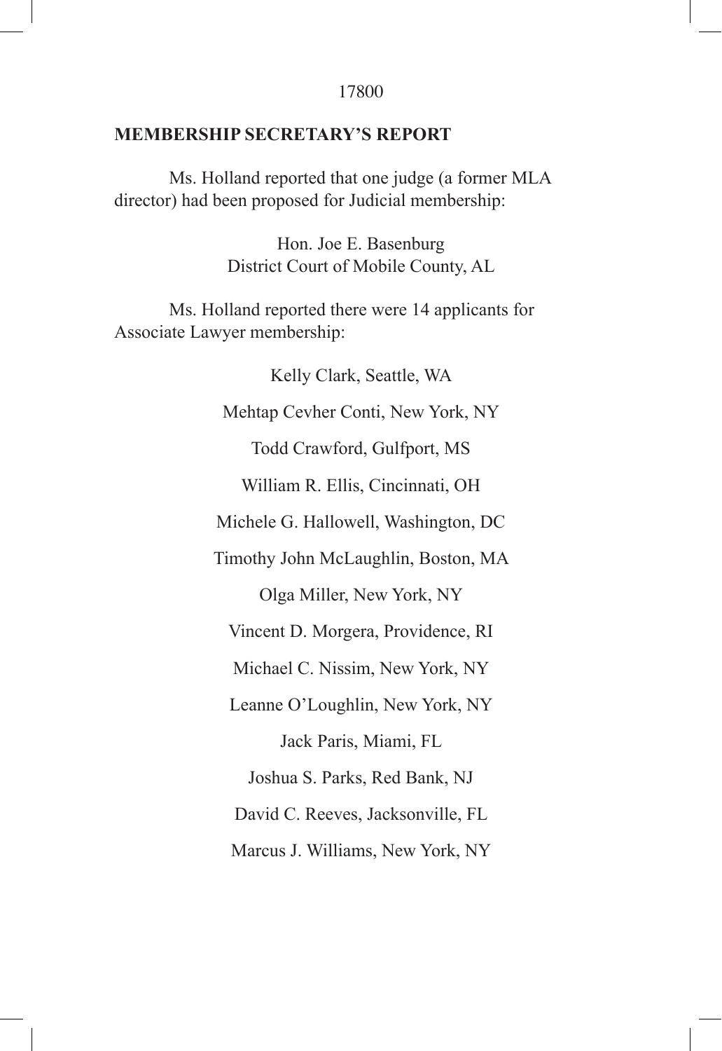## MEMBERSHIP SECRETARY'S REPORT

Ms. Holland reported that one judge (a former MLA director) had been proposed for Judicial membership:

Hon. Joe E. Basenburg
District Court of Mobile County, AL

Ms. Holland reported there were 14 applicants for Associate Lawyer membership:

Kelly Clark, Seattle, WA

Mehtap Cevher Conti, New York, NY

Todd Crawford, Gulfport, MS

William R. Ellis, Cincinnati, OH

Michele G. Hallowell, Washington, DC

Timothy John McLaughlin, Boston, MA

Olga Miller, New York, NY

Vincent D. Morgera, Providence, RI

Michael C. Nissim, New York, NY

Leanne O'Loughlin, New York, NY

Jack Paris, Miami, FL

Joshua S. Parks, Red Bank, NJ

David C. Reeves, Jacksonville, FL

Marcus J. Williams, New York, NY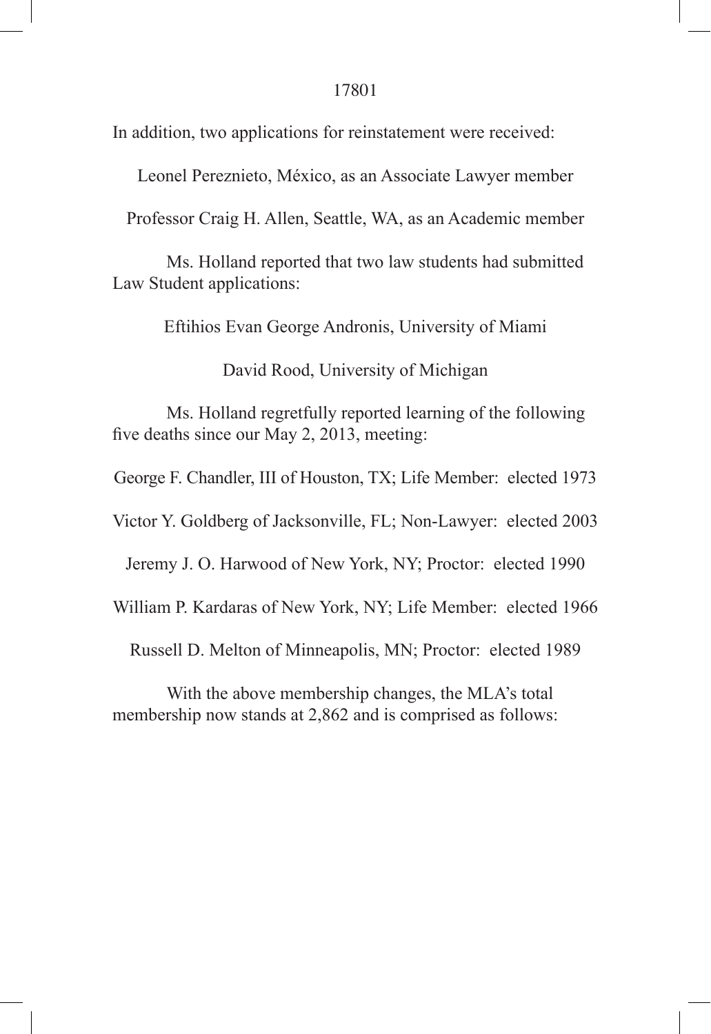In addition, two applications for reinstatement were received:

Leonel Pereznieto, México, as an Associate Lawyer member

Professor Craig H. Allen, Seattle, WA, as an Academic member

Ms. Holland reported that two law students had submitted Law Student applications:

Eftihios Evan George Andronis, University of Miami

David Rood, University of Michigan

Ms. Holland regretfully reported learning of the following five deaths since our May 2, 2013, meeting:

George F. Chandler, III of Houston, TX; Life Member: elected 1973

Victor Y. Goldberg of Jacksonville, FL; Non-Lawyer: elected 2003

Jeremy J. O. Harwood of New York, NY; Proctor: elected 1990

William P. Kardaras of New York, NY; Life Member: elected 1966

Russell D. Melton of Minneapolis, MN; Proctor: elected 1989

With the above membership changes, the MLA's total membership now stands at 2,862 and is comprised as follows: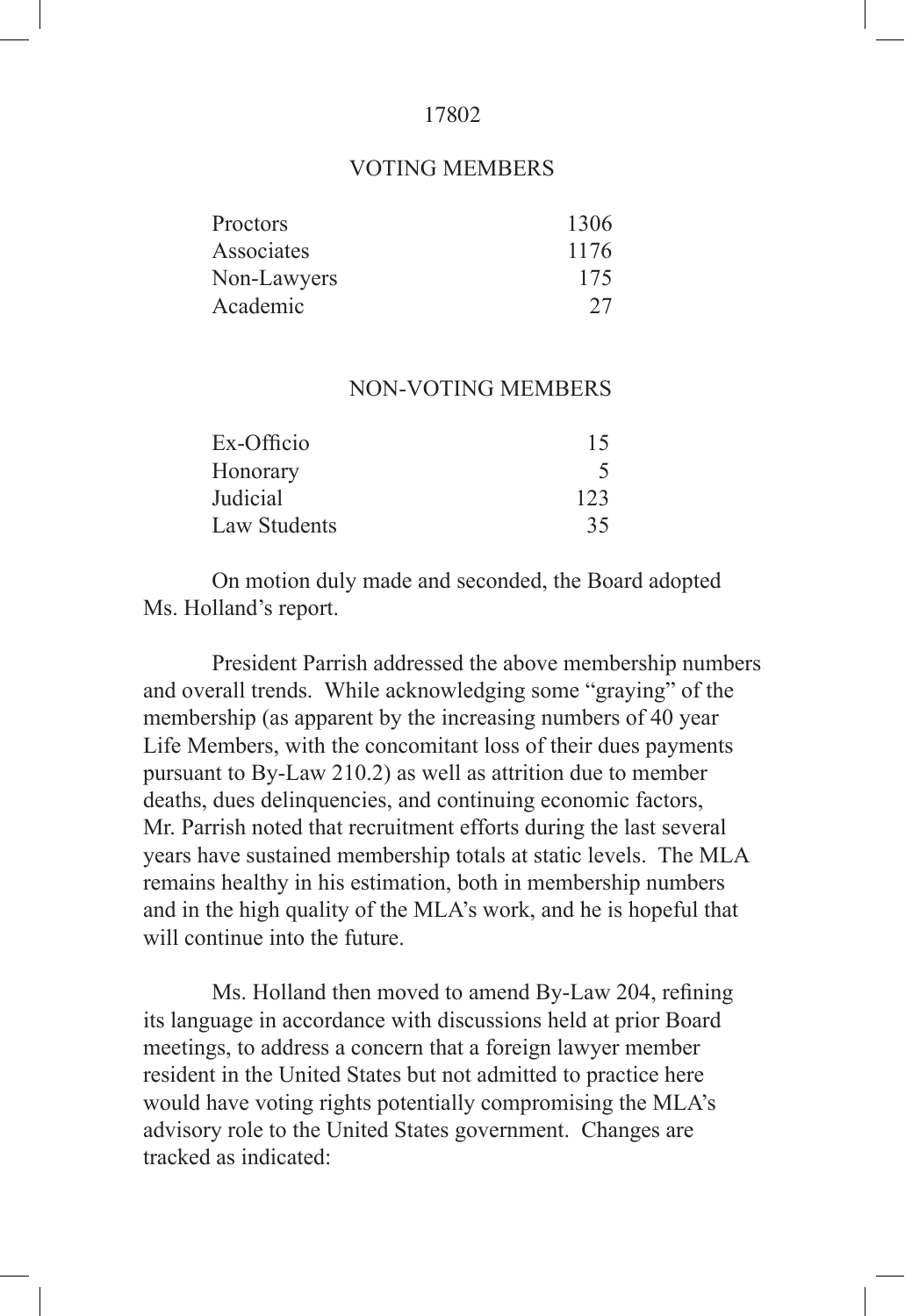### VOTING MEMBERS

| | |
|---|---|
| Proctors | 1306 |
| Associates | 1176 |
| Non-Lawyers | 175 |
| Academic | 27 |

### NON-VOTING MEMBERS

| | |
|---|---|
| Ex-Officio | 15 |
| Honorary | 5 |
| Judicial | 123 |
| Law Students | 35 |

On motion duly made and seconded, the Board adopted Ms. Holland's report.

President Parrish addressed the above membership numbers and overall trends. While acknowledging some "graying" of the membership (as apparent by the increasing numbers of 40 year Life Members, with the concomitant loss of their dues payments pursuant to By-Law 210.2) as well as attrition due to member deaths, dues delinquencies, and continuing economic factors, Mr. Parrish noted that recruitment efforts during the last several years have sustained membership totals at static levels. The MLA remains healthy in his estimation, both in membership numbers and in the high quality of the MLA's work, and he is hopeful that will continue into the future.

Ms. Holland then moved to amend By-Law 204, refining its language in accordance with discussions held at prior Board meetings, to address a concern that a foreign lawyer member resident in the United States but not admitted to practice here would have voting rights potentially compromising the MLA's advisory role to the United States government. Changes are tracked as indicated: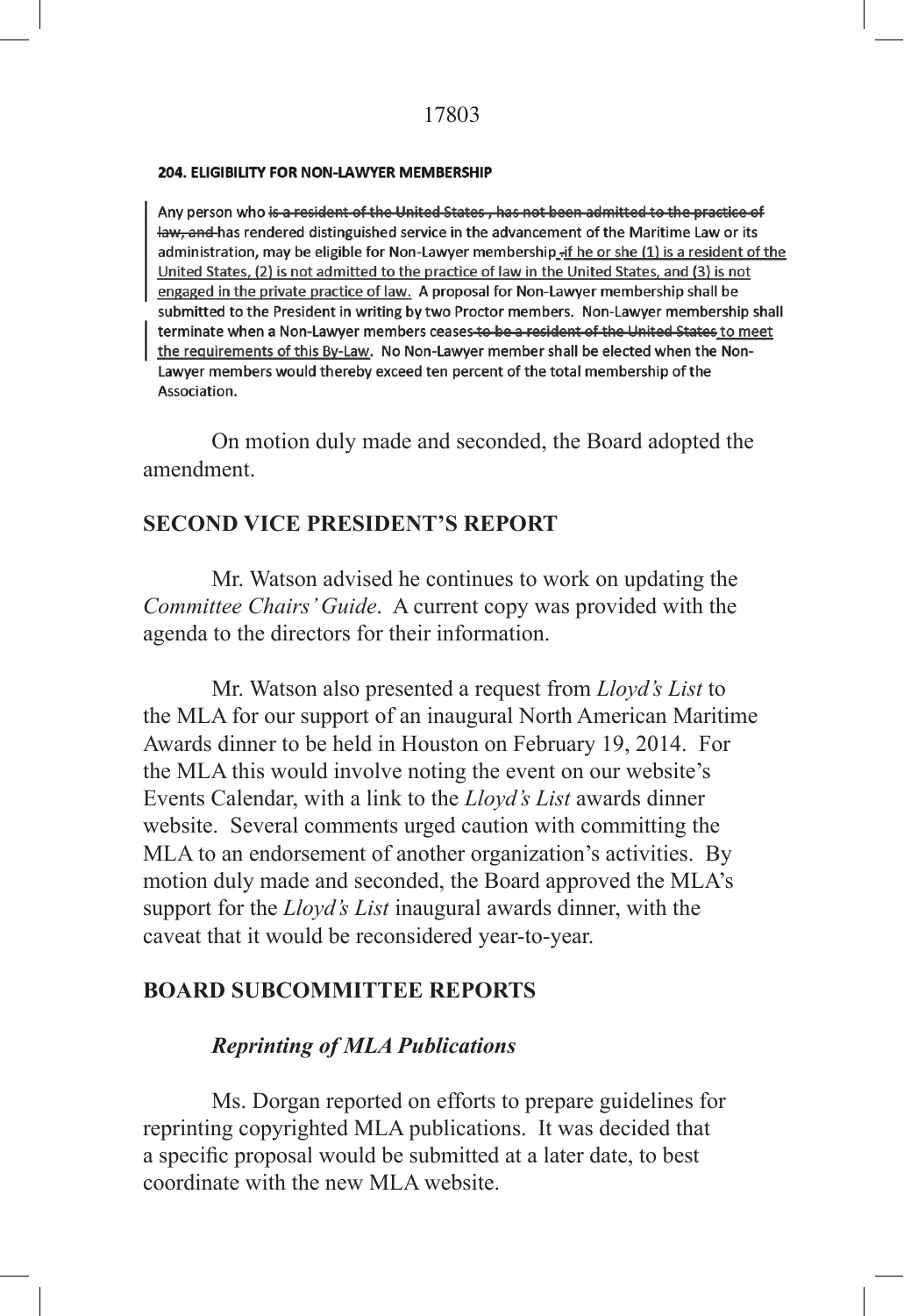**204. ELIGIBILITY FOR NON-LAWYER MEMBERSHIP**

Any person who ~~is a resident of the United States , has not been admitted to the practice of law, and~~ has rendered distinguished service in the advancement of the Maritime Law or its administration, may be eligible for Non-Lawyer membership ~~.~~ <u>if he or she (1) is a resident of the United States, (2) is not admitted to the practice of law in the United States, and (3) is not engaged in the private practice of law.</u> A proposal for Non-Lawyer membership shall be submitted to the President in writing by two Proctor members. Non-Lawyer membership shall terminate when a Non-Lawyer members ceases ~~to be a resident of the United States~~ <u>to meet the requirements of this By-Law</u>. No Non-Lawyer member shall be elected when the Non-Lawyer members would thereby exceed ten percent of the total membership of the Association.

On motion duly made and seconded, the Board adopted the amendment.

## SECOND VICE PRESIDENT'S REPORT

Mr. Watson advised he continues to work on updating the *Committee Chairs' Guide*. A current copy was provided with the agenda to the directors for their information.

Mr. Watson also presented a request from *Lloyd's List* to the MLA for our support of an inaugural North American Maritime Awards dinner to be held in Houston on February 19, 2014. For the MLA this would involve noting the event on our website's Events Calendar, with a link to the *Lloyd's List* awards dinner website. Several comments urged caution with committing the MLA to an endorsement of another organization's activities. By motion duly made and seconded, the Board approved the MLA's support for the *Lloyd's List* inaugural awards dinner, with the caveat that it would be reconsidered year-to-year.

## BOARD SUBCOMMITTEE REPORTS

### *Reprinting of MLA Publications*

Ms. Dorgan reported on efforts to prepare guidelines for reprinting copyrighted MLA publications. It was decided that a specific proposal would be submitted at a later date, to best coordinate with the new MLA website.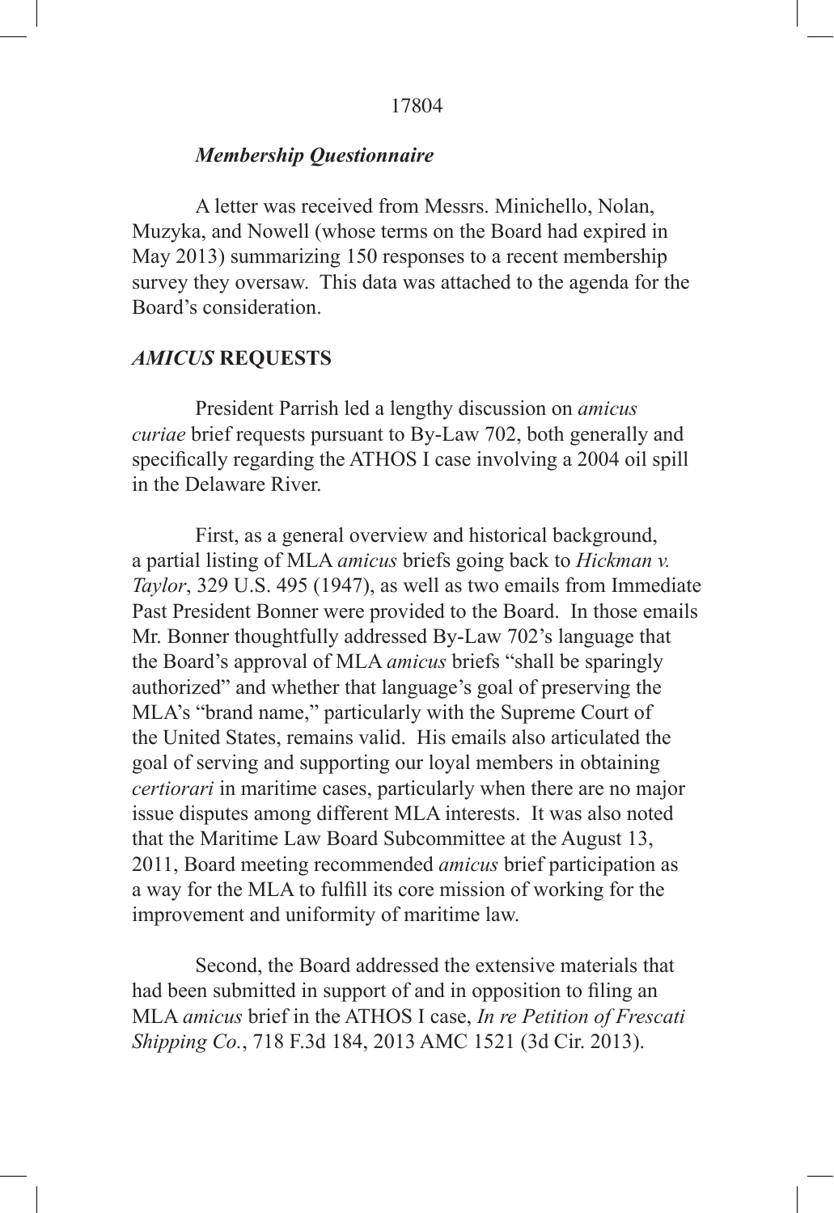***Membership Questionnaire***

A letter was received from Messrs. Minichello, Nolan, Muzyka, and Nowell (whose terms on the Board had expired in May 2013) summarizing 150 responses to a recent membership survey they oversaw. This data was attached to the agenda for the Board's consideration.

***AMICUS* REQUESTS**

President Parrish led a lengthy discussion on *amicus curiae* brief requests pursuant to By-Law 702, both generally and specifically regarding the ATHOS I case involving a 2004 oil spill in the Delaware River.

First, as a general overview and historical background, a partial listing of MLA *amicus* briefs going back to *Hickman v. Taylor*, 329 U.S. 495 (1947), as well as two emails from Immediate Past President Bonner were provided to the Board. In those emails Mr. Bonner thoughtfully addressed By-Law 702's language that the Board's approval of MLA *amicus* briefs "shall be sparingly authorized" and whether that language's goal of preserving the MLA's "brand name," particularly with the Supreme Court of the United States, remains valid. His emails also articulated the goal of serving and supporting our loyal members in obtaining *certiorari* in maritime cases, particularly when there are no major issue disputes among different MLA interests. It was also noted that the Maritime Law Board Subcommittee at the August 13, 2011, Board meeting recommended *amicus* brief participation as a way for the MLA to fulfill its core mission of working for the improvement and uniformity of maritime law.

Second, the Board addressed the extensive materials that had been submitted in support of and in opposition to filing an MLA *amicus* brief in the ATHOS I case, *In re Petition of Frescati Shipping Co.*, 718 F.3d 184, 2013 AMC 1521 (3d Cir. 2013).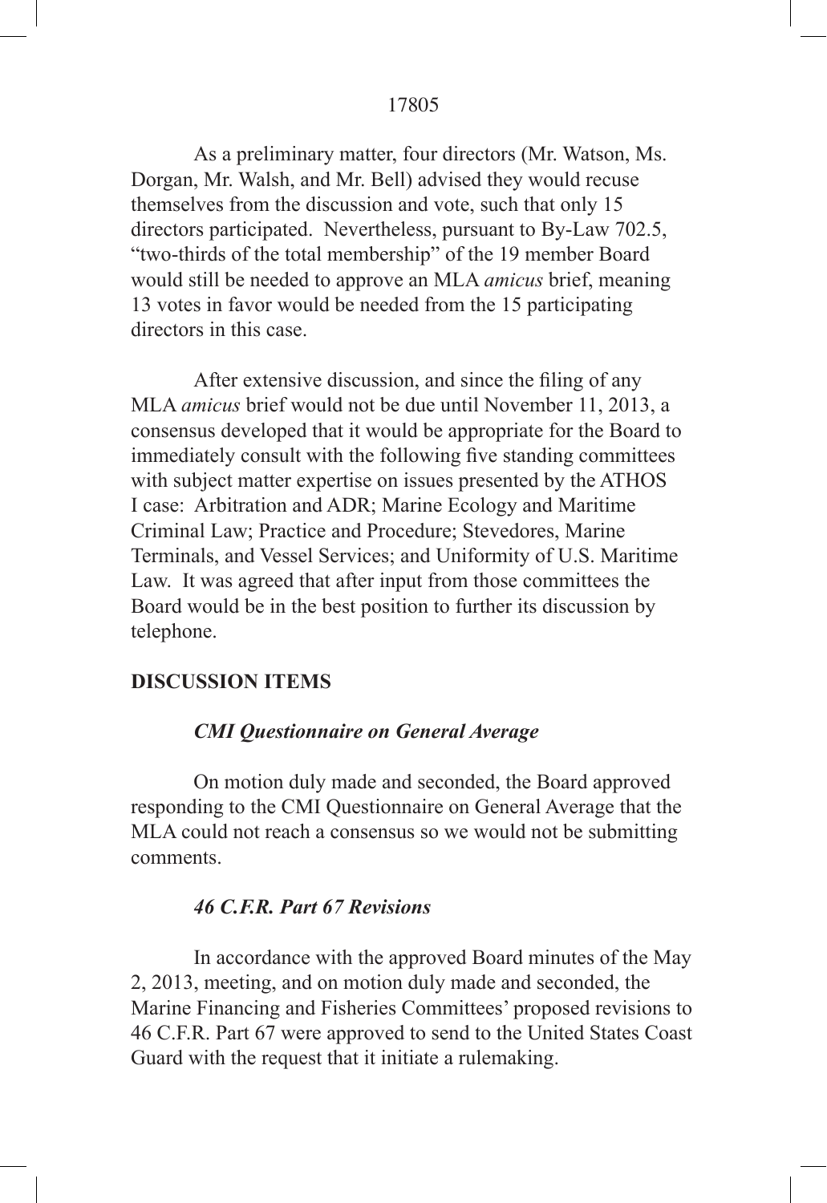As a preliminary matter, four directors (Mr. Watson, Ms. Dorgan, Mr. Walsh, and Mr. Bell) advised they would recuse themselves from the discussion and vote, such that only 15 directors participated. Nevertheless, pursuant to By-Law 702.5, "two-thirds of the total membership" of the 19 member Board would still be needed to approve an MLA *amicus* brief, meaning 13 votes in favor would be needed from the 15 participating directors in this case.

After extensive discussion, and since the filing of any MLA *amicus* brief would not be due until November 11, 2013, a consensus developed that it would be appropriate for the Board to immediately consult with the following five standing committees with subject matter expertise on issues presented by the ATHOS I case: Arbitration and ADR; Marine Ecology and Maritime Criminal Law; Practice and Procedure; Stevedores, Marine Terminals, and Vessel Services; and Uniformity of U.S. Maritime Law. It was agreed that after input from those committees the Board would be in the best position to further its discussion by telephone.

## DISCUSSION ITEMS

### *CMI Questionnaire on General Average*

On motion duly made and seconded, the Board approved responding to the CMI Questionnaire on General Average that the MLA could not reach a consensus so we would not be submitting comments.

### *46 C.F.R. Part 67 Revisions*

In accordance with the approved Board minutes of the May 2, 2013, meeting, and on motion duly made and seconded, the Marine Financing and Fisheries Committees' proposed revisions to 46 C.F.R. Part 67 were approved to send to the United States Coast Guard with the request that it initiate a rulemaking.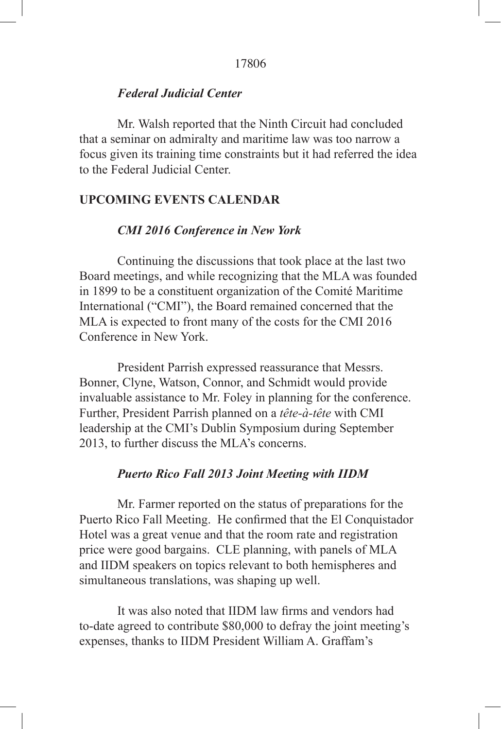### *Federal Judicial Center*

Mr. Walsh reported that the Ninth Circuit had concluded that a seminar on admiralty and maritime law was too narrow a focus given its training time constraints but it had referred the idea to the Federal Judicial Center.

## UPCOMING EVENTS CALENDAR

### *CMI 2016 Conference in New York*

Continuing the discussions that took place at the last two Board meetings, and while recognizing that the MLA was founded in 1899 to be a constituent organization of the Comité Maritime International ("CMI"), the Board remained concerned that the MLA is expected to front many of the costs for the CMI 2016 Conference in New York.

President Parrish expressed reassurance that Messrs. Bonner, Clyne, Watson, Connor, and Schmidt would provide invaluable assistance to Mr. Foley in planning for the conference. Further, President Parrish planned on a *tête-à-tête* with CMI leadership at the CMI's Dublin Symposium during September 2013, to further discuss the MLA's concerns.

### *Puerto Rico Fall 2013 Joint Meeting with IIDM*

Mr. Farmer reported on the status of preparations for the Puerto Rico Fall Meeting. He confirmed that the El Conquistador Hotel was a great venue and that the room rate and registration price were good bargains. CLE planning, with panels of MLA and IIDM speakers on topics relevant to both hemispheres and simultaneous translations, was shaping up well.

It was also noted that IIDM law firms and vendors had to-date agreed to contribute $80,000 to defray the joint meeting's expenses, thanks to IIDM President William A. Graffam's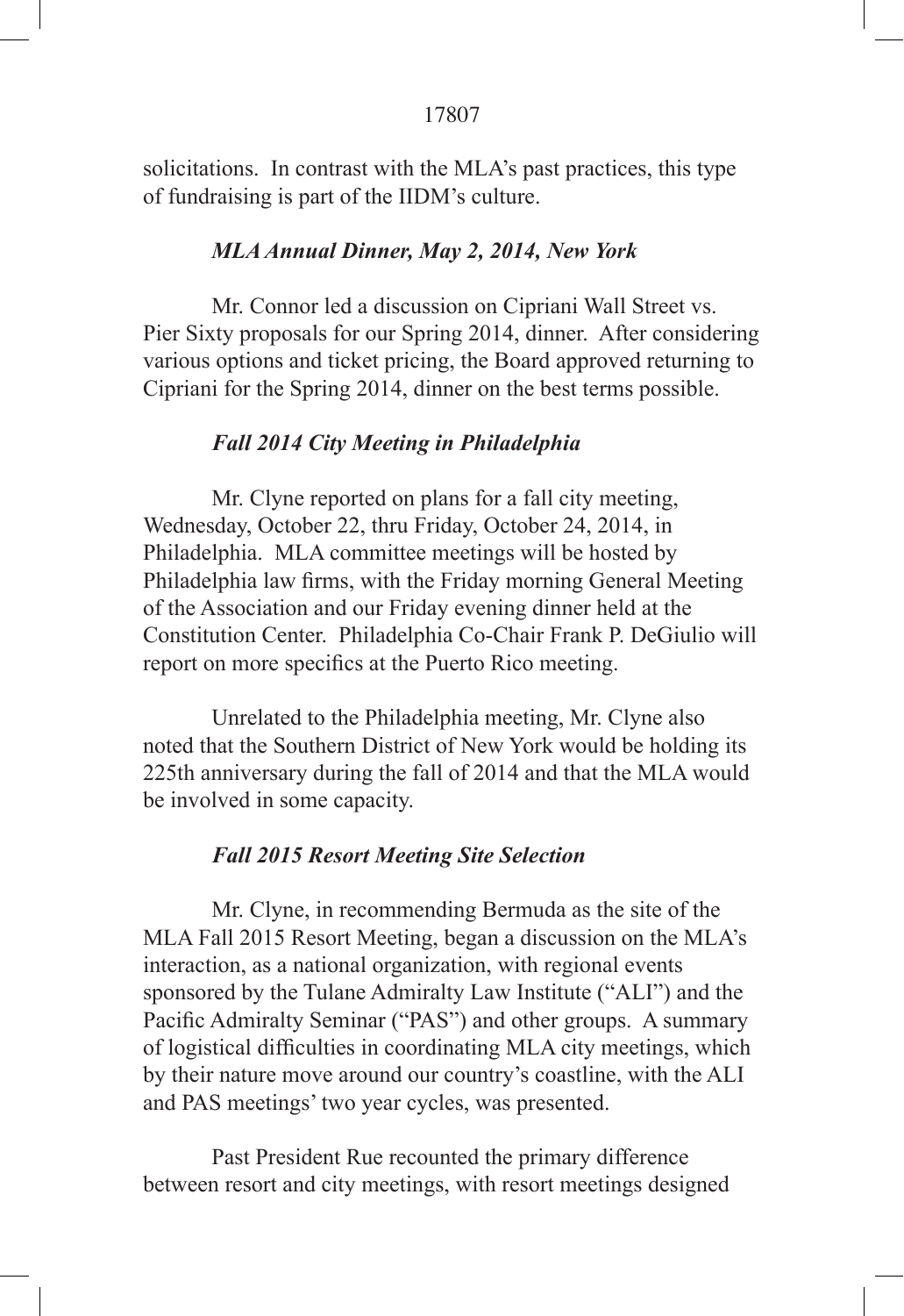solicitations. In contrast with the MLA's past practices, this type of fundraising is part of the IIDM's culture.

### *MLA Annual Dinner, May 2, 2014, New York*

Mr. Connor led a discussion on Cipriani Wall Street vs. Pier Sixty proposals for our Spring 2014, dinner. After considering various options and ticket pricing, the Board approved returning to Cipriani for the Spring 2014, dinner on the best terms possible.

### *Fall 2014 City Meeting in Philadelphia*

Mr. Clyne reported on plans for a fall city meeting, Wednesday, October 22, thru Friday, October 24, 2014, in Philadelphia. MLA committee meetings will be hosted by Philadelphia law firms, with the Friday morning General Meeting of the Association and our Friday evening dinner held at the Constitution Center. Philadelphia Co-Chair Frank P. DeGiulio will report on more specifics at the Puerto Rico meeting.

Unrelated to the Philadelphia meeting, Mr. Clyne also noted that the Southern District of New York would be holding its 225th anniversary during the fall of 2014 and that the MLA would be involved in some capacity.

### *Fall 2015 Resort Meeting Site Selection*

Mr. Clyne, in recommending Bermuda as the site of the MLA Fall 2015 Resort Meeting, began a discussion on the MLA's interaction, as a national organization, with regional events sponsored by the Tulane Admiralty Law Institute ("ALI") and the Pacific Admiralty Seminar ("PAS") and other groups. A summary of logistical difficulties in coordinating MLA city meetings, which by their nature move around our country's coastline, with the ALI and PAS meetings' two year cycles, was presented.

Past President Rue recounted the primary difference between resort and city meetings, with resort meetings designed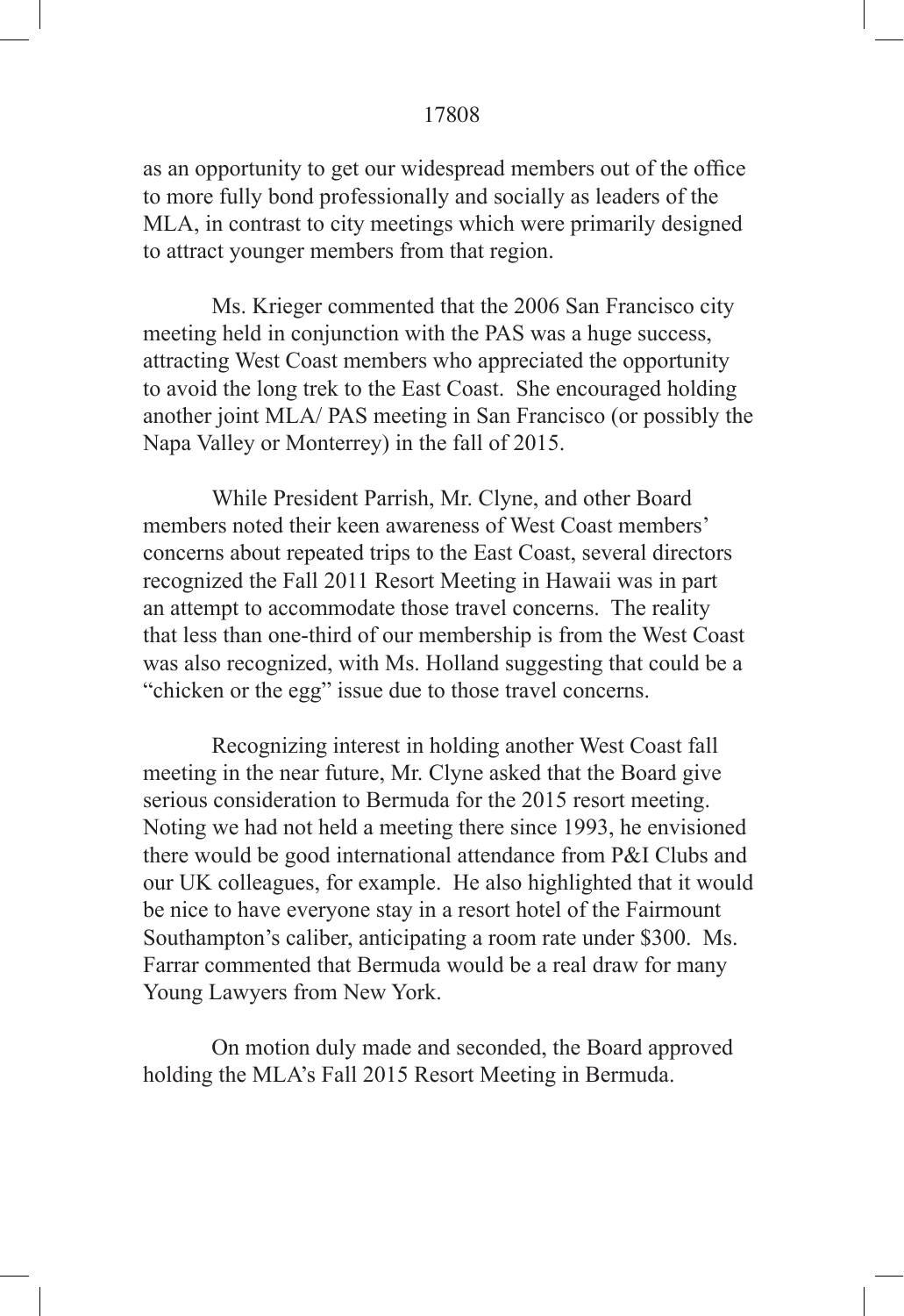as an opportunity to get our widespread members out of the office to more fully bond professionally and socially as leaders of the MLA, in contrast to city meetings which were primarily designed to attract younger members from that region.

Ms. Krieger commented that the 2006 San Francisco city meeting held in conjunction with the PAS was a huge success, attracting West Coast members who appreciated the opportunity to avoid the long trek to the East Coast. She encouraged holding another joint MLA/ PAS meeting in San Francisco (or possibly the Napa Valley or Monterrey) in the fall of 2015.

While President Parrish, Mr. Clyne, and other Board members noted their keen awareness of West Coast members' concerns about repeated trips to the East Coast, several directors recognized the Fall 2011 Resort Meeting in Hawaii was in part an attempt to accommodate those travel concerns. The reality that less than one-third of our membership is from the West Coast was also recognized, with Ms. Holland suggesting that could be a "chicken or the egg" issue due to those travel concerns.

Recognizing interest in holding another West Coast fall meeting in the near future, Mr. Clyne asked that the Board give serious consideration to Bermuda for the 2015 resort meeting. Noting we had not held a meeting there since 1993, he envisioned there would be good international attendance from P&I Clubs and our UK colleagues, for example. He also highlighted that it would be nice to have everyone stay in a resort hotel of the Fairmount Southampton's caliber, anticipating a room rate under $300. Ms. Farrar commented that Bermuda would be a real draw for many Young Lawyers from New York.

On motion duly made and seconded, the Board approved holding the MLA's Fall 2015 Resort Meeting in Bermuda.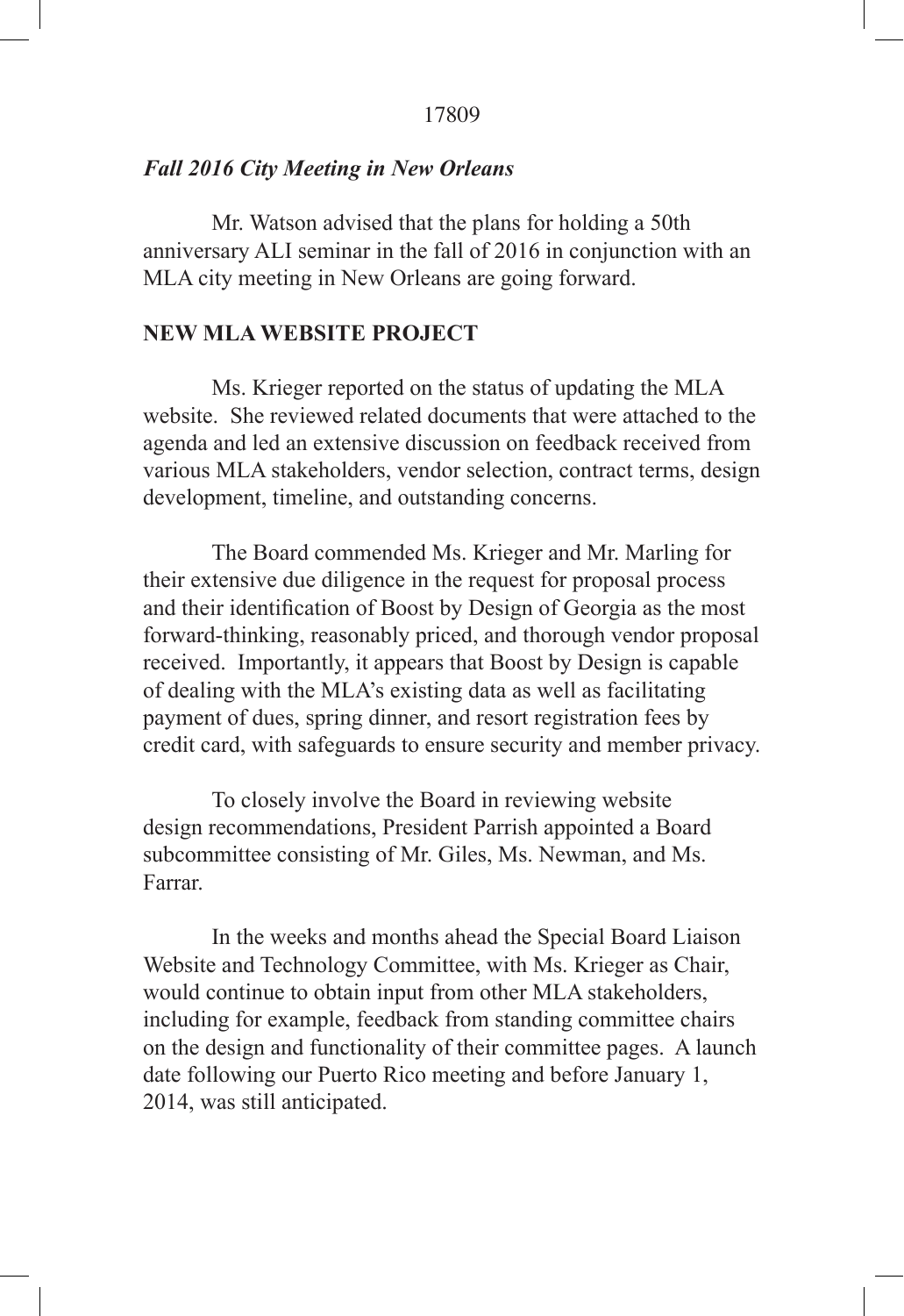### *Fall 2016 City Meeting in New Orleans*

Mr. Watson advised that the plans for holding a 50th anniversary ALI seminar in the fall of 2016 in conjunction with an MLA city meeting in New Orleans are going forward.

## NEW MLA WEBSITE PROJECT

Ms. Krieger reported on the status of updating the MLA website. She reviewed related documents that were attached to the agenda and led an extensive discussion on feedback received from various MLA stakeholders, vendor selection, contract terms, design development, timeline, and outstanding concerns.

The Board commended Ms. Krieger and Mr. Marling for their extensive due diligence in the request for proposal process and their identification of Boost by Design of Georgia as the most forward-thinking, reasonably priced, and thorough vendor proposal received. Importantly, it appears that Boost by Design is capable of dealing with the MLA's existing data as well as facilitating payment of dues, spring dinner, and resort registration fees by credit card, with safeguards to ensure security and member privacy.

To closely involve the Board in reviewing website design recommendations, President Parrish appointed a Board subcommittee consisting of Mr. Giles, Ms. Newman, and Ms. Farrar.

In the weeks and months ahead the Special Board Liaison Website and Technology Committee, with Ms. Krieger as Chair, would continue to obtain input from other MLA stakeholders, including for example, feedback from standing committee chairs on the design and functionality of their committee pages. A launch date following our Puerto Rico meeting and before January 1, 2014, was still anticipated.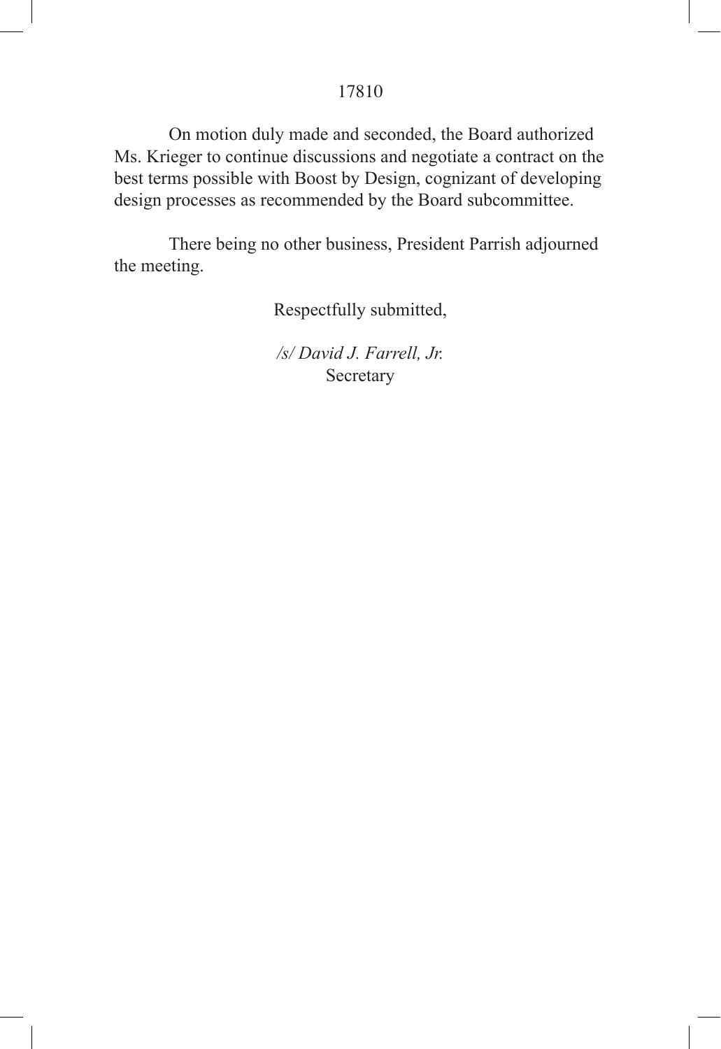On motion duly made and seconded, the Board authorized Ms. Krieger to continue discussions and negotiate a contract on the best terms possible with Boost by Design, cognizant of developing design processes as recommended by the Board subcommittee.

There being no other business, President Parrish adjourned the meeting.

Respectfully submitted,

*/s/ David J. Farrell, Jr.*
Secretary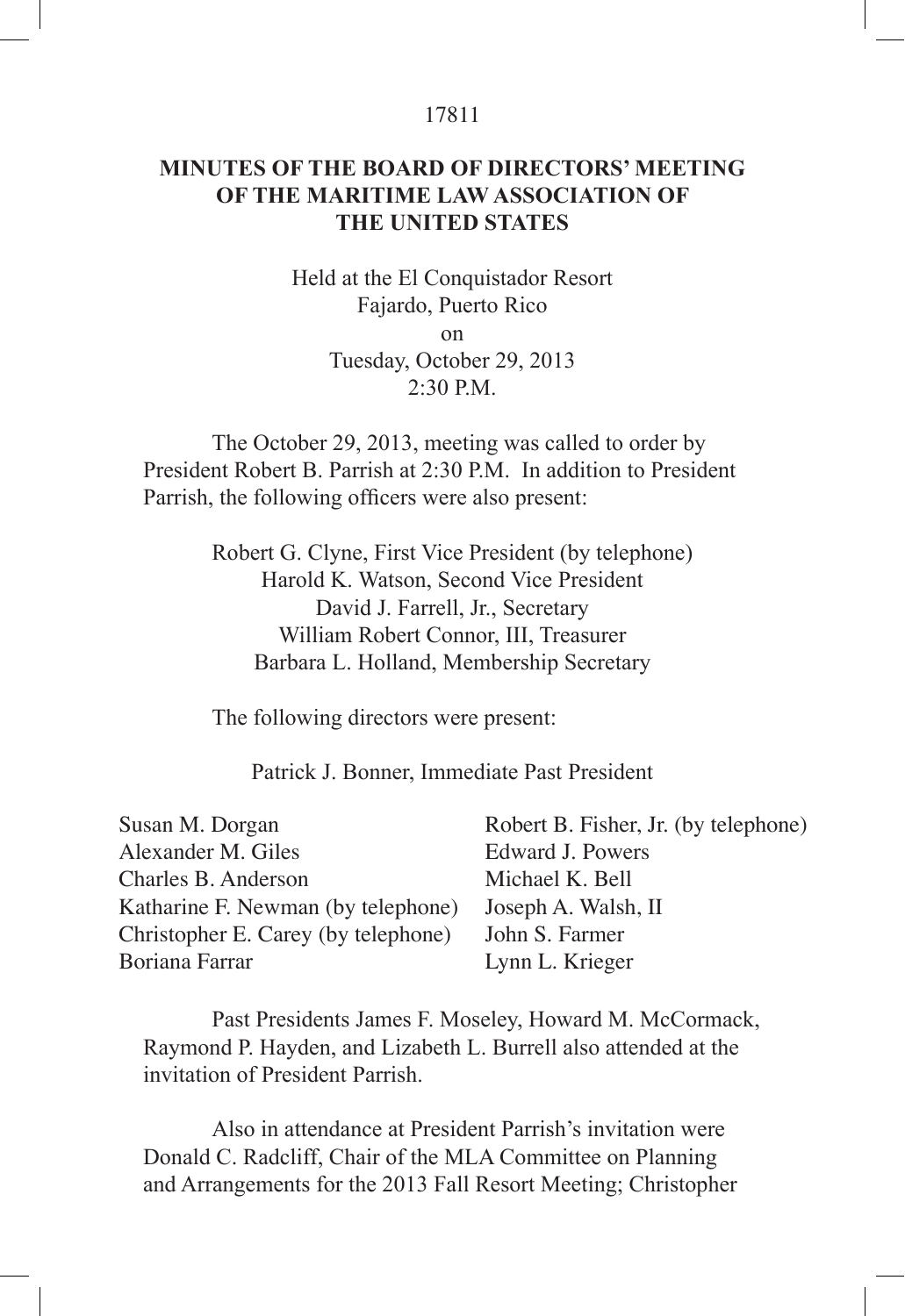# MINUTES OF THE BOARD OF DIRECTORS' MEETING OF THE MARITIME LAW ASSOCIATION OF THE UNITED STATES

Held at the El Conquistador Resort
Fajardo, Puerto Rico
on
Tuesday, October 29, 2013
2:30 P.M.

The October 29, 2013, meeting was called to order by President Robert B. Parrish at 2:30 P.M. In addition to President Parrish, the following officers were also present:

Robert G. Clyne, First Vice President (by telephone)
Harold K. Watson, Second Vice President
David J. Farrell, Jr., Secretary
William Robert Connor, III, Treasurer
Barbara L. Holland, Membership Secretary

The following directors were present:

Patrick J. Bonner, Immediate Past President

Susan M. Dorgan
Alexander M. Giles
Charles B. Anderson
Katharine F. Newman (by telephone)
Christopher E. Carey (by telephone)
Boriana Farrar
Robert B. Fisher, Jr. (by telephone)
Edward J. Powers
Michael K. Bell
Joseph A. Walsh, II
John S. Farmer
Lynn L. Krieger

Past Presidents James F. Moseley, Howard M. McCormack, Raymond P. Hayden, and Lizabeth L. Burrell also attended at the invitation of President Parrish.

Also in attendance at President Parrish's invitation were Donald C. Radcliff, Chair of the MLA Committee on Planning and Arrangements for the 2013 Fall Resort Meeting; Christopher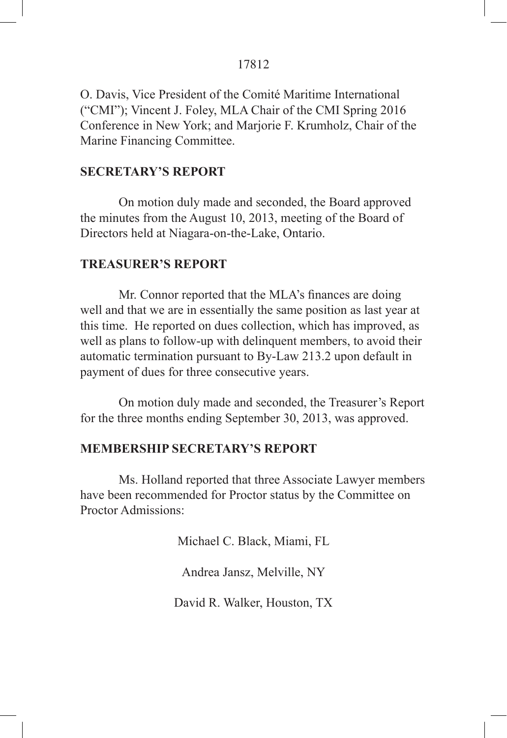O. Davis, Vice President of the Comité Maritime International ("CMI"); Vincent J. Foley, MLA Chair of the CMI Spring 2016 Conference in New York; and Marjorie F. Krumholz, Chair of the Marine Financing Committee.

**SECRETARY'S REPORT**

On motion duly made and seconded, the Board approved the minutes from the August 10, 2013, meeting of the Board of Directors held at Niagara-on-the-Lake, Ontario.

**TREASURER'S REPORT**

Mr. Connor reported that the MLA's finances are doing well and that we are in essentially the same position as last year at this time. He reported on dues collection, which has improved, as well as plans to follow-up with delinquent members, to avoid their automatic termination pursuant to By-Law 213.2 upon default in payment of dues for three consecutive years.

On motion duly made and seconded, the Treasurer's Report for the three months ending September 30, 2013, was approved.

**MEMBERSHIP SECRETARY'S REPORT**

Ms. Holland reported that three Associate Lawyer members have been recommended for Proctor status by the Committee on Proctor Admissions:

Michael C. Black, Miami, FL

Andrea Jansz, Melville, NY

David R. Walker, Houston, TX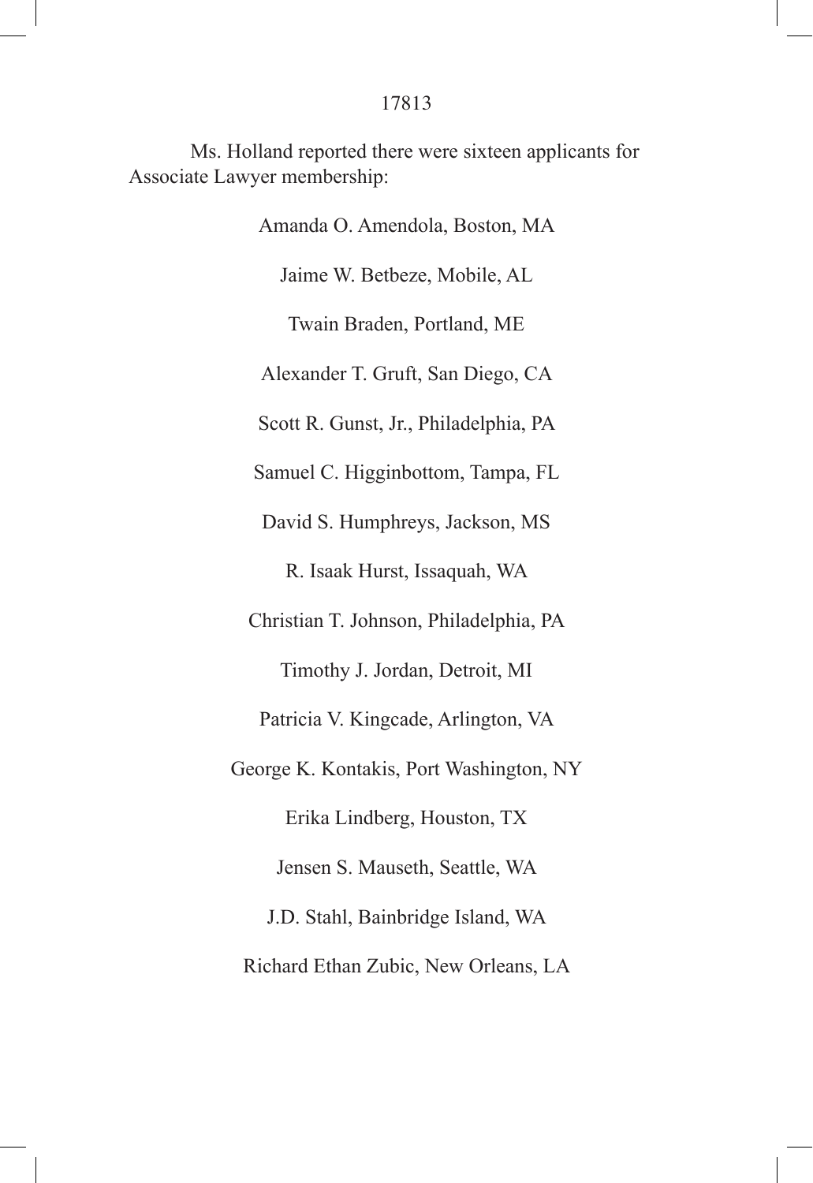Ms. Holland reported there were sixteen applicants for Associate Lawyer membership:

Amanda O. Amendola, Boston, MA

Jaime W. Betbeze, Mobile, AL

Twain Braden, Portland, ME

Alexander T. Gruft, San Diego, CA

Scott R. Gunst, Jr., Philadelphia, PA

Samuel C. Higginbottom, Tampa, FL

David S. Humphreys, Jackson, MS

R. Isaak Hurst, Issaquah, WA

Christian T. Johnson, Philadelphia, PA

Timothy J. Jordan, Detroit, MI

Patricia V. Kingcade, Arlington, VA

George K. Kontakis, Port Washington, NY

Erika Lindberg, Houston, TX

Jensen S. Mauseth, Seattle, WA

J.D. Stahl, Bainbridge Island, WA

Richard Ethan Zubic, New Orleans, LA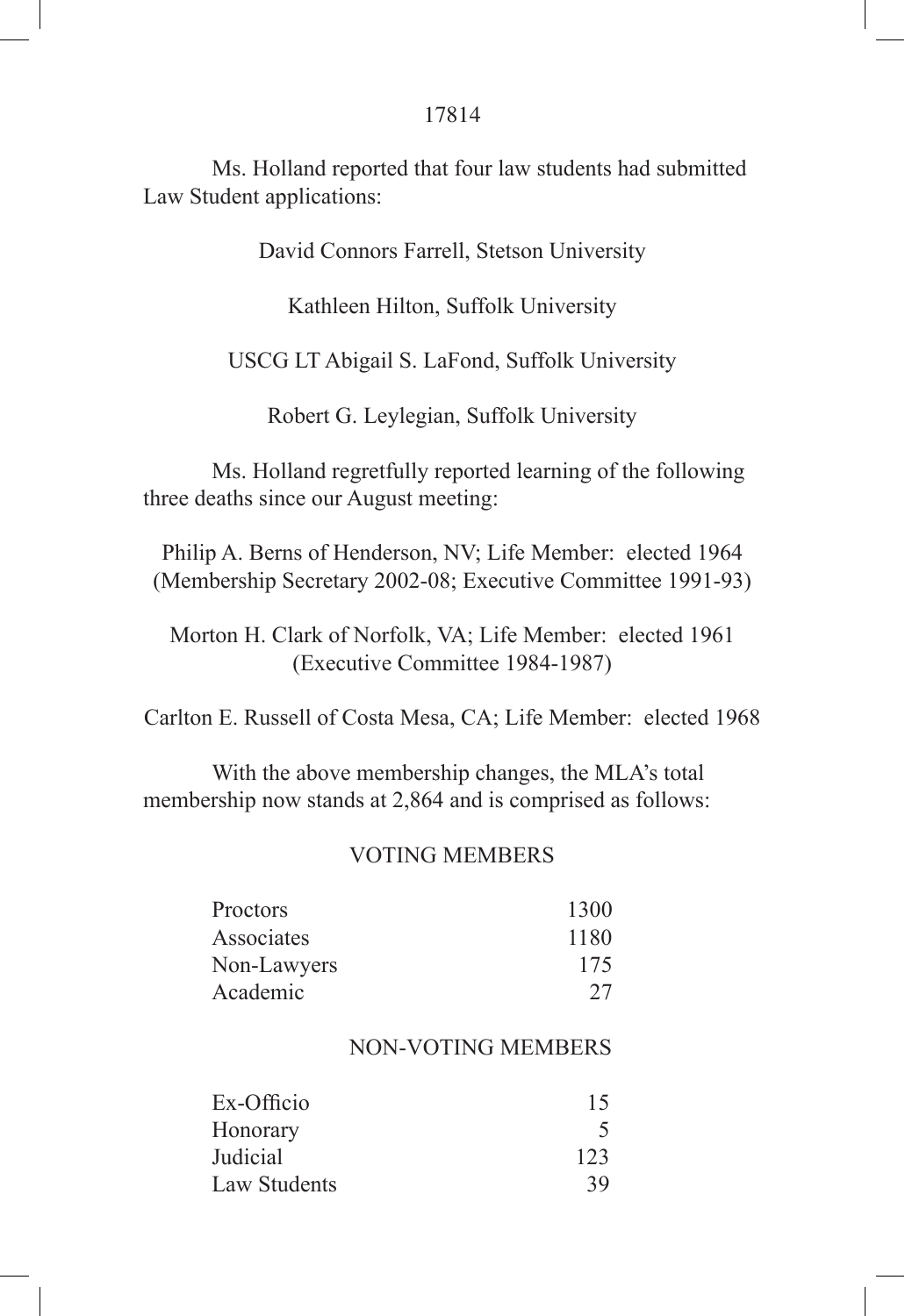Ms. Holland reported that four law students had submitted Law Student applications:

David Connors Farrell, Stetson University

Kathleen Hilton, Suffolk University

USCG LT Abigail S. LaFond, Suffolk University

Robert G. Leylegian, Suffolk University

Ms. Holland regretfully reported learning of the following three deaths since our August meeting:

Philip A. Berns of Henderson, NV; Life Member: elected 1964 (Membership Secretary 2002-08; Executive Committee 1991-93)

Morton H. Clark of Norfolk, VA; Life Member: elected 1961 (Executive Committee 1984-1987)

Carlton E. Russell of Costa Mesa, CA; Life Member: elected 1968

With the above membership changes, the MLA's total membership now stands at 2,864 and is comprised as follows:

VOTING MEMBERS

| | |
|---|---|
| Proctors | 1300 |
| Associates | 1180 |
| Non-Lawyers | 175 |
| Academic | 27 |

NON-VOTING MEMBERS

| | |
|---|---|
| Ex-Officio | 15 |
| Honorary | 5 |
| Judicial | 123 |
| Law Students | 39 |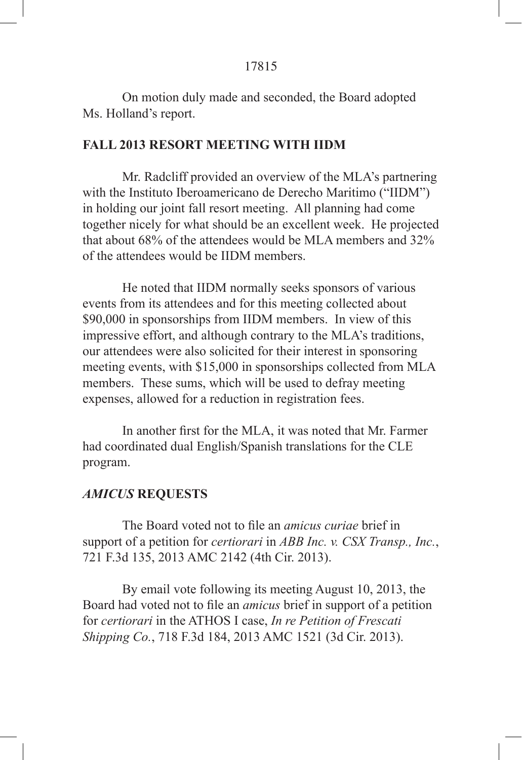On motion duly made and seconded, the Board adopted Ms. Holland's report.

## FALL 2013 RESORT MEETING WITH IIDM

Mr. Radcliff provided an overview of the MLA's partnering with the Instituto Iberoamericano de Derecho Maritimo ("IIDM") in holding our joint fall resort meeting. All planning had come together nicely for what should be an excellent week. He projected that about 68% of the attendees would be MLA members and 32% of the attendees would be IIDM members.

He noted that IIDM normally seeks sponsors of various events from its attendees and for this meeting collected about $90,000 in sponsorships from IIDM members. In view of this impressive effort, and although contrary to the MLA's traditions, our attendees were also solicited for their interest in sponsoring meeting events, with $15,000 in sponsorships collected from MLA members. These sums, which will be used to defray meeting expenses, allowed for a reduction in registration fees.

In another first for the MLA, it was noted that Mr. Farmer had coordinated dual English/Spanish translations for the CLE program.

## *AMICUS* REQUESTS

The Board voted not to file an *amicus curiae* brief in support of a petition for *certiorari* in *ABB Inc. v. CSX Transp., Inc.*, 721 F.3d 135, 2013 AMC 2142 (4th Cir. 2013).

By email vote following its meeting August 10, 2013, the Board had voted not to file an *amicus* brief in support of a petition for *certiorari* in the ATHOS I case, *In re Petition of Frescati Shipping Co.*, 718 F.3d 184, 2013 AMC 1521 (3d Cir. 2013).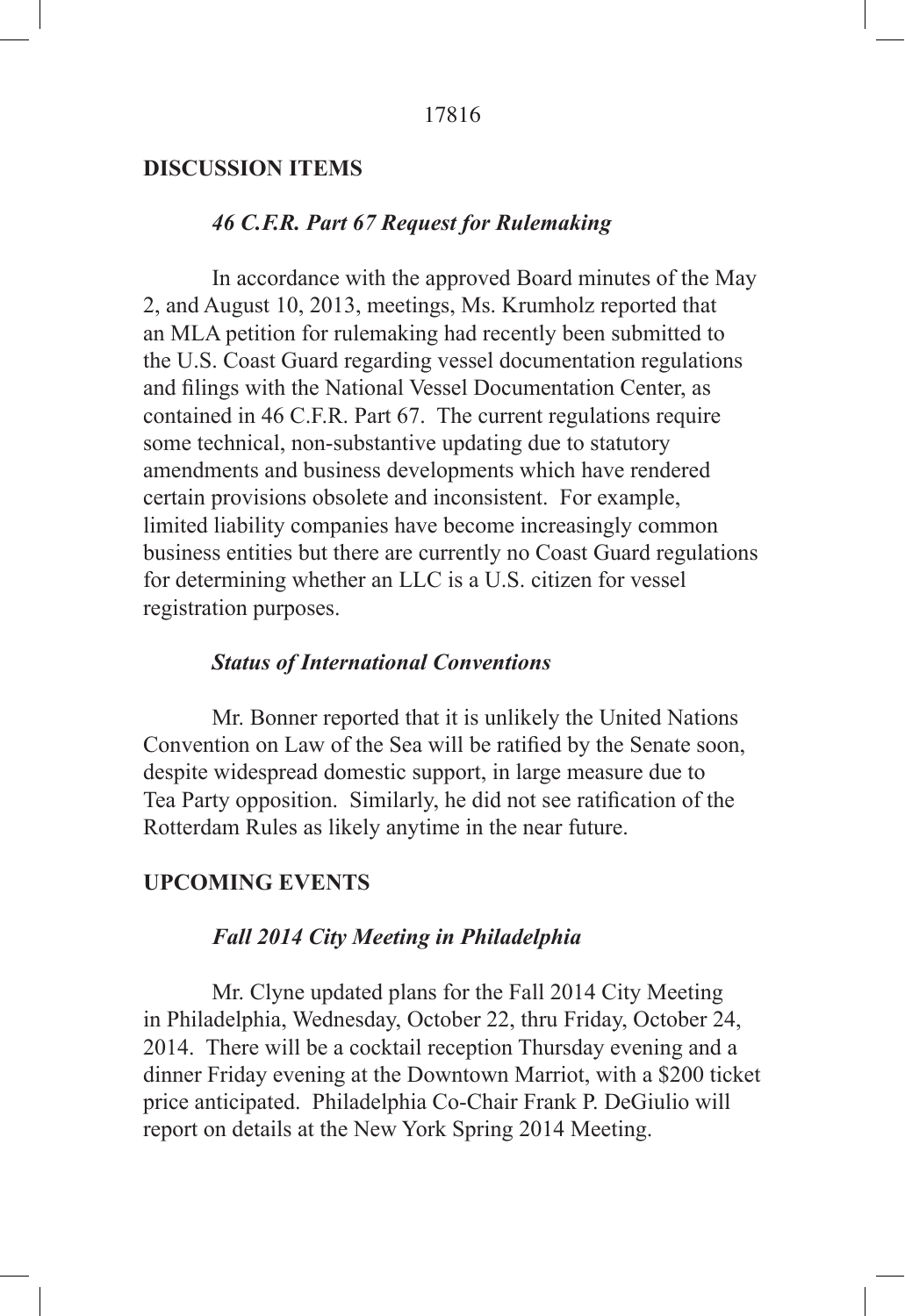## DISCUSSION ITEMS

### *46 C.F.R. Part 67 Request for Rulemaking*

In accordance with the approved Board minutes of the May 2, and August 10, 2013, meetings, Ms. Krumholz reported that an MLA petition for rulemaking had recently been submitted to the U.S. Coast Guard regarding vessel documentation regulations and filings with the National Vessel Documentation Center, as contained in 46 C.F.R. Part 67. The current regulations require some technical, non-substantive updating due to statutory amendments and business developments which have rendered certain provisions obsolete and inconsistent. For example, limited liability companies have become increasingly common business entities but there are currently no Coast Guard regulations for determining whether an LLC is a U.S. citizen for vessel registration purposes.

### *Status of International Conventions*

Mr. Bonner reported that it is unlikely the United Nations Convention on Law of the Sea will be ratified by the Senate soon, despite widespread domestic support, in large measure due to Tea Party opposition. Similarly, he did not see ratification of the Rotterdam Rules as likely anytime in the near future.

## UPCOMING EVENTS

### *Fall 2014 City Meeting in Philadelphia*

Mr. Clyne updated plans for the Fall 2014 City Meeting in Philadelphia, Wednesday, October 22, thru Friday, October 24, 2014. There will be a cocktail reception Thursday evening and a dinner Friday evening at the Downtown Marriot, with a $200 ticket price anticipated. Philadelphia Co-Chair Frank P. DeGiulio will report on details at the New York Spring 2014 Meeting.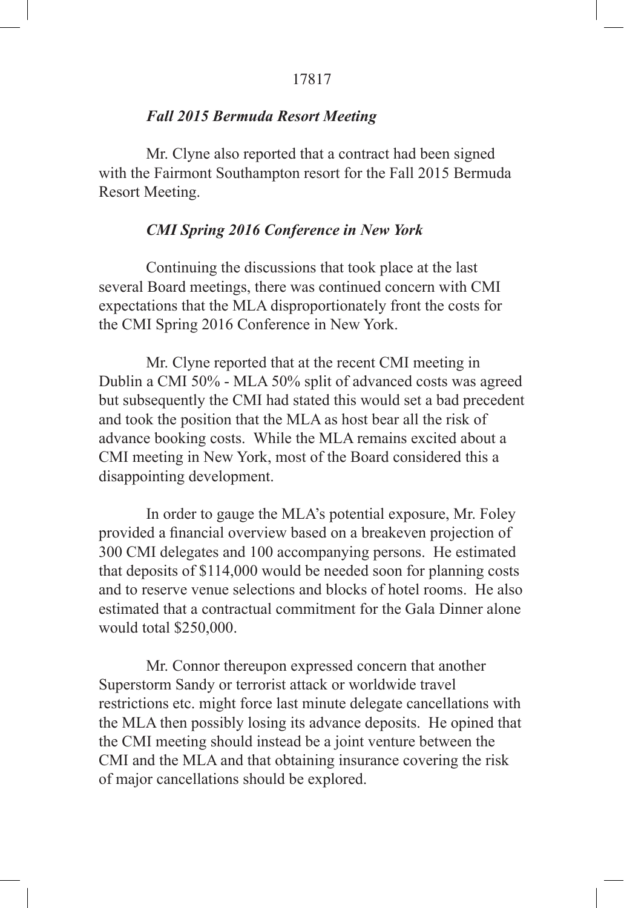### *Fall 2015 Bermuda Resort Meeting*

Mr. Clyne also reported that a contract had been signed with the Fairmont Southampton resort for the Fall 2015 Bermuda Resort Meeting.

### *CMI Spring 2016 Conference in New York*

Continuing the discussions that took place at the last several Board meetings, there was continued concern with CMI expectations that the MLA disproportionately front the costs for the CMI Spring 2016 Conference in New York.

Mr. Clyne reported that at the recent CMI meeting in Dublin a CMI 50% - MLA 50% split of advanced costs was agreed but subsequently the CMI had stated this would set a bad precedent and took the position that the MLA as host bear all the risk of advance booking costs. While the MLA remains excited about a CMI meeting in New York, most of the Board considered this a disappointing development.

In order to gauge the MLA's potential exposure, Mr. Foley provided a financial overview based on a breakeven projection of 300 CMI delegates and 100 accompanying persons. He estimated that deposits of $114,000 would be needed soon for planning costs and to reserve venue selections and blocks of hotel rooms. He also estimated that a contractual commitment for the Gala Dinner alone would total $250,000.

Mr. Connor thereupon expressed concern that another Superstorm Sandy or terrorist attack or worldwide travel restrictions etc. might force last minute delegate cancellations with the MLA then possibly losing its advance deposits. He opined that the CMI meeting should instead be a joint venture between the CMI and the MLA and that obtaining insurance covering the risk of major cancellations should be explored.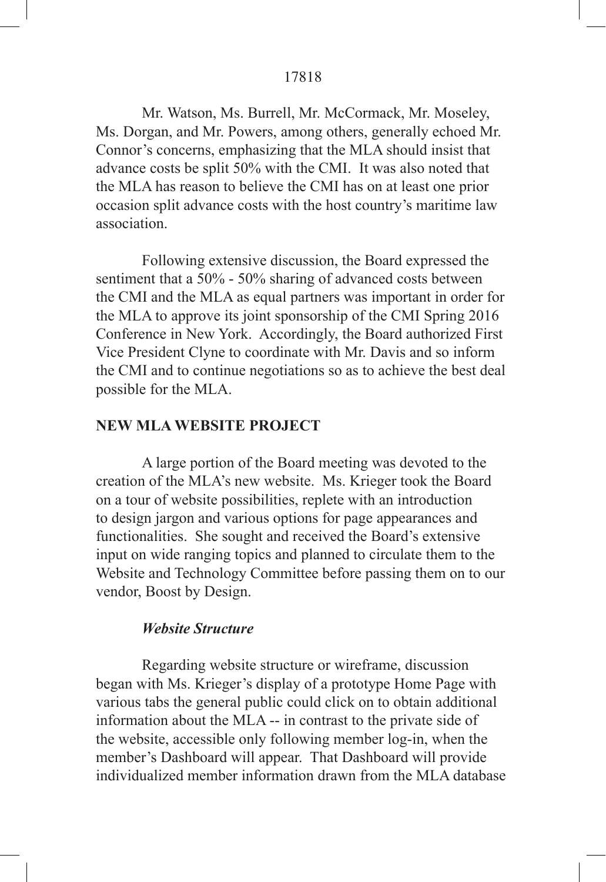Mr. Watson, Ms. Burrell, Mr. McCormack, Mr. Moseley, Ms. Dorgan, and Mr. Powers, among others, generally echoed Mr. Connor's concerns, emphasizing that the MLA should insist that advance costs be split 50% with the CMI. It was also noted that the MLA has reason to believe the CMI has on at least one prior occasion split advance costs with the host country's maritime law association.

Following extensive discussion, the Board expressed the sentiment that a 50% - 50% sharing of advanced costs between the CMI and the MLA as equal partners was important in order for the MLA to approve its joint sponsorship of the CMI Spring 2016 Conference in New York. Accordingly, the Board authorized First Vice President Clyne to coordinate with Mr. Davis and so inform the CMI and to continue negotiations so as to achieve the best deal possible for the MLA.

## NEW MLA WEBSITE PROJECT

A large portion of the Board meeting was devoted to the creation of the MLA's new website. Ms. Krieger took the Board on a tour of website possibilities, replete with an introduction to design jargon and various options for page appearances and functionalities. She sought and received the Board's extensive input on wide ranging topics and planned to circulate them to the Website and Technology Committee before passing them on to our vendor, Boost by Design.

### *Website Structure*

Regarding website structure or wireframe, discussion began with Ms. Krieger's display of a prototype Home Page with various tabs the general public could click on to obtain additional information about the MLA -- in contrast to the private side of the website, accessible only following member log-in, when the member's Dashboard will appear. That Dashboard will provide individualized member information drawn from the MLA database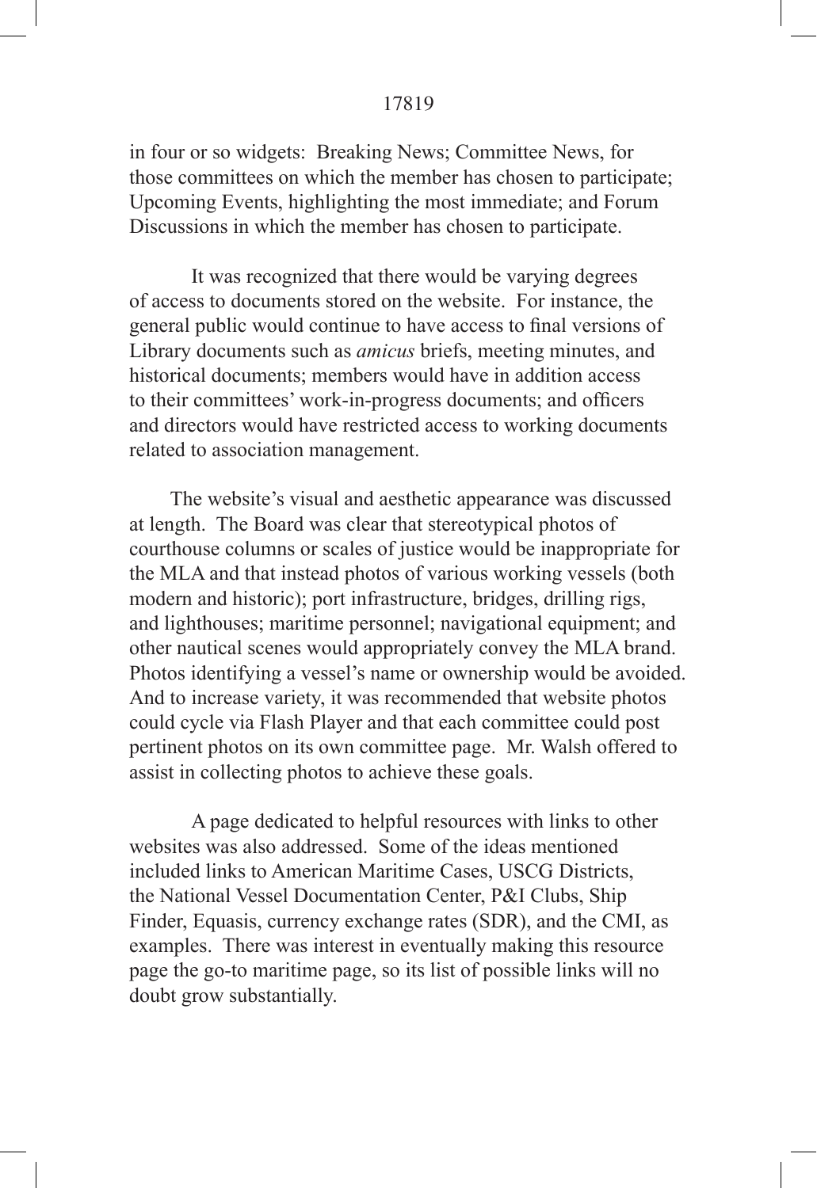in four or so widgets: Breaking News; Committee News, for those committees on which the member has chosen to participate; Upcoming Events, highlighting the most immediate; and Forum Discussions in which the member has chosen to participate.

It was recognized that there would be varying degrees of access to documents stored on the website. For instance, the general public would continue to have access to final versions of Library documents such as *amicus* briefs, meeting minutes, and historical documents; members would have in addition access to their committees' work-in-progress documents; and officers and directors would have restricted access to working documents related to association management.

The website's visual and aesthetic appearance was discussed at length. The Board was clear that stereotypical photos of courthouse columns or scales of justice would be inappropriate for the MLA and that instead photos of various working vessels (both modern and historic); port infrastructure, bridges, drilling rigs, and lighthouses; maritime personnel; navigational equipment; and other nautical scenes would appropriately convey the MLA brand. Photos identifying a vessel's name or ownership would be avoided. And to increase variety, it was recommended that website photos could cycle via Flash Player and that each committee could post pertinent photos on its own committee page. Mr. Walsh offered to assist in collecting photos to achieve these goals.

A page dedicated to helpful resources with links to other websites was also addressed. Some of the ideas mentioned included links to American Maritime Cases, USCG Districts, the National Vessel Documentation Center, P&I Clubs, Ship Finder, Equasis, currency exchange rates (SDR), and the CMI, as examples. There was interest in eventually making this resource page the go-to maritime page, so its list of possible links will no doubt grow substantially.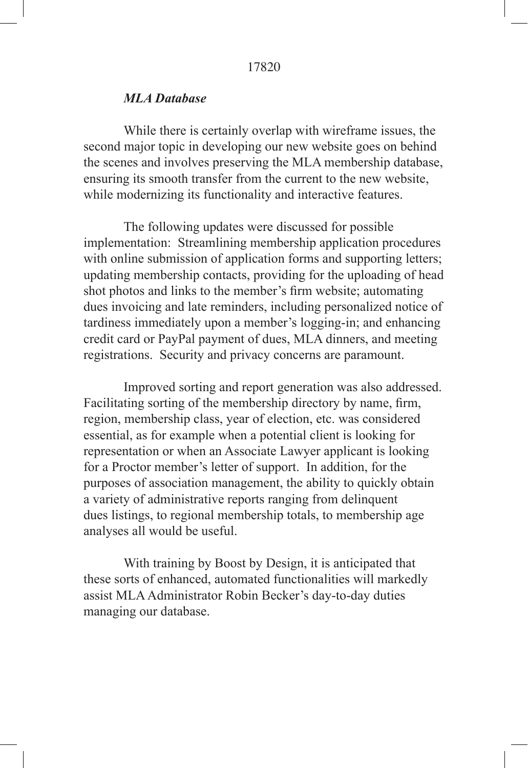### *MLA Database*

While there is certainly overlap with wireframe issues, the second major topic in developing our new website goes on behind the scenes and involves preserving the MLA membership database, ensuring its smooth transfer from the current to the new website, while modernizing its functionality and interactive features.

The following updates were discussed for possible implementation: Streamlining membership application procedures with online submission of application forms and supporting letters; updating membership contacts, providing for the uploading of head shot photos and links to the member's firm website; automating dues invoicing and late reminders, including personalized notice of tardiness immediately upon a member's logging-in; and enhancing credit card or PayPal payment of dues, MLA dinners, and meeting registrations. Security and privacy concerns are paramount.

Improved sorting and report generation was also addressed. Facilitating sorting of the membership directory by name, firm, region, membership class, year of election, etc. was considered essential, as for example when a potential client is looking for representation or when an Associate Lawyer applicant is looking for a Proctor member's letter of support. In addition, for the purposes of association management, the ability to quickly obtain a variety of administrative reports ranging from delinquent dues listings, to regional membership totals, to membership age analyses all would be useful.

With training by Boost by Design, it is anticipated that these sorts of enhanced, automated functionalities will markedly assist MLA Administrator Robin Becker's day-to-day duties managing our database.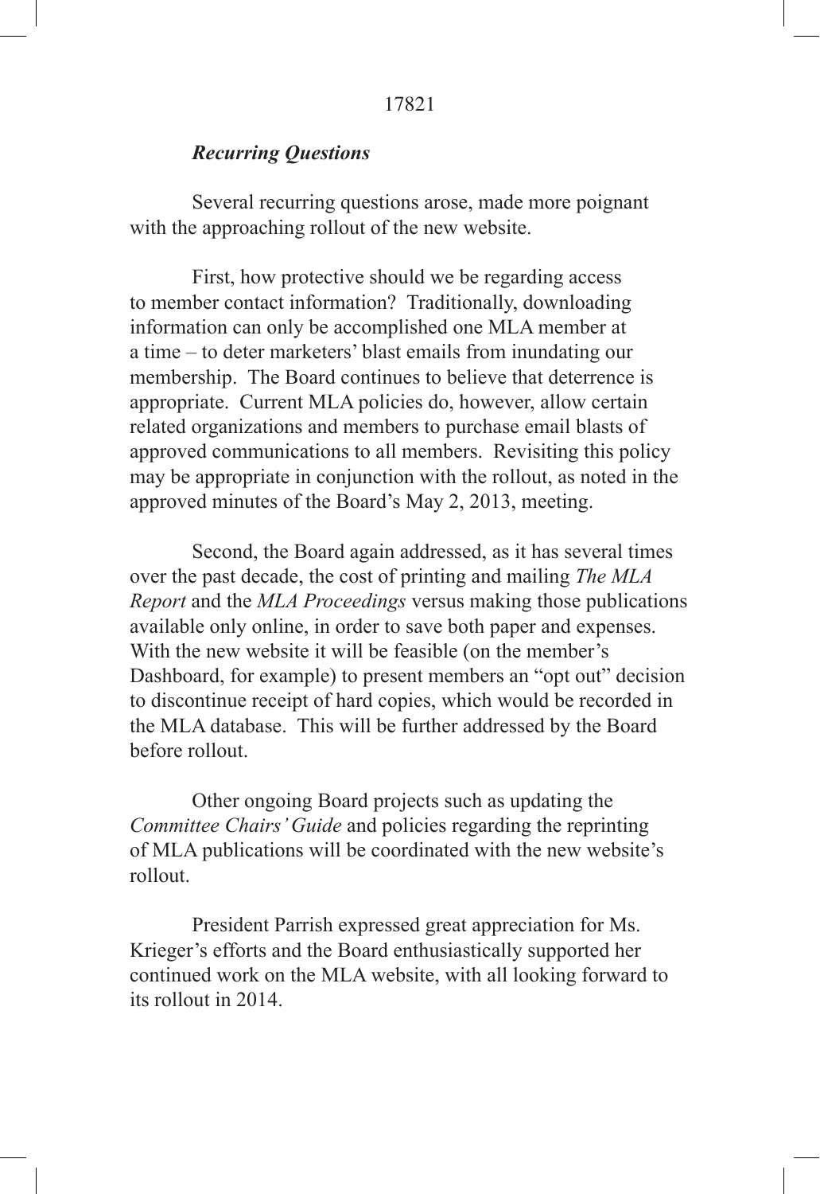### *Recurring Questions*

Several recurring questions arose, made more poignant with the approaching rollout of the new website.

First, how protective should we be regarding access to member contact information? Traditionally, downloading information can only be accomplished one MLA member at a time – to deter marketers' blast emails from inundating our membership. The Board continues to believe that deterrence is appropriate. Current MLA policies do, however, allow certain related organizations and members to purchase email blasts of approved communications to all members. Revisiting this policy may be appropriate in conjunction with the rollout, as noted in the approved minutes of the Board's May 2, 2013, meeting.

Second, the Board again addressed, as it has several times over the past decade, the cost of printing and mailing *The MLA Report* and the *MLA Proceedings* versus making those publications available only online, in order to save both paper and expenses. With the new website it will be feasible (on the member's Dashboard, for example) to present members an "opt out" decision to discontinue receipt of hard copies, which would be recorded in the MLA database. This will be further addressed by the Board before rollout.

Other ongoing Board projects such as updating the *Committee Chairs' Guide* and policies regarding the reprinting of MLA publications will be coordinated with the new website's rollout.

President Parrish expressed great appreciation for Ms. Krieger's efforts and the Board enthusiastically supported her continued work on the MLA website, with all looking forward to its rollout in 2014.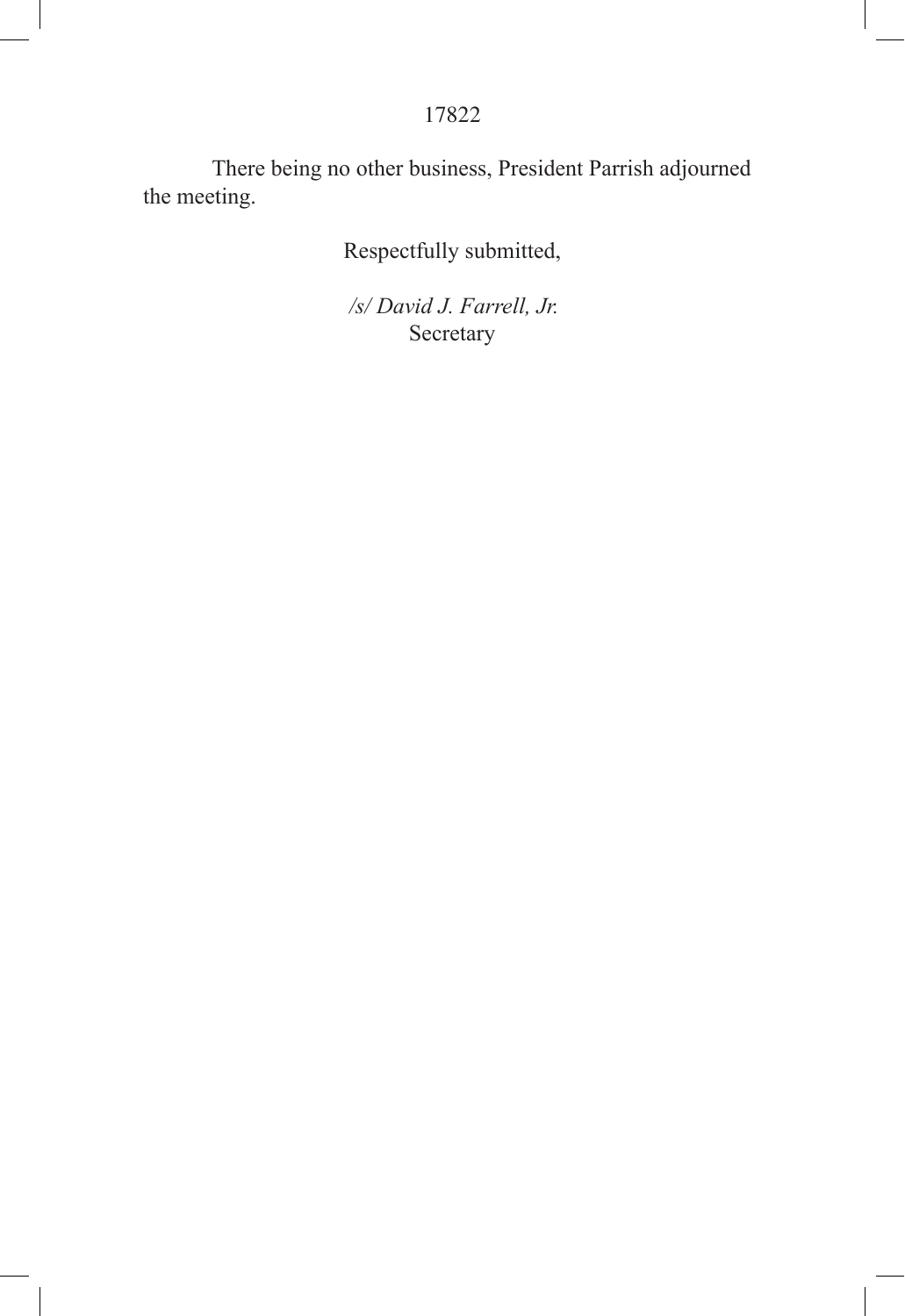There being no other business, President Parrish adjourned the meeting.

Respectfully submitted,

*/s/ David J. Farrell, Jr.*
Secretary